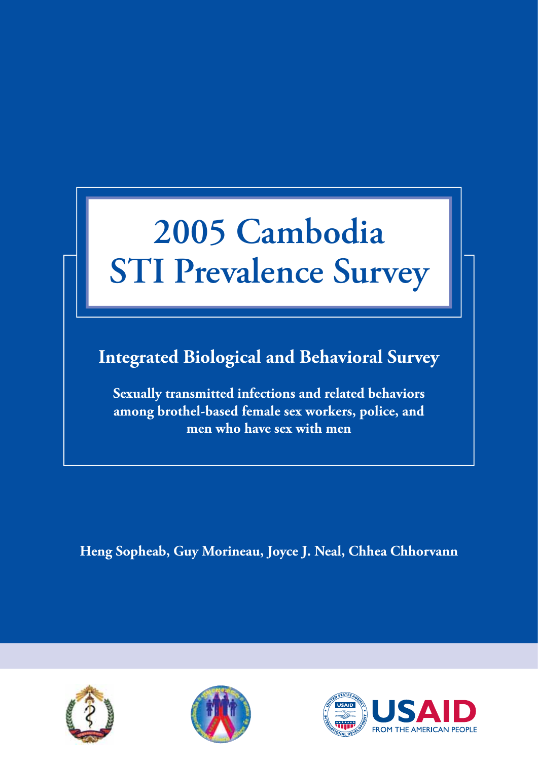# 2005 Cambodia STI Prevalence Survey

## Integrated Biological and Behavioral Survey

**Sexually transmitted infections and related behaviors among brothel-based female sex workers, police, and men who have sex with men**

**Heng Sopheab, Guy Morineau, Joyce J. Neal, Chhea Chhorvann**

USAID FROM THE AMERICAN PEOPLE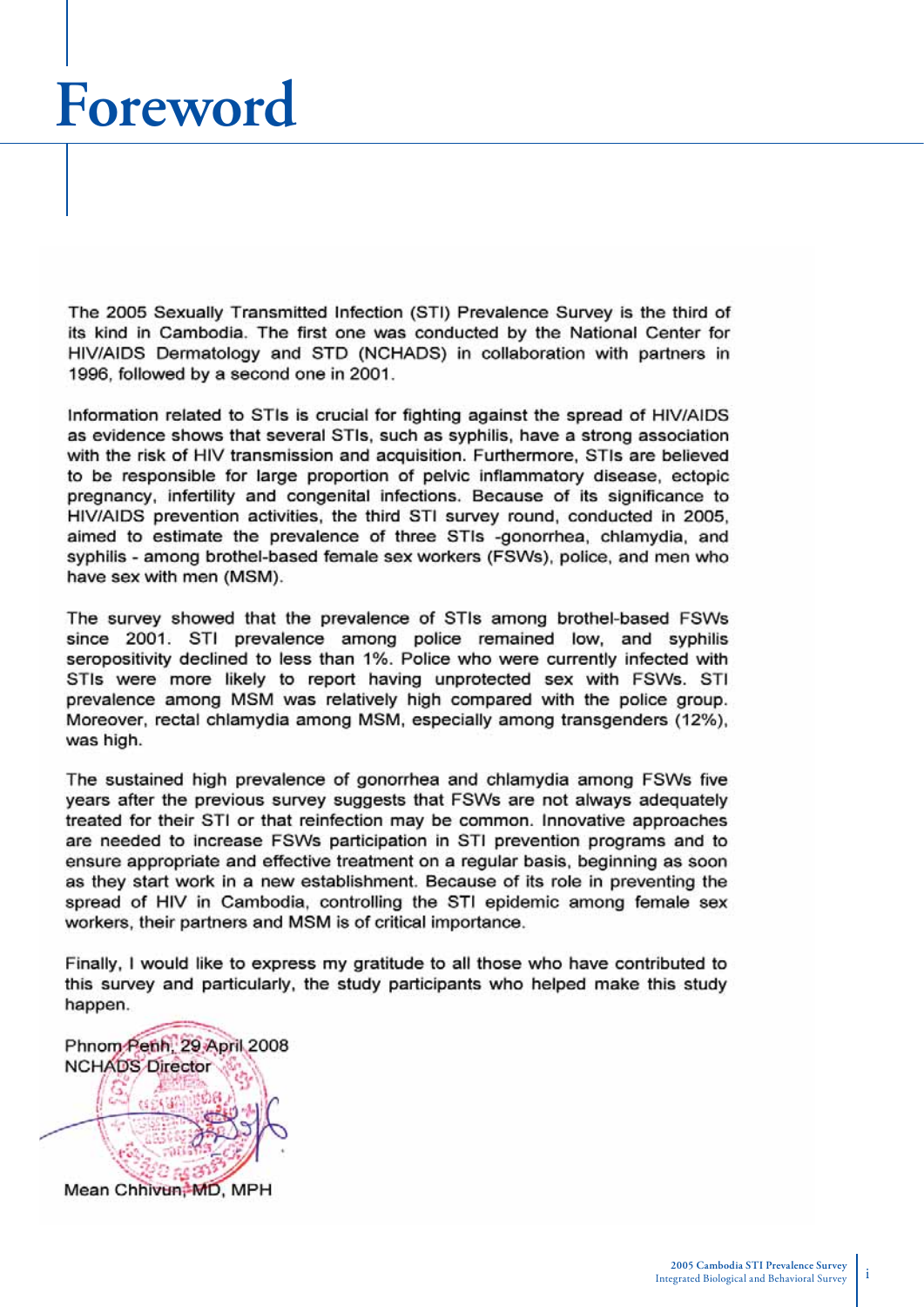# Foreword

The 2005 Sexually Transmitted Infection (STI) Prevalence Survey is the third of its kind in Cambodia. The first one was conducted by the National Center for HIV/AIDS Dermatology and STD (NCHADS) in collaboration with partners in 1996, followed by a second one in 2001.

Information related to STIs is crucial for fighting against the spread of HIV/AIDS as evidence shows that several STIs, such as syphilis, have a strong association with the risk of HIV transmission and acquisition. Furthermore, STIs are believed to be responsible for large proportion of pelvic inflammatory disease, ectopic pregnancy, infertility and congenital infections. Because of its significance to HIV/AIDS prevention activities, the third STI survey round, conducted in 2005, aimed to estimate the prevalence of three STIs -gonorrhea, chlamydia, and syphilis - among brothel-based female sex workers (FSWs), police, and men who have sex with men (MSM).

The survey showed that the prevalence of STIs among brothel-based FSWs since 2001. STI prevalence among police remained low, and syphilis seropositivity declined to less than 1%. Police who were currently infected with STIs were more likely to report having unprotected sex with FSWs. STI prevalence among MSM was relatively high compared with the police group. Moreover, rectal chlamydia among MSM, especially among transgenders (12%), was high.

The sustained high prevalence of gonorrhea and chlamydia among FSWs five years after the previous survey suggests that FSWs are not always adequately treated for their STI or that reinfection may be common. Innovative approaches are needed to increase FSWs participation in STI prevention programs and to ensure appropriate and effective treatment on a regular basis, beginning as soon as they start work in a new establishment. Because of its role in preventing the spread of HIV in Cambodia, controlling the STI epidemic among female sex workers, their partners and MSM is of critical importance.

Finally, I would like to express my gratitude to all those who have contributed to this survey and particularly, the study participants who helped make this study happen.

Phnom Penh, 29 April 2008
NCHADS Director

Mean Chhivun, MD, MPH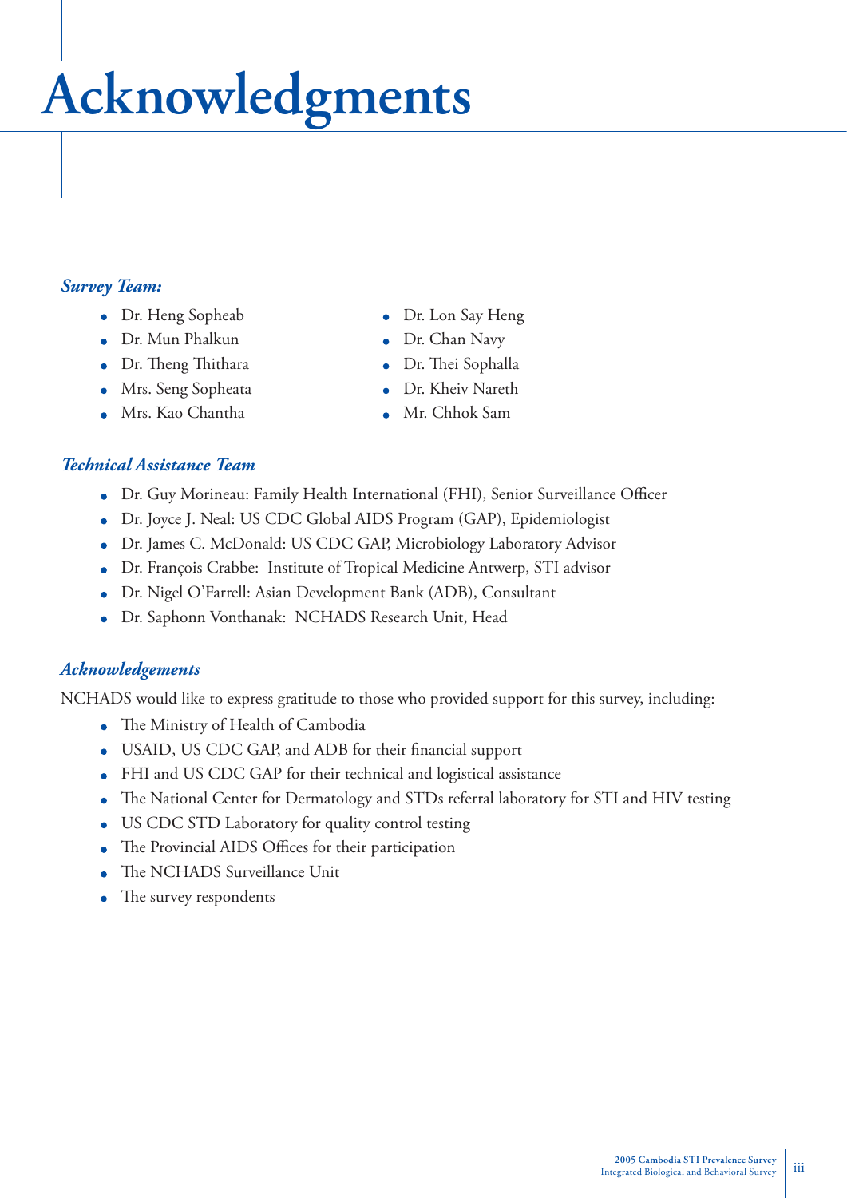# Acknowledgments

### *Survey Team:*

- Dr. Heng Sopheab
- Dr. Mun Phalkun
- Dr. Theng Thithara
- Mrs. Seng Sopheata
- Mrs. Kao Chantha
- Dr. Lon Say Heng
- Dr. Chan Navy
- Dr. Thei Sophalla
- Dr. Kheiv Nareth
- Mr. Chhok Sam

### *Technical Assistance Team*

- Dr. Guy Morineau: Family Health International (FHI), Senior Surveillance Officer
- Dr. Joyce J. Neal: US CDC Global AIDS Program (GAP), Epidemiologist
- Dr. James C. McDonald: US CDC GAP, Microbiology Laboratory Advisor
- Dr. François Crabbe: Institute of Tropical Medicine Antwerp, STI advisor
- Dr. Nigel O'Farrell: Asian Development Bank (ADB), Consultant
- Dr. Saphonn Vonthanak: NCHADS Research Unit, Head

### *Acknowledgements*

NCHADS would like to express gratitude to those who provided support for this survey, including:

- The Ministry of Health of Cambodia
- USAID, US CDC GAP, and ADB for their financial support
- FHI and US CDC GAP for their technical and logistical assistance
- The National Center for Dermatology and STDs referral laboratory for STI and HIV testing
- US CDC STD Laboratory for quality control testing
- The Provincial AIDS Offices for their participation
- The NCHADS Surveillance Unit
- The survey respondents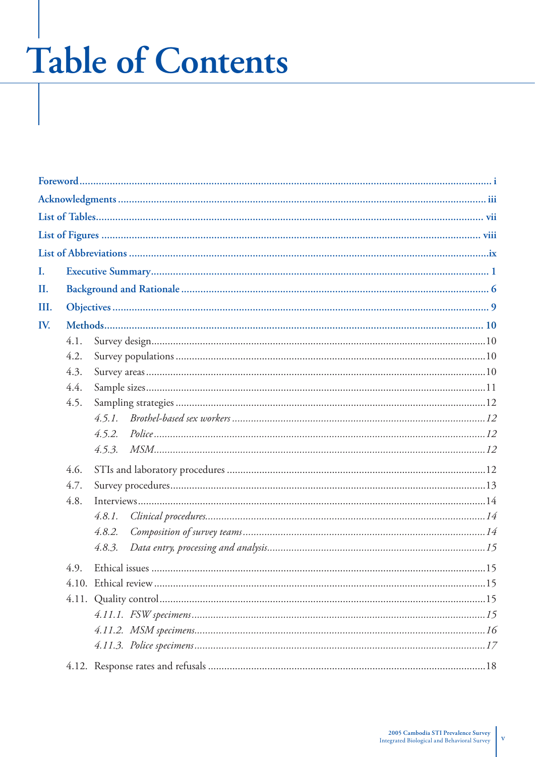# Table of Contents

Foreword ........ i

Acknowledgments ........ iii

List of Tables ........ vii

List of Figures ........ viii

List of Abbreviations ........ ix

I. Executive Summary ........ 1

II. Background and Rationale ........ 6

III. Objectives ........ 9

IV. Methods ........ 10

- 4.1. Survey design ........ 10
- 4.2. Survey populations ........ 10
- 4.3. Survey areas ........ 10
- 4.4. Sample sizes ........ 11
- 4.5. Sampling strategies ........ 12
  - *4.5.1. Brothel-based sex workers ........ 12*
  - *4.5.2. Police ........ 12*
  - *4.5.3. MSM ........ 12*
- 4.6. STIs and laboratory procedures ........ 12
- 4.7. Survey procedures ........ 13
- 4.8. Interviews ........ 14
  - *4.8.1. Clinical procedures ........ 14*
  - *4.8.2. Composition of survey teams ........ 14*
  - *4.8.3. Data entry, processing and analysis ........ 15*
- 4.9. Ethical issues ........ 15
- 4.10. Ethical review ........ 15
- 4.11. Quality control ........ 15
  - *4.11.1. FSW specimens ........ 15*
  - *4.11.2. MSM specimens ........ 16*
  - *4.11.3. Police specimens ........ 17*
- 4.12. Response rates and refusals ........ 18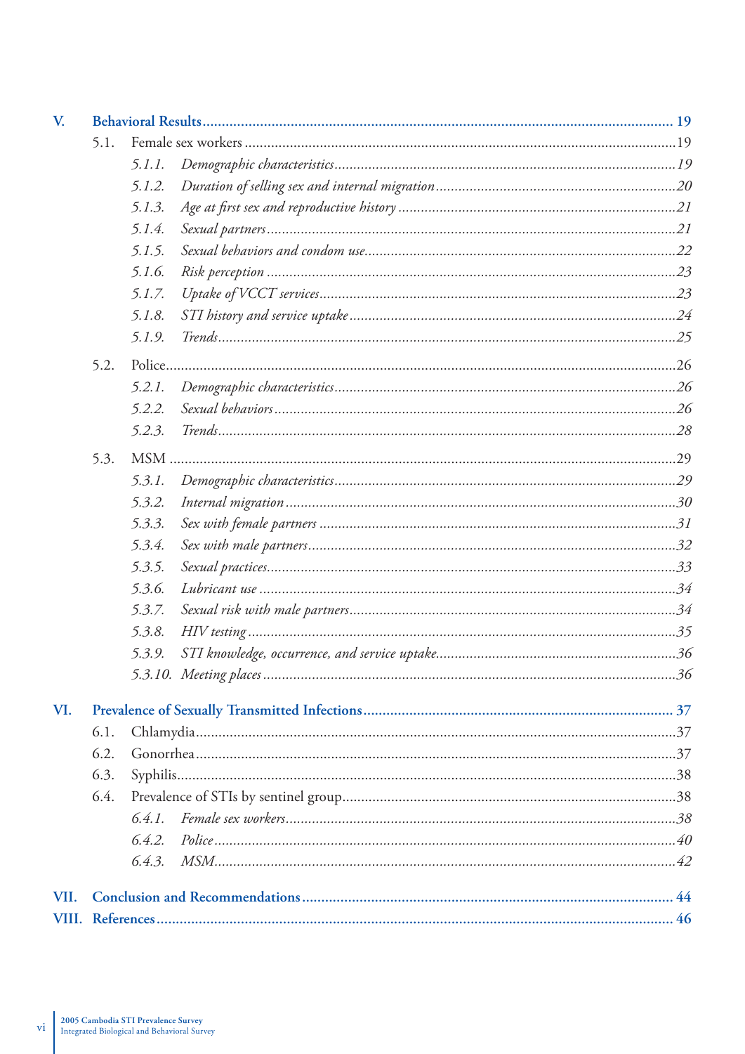V. **Behavioral Results** ........ 19

- 5.1. Female sex workers ........ 19
  - *5.1.1. Demographic characteristics* ........ 19
  - *5.1.2. Duration of selling sex and internal migration* ........ 20
  - *5.1.3. Age at first sex and reproductive history* ........ 21
  - *5.1.4. Sexual partners* ........ 21
  - *5.1.5. Sexual behaviors and condom use* ........ 22
  - *5.1.6. Risk perception* ........ 23
  - *5.1.7. Uptake of VCCT services* ........ 23
  - *5.1.8. STI history and service uptake* ........ 24
  - *5.1.9. Trends* ........ 25
- 5.2. Police ........ 26
  - *5.2.1. Demographic characteristics* ........ 26
  - *5.2.2. Sexual behaviors* ........ 26
  - *5.2.3. Trends* ........ 28
- 5.3. MSM ........ 29
  - *5.3.1. Demographic characteristics* ........ 29
  - *5.3.2. Internal migration* ........ 30
  - *5.3.3. Sex with female partners* ........ 31
  - *5.3.4. Sex with male partners* ........ 32
  - *5.3.5. Sexual practices* ........ 33
  - *5.3.6. Lubricant use* ........ 34
  - *5.3.7. Sexual risk with male partners* ........ 34
  - *5.3.8. HIV testing* ........ 35
  - *5.3.9. STI knowledge, occurrence, and service uptake* ........ 36
  - *5.3.10. Meeting places* ........ 36

VI. **Prevalence of Sexually Transmitted Infections** ........ 37

- 6.1. Chlamydia ........ 37
- 6.2. Gonorrhea ........ 37
- 6.3. Syphilis ........ 38
- 6.4. Prevalence of STIs by sentinel group ........ 38
  - *6.4.1. Female sex workers* ........ 38
  - *6.4.2. Police* ........ 40
  - *6.4.3. MSM* ........ 42

VII. **Conclusion and Recommendations** ........ 44

VIII. **References** ........ 46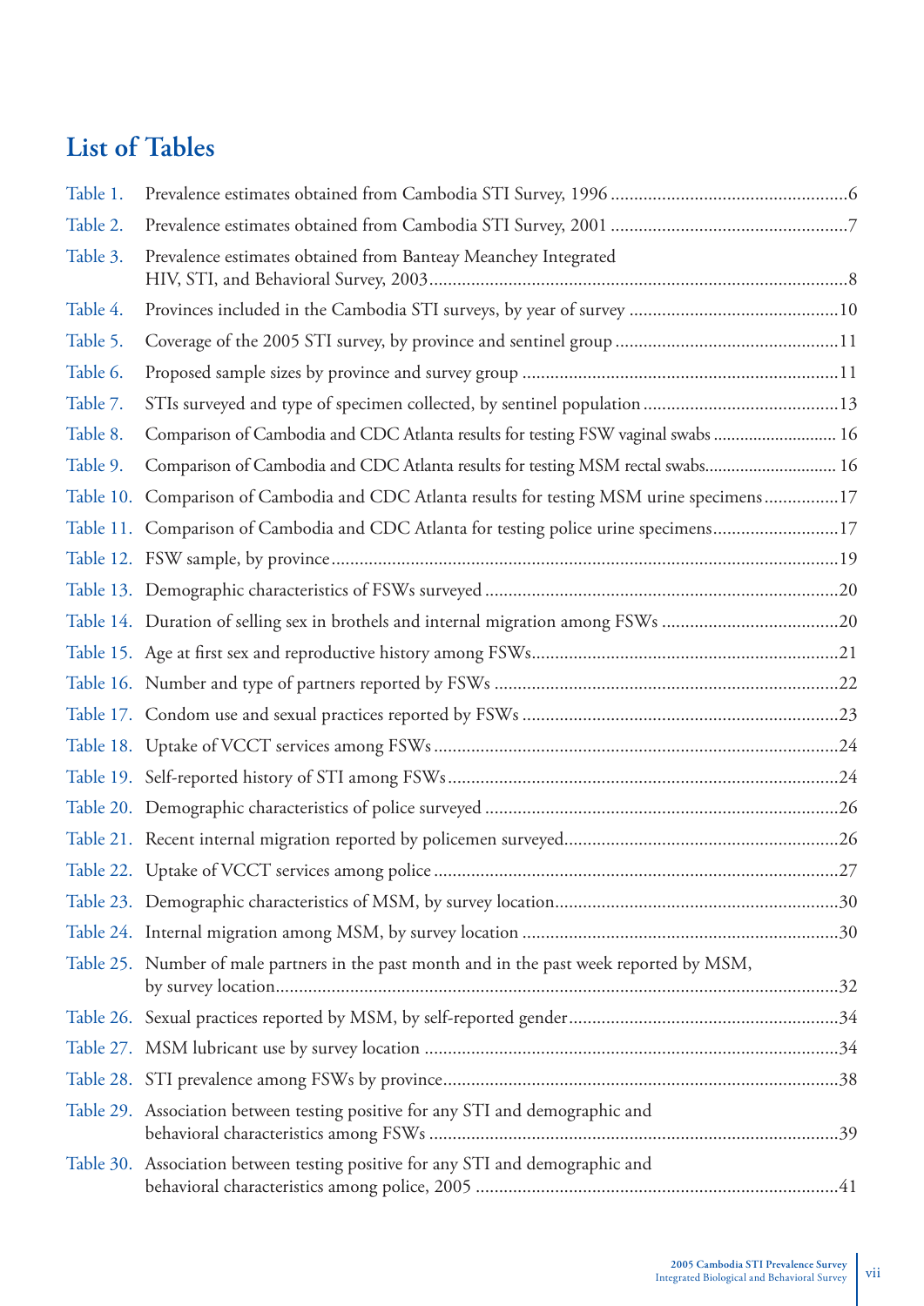# List of Tables

| | | |
|---|---|---|
| Table 1. | Prevalence estimates obtained from Cambodia STI Survey, 1996 | 6 |
| Table 2. | Prevalence estimates obtained from Cambodia STI Survey, 2001 | 7 |
| Table 3. | Prevalence estimates obtained from Banteay Meanchey Integrated HIV, STI, and Behavioral Survey, 2003 | 8 |
| Table 4. | Provinces included in the Cambodia STI surveys, by year of survey | 10 |
| Table 5. | Coverage of the 2005 STI survey, by province and sentinel group | 11 |
| Table 6. | Proposed sample sizes by province and survey group | 11 |
| Table 7. | STIs surveyed and type of specimen collected, by sentinel population | 13 |
| Table 8. | Comparison of Cambodia and CDC Atlanta results for testing FSW vaginal swabs | 16 |
| Table 9. | Comparison of Cambodia and CDC Atlanta results for testing MSM rectal swabs | 16 |
| Table 10. | Comparison of Cambodia and CDC Atlanta results for testing MSM urine specimens | 17 |
| Table 11. | Comparison of Cambodia and CDC Atlanta for testing police urine specimens | 17 |
| Table 12. | FSW sample, by province | 19 |
| Table 13. | Demographic characteristics of FSWs surveyed | 20 |
| Table 14. | Duration of selling sex in brothels and internal migration among FSWs | 20 |
| Table 15. | Age at first sex and reproductive history among FSWs | 21 |
| Table 16. | Number and type of partners reported by FSWs | 22 |
| Table 17. | Condom use and sexual practices reported by FSWs | 23 |
| Table 18. | Uptake of VCCT services among FSWs | 24 |
| Table 19. | Self-reported history of STI among FSWs | 24 |
| Table 20. | Demographic characteristics of police surveyed | 26 |
| Table 21. | Recent internal migration reported by policemen surveyed | 26 |
| Table 22. | Uptake of VCCT services among police | 27 |
| Table 23. | Demographic characteristics of MSM, by survey location | 30 |
| Table 24. | Internal migration among MSM, by survey location | 30 |
| Table 25. | Number of male partners in the past month and in the past week reported by MSM, by survey location | 32 |
| Table 26. | Sexual practices reported by MSM, by self-reported gender | 34 |
| Table 27. | MSM lubricant use by survey location | 34 |
| Table 28. | STI prevalence among FSWs by province | 38 |
| Table 29. | Association between testing positive for any STI and demographic and behavioral characteristics among FSWs | 39 |
| Table 30. | Association between testing positive for any STI and demographic and behavioral characteristics among police, 2005 | 41 |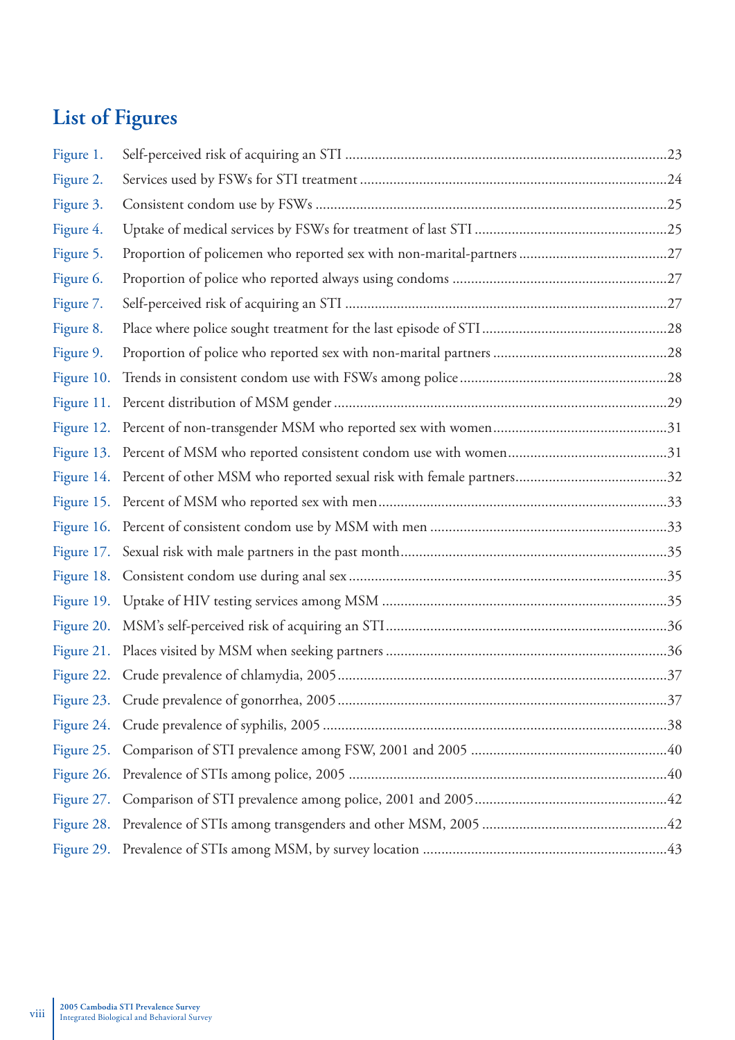## List of Figures

| | | |
|---|---|---|
| Figure 1. | Self-perceived risk of acquiring an STI | 23 |
| Figure 2. | Services used by FSWs for STI treatment | 24 |
| Figure 3. | Consistent condom use by FSWs | 25 |
| Figure 4. | Uptake of medical services by FSWs for treatment of last STI | 25 |
| Figure 5. | Proportion of policemen who reported sex with non-marital-partners | 27 |
| Figure 6. | Proportion of police who reported always using condoms | 27 |
| Figure 7. | Self-perceived risk of acquiring an STI | 27 |
| Figure 8. | Place where police sought treatment for the last episode of STI | 28 |
| Figure 9. | Proportion of police who reported sex with non-marital partners | 28 |
| Figure 10. | Trends in consistent condom use with FSWs among police | 28 |
| Figure 11. | Percent distribution of MSM gender | 29 |
| Figure 12. | Percent of non-transgender MSM who reported sex with women | 31 |
| Figure 13. | Percent of MSM who reported consistent condom use with women | 31 |
| Figure 14. | Percent of other MSM who reported sexual risk with female partners | 32 |
| Figure 15. | Percent of MSM who reported sex with men | 33 |
| Figure 16. | Percent of consistent condom use by MSM with men | 33 |
| Figure 17. | Sexual risk with male partners in the past month | 35 |
| Figure 18. | Consistent condom use during anal sex | 35 |
| Figure 19. | Uptake of HIV testing services among MSM | 35 |
| Figure 20. | MSM's self-perceived risk of acquiring an STI | 36 |
| Figure 21. | Places visited by MSM when seeking partners | 36 |
| Figure 22. | Crude prevalence of chlamydia, 2005 | 37 |
| Figure 23. | Crude prevalence of gonorrhea, 2005 | 37 |
| Figure 24. | Crude prevalence of syphilis, 2005 | 38 |
| Figure 25. | Comparison of STI prevalence among FSW, 2001 and 2005 | 40 |
| Figure 26. | Prevalence of STIs among police, 2005 | 40 |
| Figure 27. | Comparison of STI prevalence among police, 2001 and 2005 | 42 |
| Figure 28. | Prevalence of STIs among transgenders and other MSM, 2005 | 42 |
| Figure 29. | Prevalence of STIs among MSM, by survey location | 43 |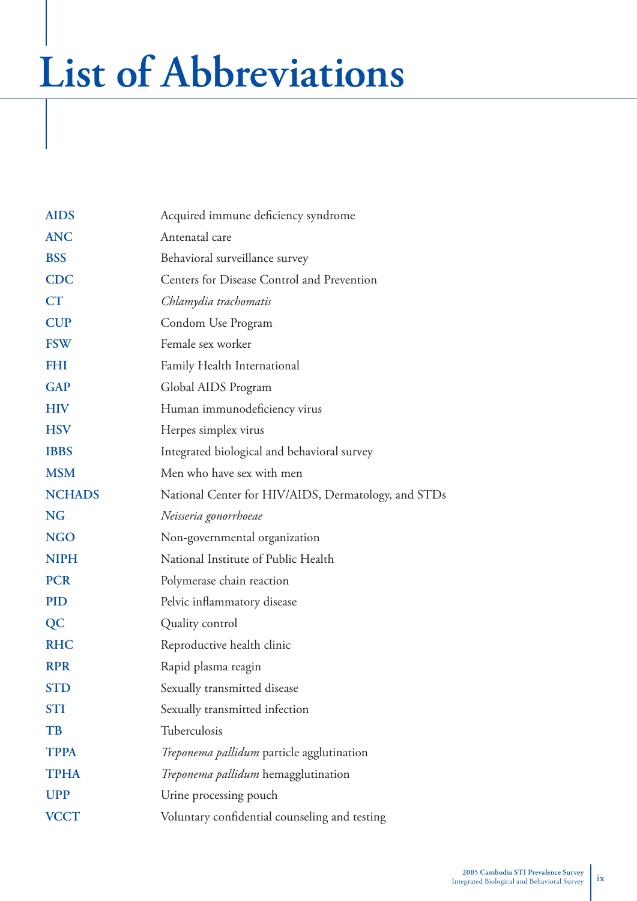# List of Abbreviations

| | |
|---|---|
| **AIDS** | Acquired immune deficiency syndrome |
| **ANC** | Antenatal care |
| **BSS** | Behavioral surveillance survey |
| **CDC** | Centers for Disease Control and Prevention |
| **CT** | *Chlamydia trachomatis* |
| **CUP** | Condom Use Program |
| **FSW** | Female sex worker |
| **FHI** | Family Health International |
| **GAP** | Global AIDS Program |
| **HIV** | Human immunodeficiency virus |
| **HSV** | Herpes simplex virus |
| **IBBS** | Integrated biological and behavioral survey |
| **MSM** | Men who have sex with men |
| **NCHADS** | National Center for HIV/AIDS, Dermatology, and STDs |
| **NG** | *Neisseria gonorrhoeae* |
| **NGO** | Non-governmental organization |
| **NIPH** | National Institute of Public Health |
| **PCR** | Polymerase chain reaction |
| **PID** | Pelvic inflammatory disease |
| **QC** | Quality control |
| **RHC** | Reproductive health clinic |
| **RPR** | Rapid plasma reagin |
| **STD** | Sexually transmitted disease |
| **STI** | Sexually transmitted infection |
| **TB** | Tuberculosis |
| **TPPA** | *Treponema pallidum* particle agglutination |
| **TPHA** | *Treponema pallidum* hemagglutination |
| **UPP** | Urine processing pouch |
| **VCCT** | Voluntary confidential counseling and testing |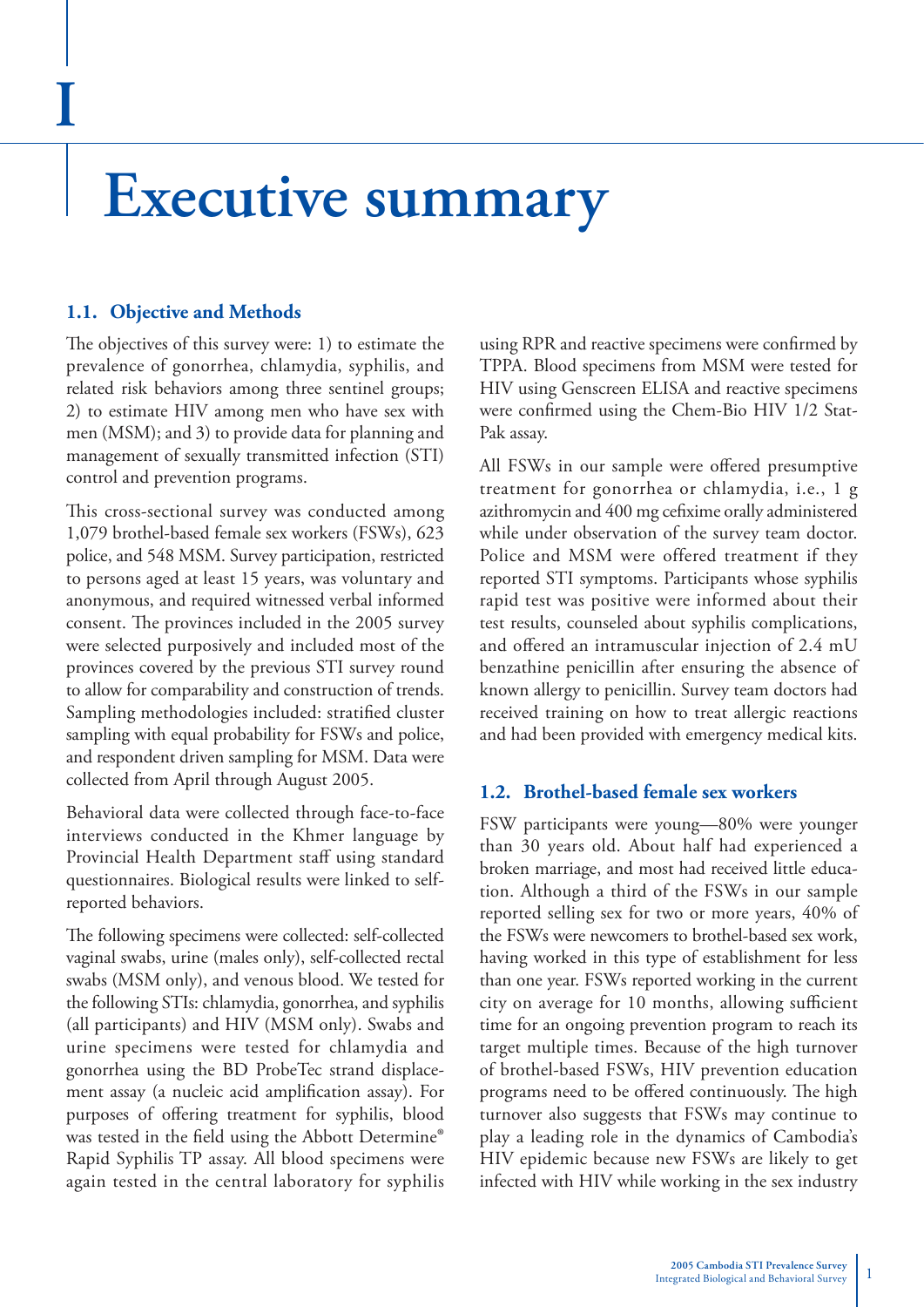# I

# Executive summary

## 1.1. Objective and Methods

The objectives of this survey were: 1) to estimate the prevalence of gonorrhea, chlamydia, syphilis, and related risk behaviors among three sentinel groups; 2) to estimate HIV among men who have sex with men (MSM); and 3) to provide data for planning and management of sexually transmitted infection (STI) control and prevention programs.

This cross-sectional survey was conducted among 1,079 brothel-based female sex workers (FSWs), 623 police, and 548 MSM. Survey participation, restricted to persons aged at least 15 years, was voluntary and anonymous, and required witnessed verbal informed consent. The provinces included in the 2005 survey were selected purposively and included most of the provinces covered by the previous STI survey round to allow for comparability and construction of trends. Sampling methodologies included: stratified cluster sampling with equal probability for FSWs and police, and respondent driven sampling for MSM. Data were collected from April through August 2005.

Behavioral data were collected through face-to-face interviews conducted in the Khmer language by Provincial Health Department staff using standard questionnaires. Biological results were linked to self-reported behaviors.

The following specimens were collected: self-collected vaginal swabs, urine (males only), self-collected rectal swabs (MSM only), and venous blood. We tested for the following STIs: chlamydia, gonorrhea, and syphilis (all participants) and HIV (MSM only). Swabs and urine specimens were tested for chlamydia and gonorrhea using the BD ProbeTec strand displacement assay (a nucleic acid amplification assay). For purposes of offering treatment for syphilis, blood was tested in the field using the Abbott Determine® Rapid Syphilis TP assay. All blood specimens were again tested in the central laboratory for syphilis using RPR and reactive specimens were confirmed by TPPA. Blood specimens from MSM were tested for HIV using Genscreen ELISA and reactive specimens were confirmed using the Chem-Bio HIV 1/2 Stat-Pak assay.

All FSWs in our sample were offered presumptive treatment for gonorrhea or chlamydia, i.e., 1 g azithromycin and 400 mg cefixime orally administered while under observation of the survey team doctor. Police and MSM were offered treatment if they reported STI symptoms. Participants whose syphilis rapid test was positive were informed about their test results, counseled about syphilis complications, and offered an intramuscular injection of 2.4 mU benzathine penicillin after ensuring the absence of known allergy to penicillin. Survey team doctors had received training on how to treat allergic reactions and had been provided with emergency medical kits.

## 1.2. Brothel-based female sex workers

FSW participants were young—80% were younger than 30 years old. About half had experienced a broken marriage, and most had received little education. Although a third of the FSWs in our sample reported selling sex for two or more years, 40% of the FSWs were newcomers to brothel-based sex work, having worked in this type of establishment for less than one year. FSWs reported working in the current city on average for 10 months, allowing sufficient time for an ongoing prevention program to reach its target multiple times. Because of the high turnover of brothel-based FSWs, HIV prevention education programs need to be offered continuously. The high turnover also suggests that FSWs may continue to play a leading role in the dynamics of Cambodia's HIV epidemic because new FSWs are likely to get infected with HIV while working in the sex industry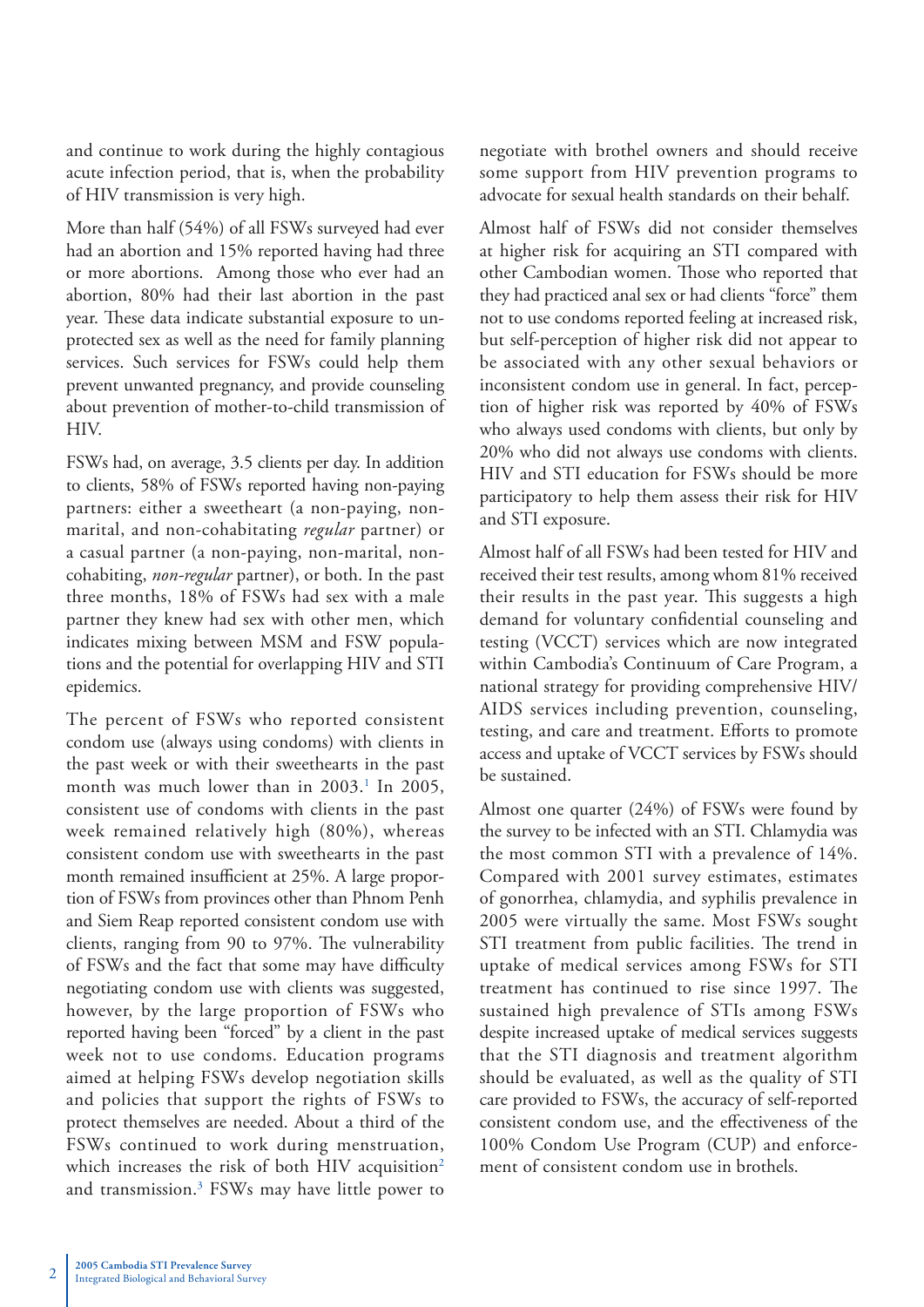and continue to work during the highly contagious acute infection period, that is, when the probability of HIV transmission is very high.

More than half (54%) of all FSWs surveyed had ever had an abortion and 15% reported having had three or more abortions. Among those who ever had an abortion, 80% had their last abortion in the past year. These data indicate substantial exposure to unprotected sex as well as the need for family planning services. Such services for FSWs could help them prevent unwanted pregnancy, and provide counseling about prevention of mother-to-child transmission of HIV.

FSWs had, on average, 3.5 clients per day. In addition to clients, 58% of FSWs reported having non-paying partners: either a sweetheart (a non-paying, non-marital, and non-cohabitating *regular* partner) or a casual partner (a non-paying, non-marital, non-cohabiting, *non-regular* partner), or both. In the past three months, 18% of FSWs had sex with a male partner they knew had sex with other men, which indicates mixing between MSM and FSW populations and the potential for overlapping HIV and STI epidemics.

The percent of FSWs who reported consistent condom use (always using condoms) with clients in the past week or with their sweethearts in the past month was much lower than in 2003.[1] In 2005, consistent use of condoms with clients in the past week remained relatively high (80%), whereas consistent condom use with sweethearts in the past month remained insufficient at 25%. A large proportion of FSWs from provinces other than Phnom Penh and Siem Reap reported consistent condom use with clients, ranging from 90 to 97%. The vulnerability of FSWs and the fact that some may have difficulty negotiating condom use with clients was suggested, however, by the large proportion of FSWs who reported having been "forced" by a client in the past week not to use condoms. Education programs aimed at helping FSWs develop negotiation skills and policies that support the rights of FSWs to protect themselves are needed. About a third of the FSWs continued to work during menstruation, which increases the risk of both HIV acquisition[2] and transmission.[3] FSWs may have little power to negotiate with brothel owners and should receive some support from HIV prevention programs to advocate for sexual health standards on their behalf.

Almost half of FSWs did not consider themselves at higher risk for acquiring an STI compared with other Cambodian women. Those who reported that they had practiced anal sex or had clients "force" them not to use condoms reported feeling at increased risk, but self-perception of higher risk did not appear to be associated with any other sexual behaviors or inconsistent condom use in general. In fact, perception of higher risk was reported by 40% of FSWs who always used condoms with clients, but only by 20% who did not always use condoms with clients. HIV and STI education for FSWs should be more participatory to help them assess their risk for HIV and STI exposure.

Almost half of all FSWs had been tested for HIV and received their test results, among whom 81% received their results in the past year. This suggests a high demand for voluntary confidential counseling and testing (VCCT) services which are now integrated within Cambodia's Continuum of Care Program, a national strategy for providing comprehensive HIV/AIDS services including prevention, counseling, testing, and care and treatment. Efforts to promote access and uptake of VCCT services by FSWs should be sustained.

Almost one quarter (24%) of FSWs were found by the survey to be infected with an STI. Chlamydia was the most common STI with a prevalence of 14%. Compared with 2001 survey estimates, estimates of gonorrhea, chlamydia, and syphilis prevalence in 2005 were virtually the same. Most FSWs sought STI treatment from public facilities. The trend in uptake of medical services among FSWs for STI treatment has continued to rise since 1997. The sustained high prevalence of STIs among FSWs despite increased uptake of medical services suggests that the STI diagnosis and treatment algorithm should be evaluated, as well as the quality of STI care provided to FSWs, the accuracy of self-reported consistent condom use, and the effectiveness of the 100% Condom Use Program (CUP) and enforcement of consistent condom use in brothels.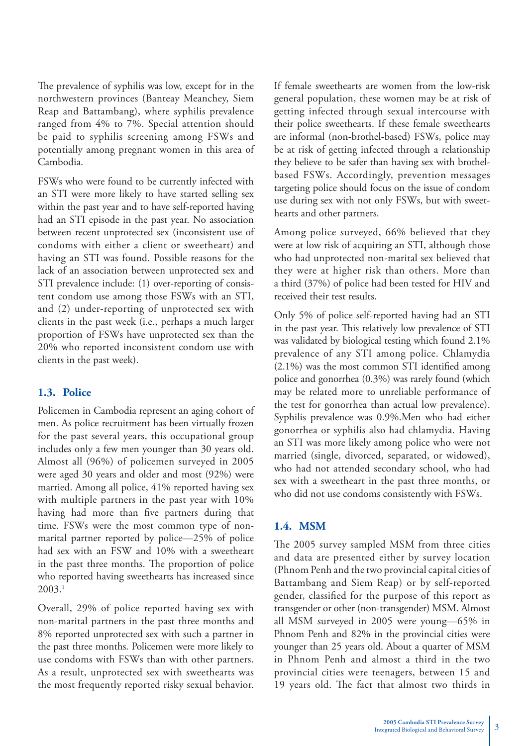The prevalence of syphilis was low, except for in the northwestern provinces (Banteay Meanchey, Siem Reap and Battambang), where syphilis prevalence ranged from 4% to 7%. Special attention should be paid to syphilis screening among FSWs and potentially among pregnant women in this area of Cambodia.

FSWs who were found to be currently infected with an STI were more likely to have started selling sex within the past year and to have self-reported having had an STI episode in the past year. No association between recent unprotected sex (inconsistent use of condoms with either a client or sweetheart) and having an STI was found. Possible reasons for the lack of an association between unprotected sex and STI prevalence include: (1) over-reporting of consistent condom use among those FSWs with an STI, and (2) under-reporting of unprotected sex with clients in the past week (i.e., perhaps a much larger proportion of FSWs have unprotected sex than the 20% who reported inconsistent condom use with clients in the past week).

### 1.3. Police

Policemen in Cambodia represent an aging cohort of men. As police recruitment has been virtually frozen for the past several years, this occupational group includes only a few men younger than 30 years old. Almost all (96%) of policemen surveyed in 2005 were aged 30 years and older and most (92%) were married. Among all police, 41% reported having sex with multiple partners in the past year with 10% having had more than five partners during that time. FSWs were the most common type of non-marital partner reported by police—25% of police had sex with an FSW and 10% with a sweetheart in the past three months. The proportion of police who reported having sweethearts has increased since 2003.[1]

Overall, 29% of police reported having sex with non-marital partners in the past three months and 8% reported unprotected sex with such a partner in the past three months. Policemen were more likely to use condoms with FSWs than with other partners. As a result, unprotected sex with sweethearts was the most frequently reported risky sexual behavior.

If female sweethearts are women from the low-risk general population, these women may be at risk of getting infected through sexual intercourse with their police sweethearts. If these female sweethearts are informal (non-brothel-based) FSWs, police may be at risk of getting infected through a relationship they believe to be safer than having sex with brothel-based FSWs. Accordingly, prevention messages targeting police should focus on the issue of condom use during sex with not only FSWs, but with sweethearts and other partners.

Among police surveyed, 66% believed that they were at low risk of acquiring an STI, although those who had unprotected non-marital sex believed that they were at higher risk than others. More than a third (37%) of police had been tested for HIV and received their test results.

Only 5% of police self-reported having had an STI in the past year. This relatively low prevalence of STI was validated by biological testing which found 2.1% prevalence of any STI among police. Chlamydia (2.1%) was the most common STI identified among police and gonorrhea (0.3%) was rarely found (which may be related more to unreliable performance of the test for gonorrhea than actual low prevalence). Syphilis prevalence was 0.9%.Men who had either gonorrhea or syphilis also had chlamydia. Having an STI was more likely among police who were not married (single, divorced, separated, or widowed), who had not attended secondary school, who had sex with a sweetheart in the past three months, or who did not use condoms consistently with FSWs.

### 1.4. MSM

The 2005 survey sampled MSM from three cities and data are presented either by survey location (Phnom Penh and the two provincial capital cities of Battambang and Siem Reap) or by self-reported gender, classified for the purpose of this report as transgender or other (non-transgender) MSM. Almost all MSM surveyed in 2005 were young—65% in Phnom Penh and 82% in the provincial cities were younger than 25 years old. About a quarter of MSM in Phnom Penh and almost a third in the two provincial cities were teenagers, between 15 and 19 years old. The fact that almost two thirds in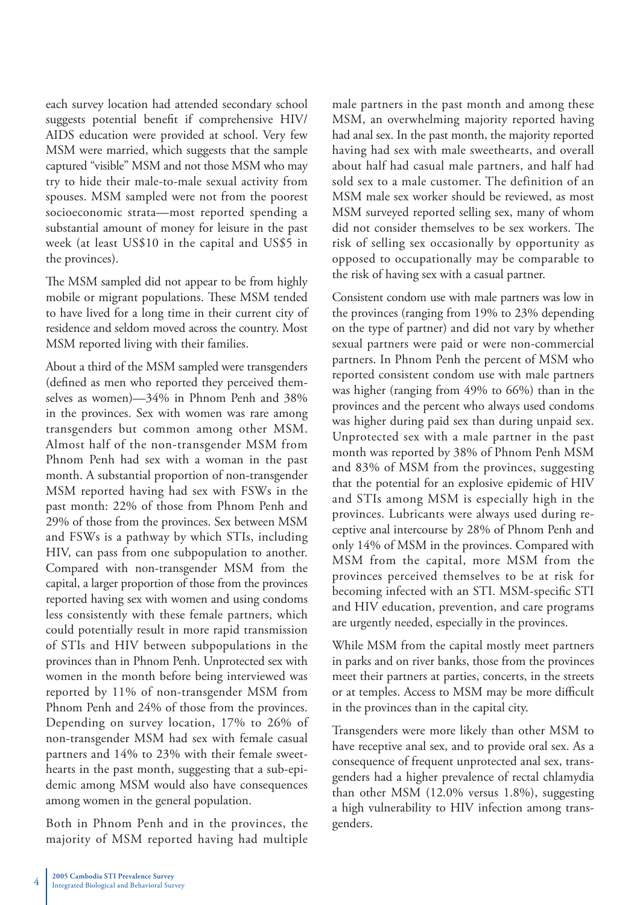each survey location had attended secondary school suggests potential benefit if comprehensive HIV/AIDS education were provided at school. Very few MSM were married, which suggests that the sample captured "visible" MSM and not those MSM who may try to hide their male-to-male sexual activity from spouses. MSM sampled were not from the poorest socioeconomic strata—most reported spending a substantial amount of money for leisure in the past week (at least US$10 in the capital and US$5 in the provinces).

The MSM sampled did not appear to be from highly mobile or migrant populations. These MSM tended to have lived for a long time in their current city of residence and seldom moved across the country. Most MSM reported living with their families.

About a third of the MSM sampled were transgenders (defined as men who reported they perceived themselves as women)—34% in Phnom Penh and 38% in the provinces. Sex with women was rare among transgenders but common among other MSM. Almost half of the non-transgender MSM from Phnom Penh had sex with a woman in the past month. A substantial proportion of non-transgender MSM reported having had sex with FSWs in the past month: 22% of those from Phnom Penh and 29% of those from the provinces. Sex between MSM and FSWs is a pathway by which STIs, including HIV, can pass from one subpopulation to another. Compared with non-transgender MSM from the capital, a larger proportion of those from the provinces reported having sex with women and using condoms less consistently with these female partners, which could potentially result in more rapid transmission of STIs and HIV between subpopulations in the provinces than in Phnom Penh. Unprotected sex with women in the month before being interviewed was reported by 11% of non-transgender MSM from Phnom Penh and 24% of those from the provinces. Depending on survey location, 17% to 26% of non-transgender MSM had sex with female casual partners and 14% to 23% with their female sweethearts in the past month, suggesting that a sub-epidemic among MSM would also have consequences among women in the general population.

Both in Phnom Penh and in the provinces, the majority of MSM reported having had multiple male partners in the past month and among these MSM, an overwhelming majority reported having had anal sex. In the past month, the majority reported having had sex with male sweethearts, and overall about half had casual male partners, and half had sold sex to a male customer. The definition of an MSM male sex worker should be reviewed, as most MSM surveyed reported selling sex, many of whom did not consider themselves to be sex workers. The risk of selling sex occasionally by opportunity as opposed to occupationally may be comparable to the risk of having sex with a casual partner.

Consistent condom use with male partners was low in the provinces (ranging from 19% to 23% depending on the type of partner) and did not vary by whether sexual partners were paid or were non-commercial partners. In Phnom Penh the percent of MSM who reported consistent condom use with male partners was higher (ranging from 49% to 66%) than in the provinces and the percent who always used condoms was higher during paid sex than during unpaid sex. Unprotected sex with a male partner in the past month was reported by 38% of Phnom Penh MSM and 83% of MSM from the provinces, suggesting that the potential for an explosive epidemic of HIV and STIs among MSM is especially high in the provinces. Lubricants were always used during receptive anal intercourse by 28% of Phnom Penh and only 14% of MSM in the provinces. Compared with MSM from the capital, more MSM from the provinces perceived themselves to be at risk for becoming infected with an STI. MSM-specific STI and HIV education, prevention, and care programs are urgently needed, especially in the provinces.

While MSM from the capital mostly meet partners in parks and on river banks, those from the provinces meet their partners at parties, concerts, in the streets or at temples. Access to MSM may be more difficult in the provinces than in the capital city.

Transgenders were more likely than other MSM to have receptive anal sex, and to provide oral sex. As a consequence of frequent unprotected anal sex, transgenders had a higher prevalence of rectal chlamydia than other MSM (12.0% versus 1.8%), suggesting a high vulnerability to HIV infection among transgenders.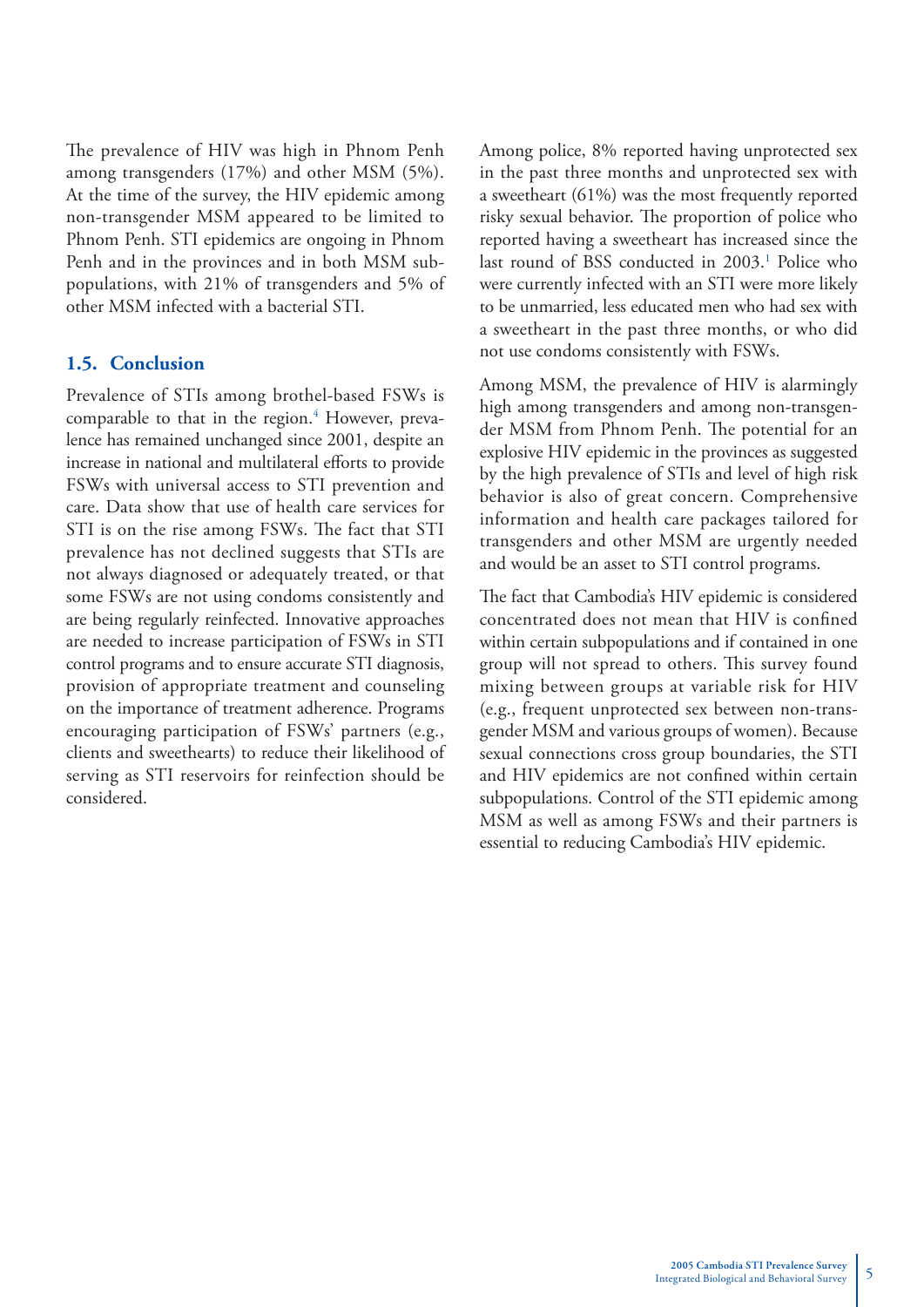The prevalence of HIV was high in Phnom Penh among transgenders (17%) and other MSM (5%). At the time of the survey, the HIV epidemic among non-transgender MSM appeared to be limited to Phnom Penh. STI epidemics are ongoing in Phnom Penh and in the provinces and in both MSM subpopulations, with 21% of transgenders and 5% of other MSM infected with a bacterial STI.

## 1.5. Conclusion

Prevalence of STIs among brothel-based FSWs is comparable to that in the region.[4] However, prevalence has remained unchanged since 2001, despite an increase in national and multilateral efforts to provide FSWs with universal access to STI prevention and care. Data show that use of health care services for STI is on the rise among FSWs. The fact that STI prevalence has not declined suggests that STIs are not always diagnosed or adequately treated, or that some FSWs are not using condoms consistently and are being regularly reinfected. Innovative approaches are needed to increase participation of FSWs in STI control programs and to ensure accurate STI diagnosis, provision of appropriate treatment and counseling on the importance of treatment adherence. Programs encouraging participation of FSWs' partners (e.g., clients and sweethearts) to reduce their likelihood of serving as STI reservoirs for reinfection should be considered.

Among police, 8% reported having unprotected sex in the past three months and unprotected sex with a sweetheart (61%) was the most frequently reported risky sexual behavior. The proportion of police who reported having a sweetheart has increased since the last round of BSS conducted in 2003.[1] Police who were currently infected with an STI were more likely to be unmarried, less educated men who had sex with a sweetheart in the past three months, or who did not use condoms consistently with FSWs.

Among MSM, the prevalence of HIV is alarmingly high among transgenders and among non-transgender MSM from Phnom Penh. The potential for an explosive HIV epidemic in the provinces as suggested by the high prevalence of STIs and level of high risk behavior is also of great concern. Comprehensive information and health care packages tailored for transgenders and other MSM are urgently needed and would be an asset to STI control programs.

The fact that Cambodia's HIV epidemic is considered concentrated does not mean that HIV is confined within certain subpopulations and if contained in one group will not spread to others. This survey found mixing between groups at variable risk for HIV (e.g., frequent unprotected sex between non-transgender MSM and various groups of women). Because sexual connections cross group boundaries, the STI and HIV epidemics are not confined within certain subpopulations. Control of the STI epidemic among MSM as well as among FSWs and their partners is essential to reducing Cambodia's HIV epidemic.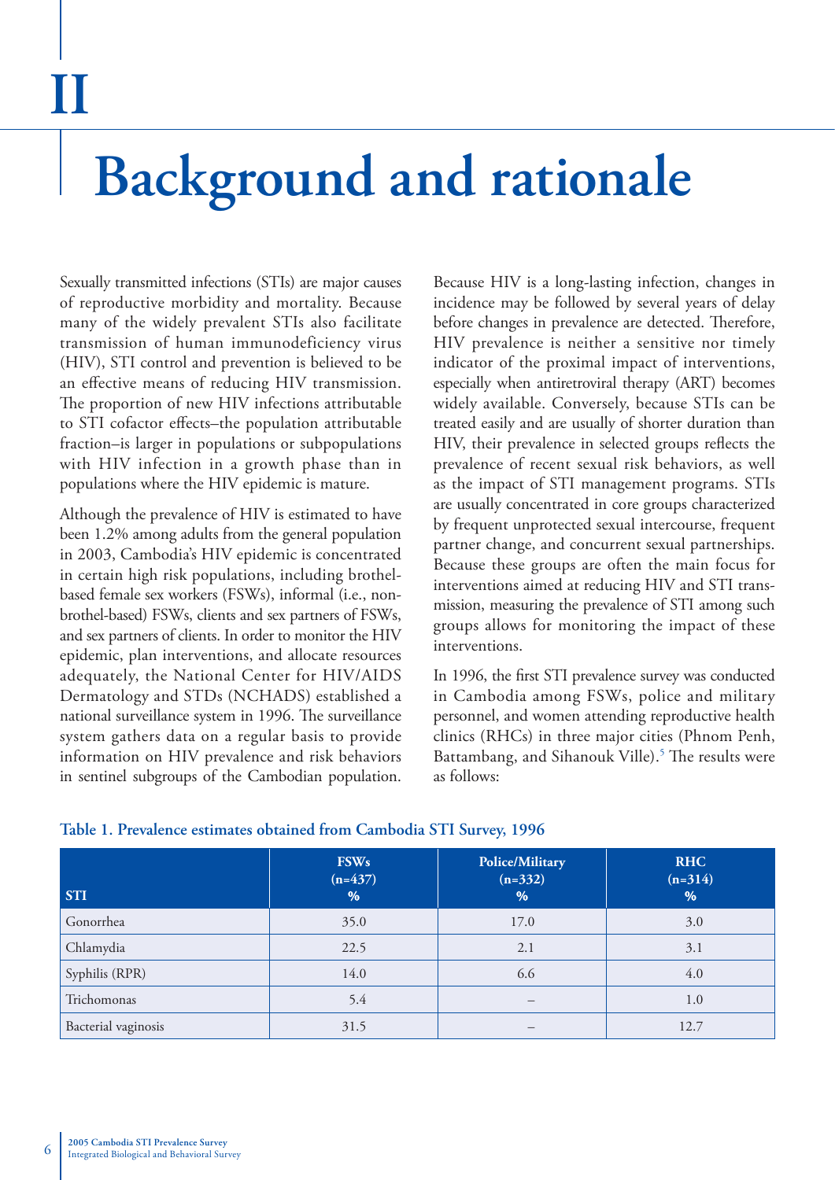# II Background and rationale

Sexually transmitted infections (STIs) are major causes of reproductive morbidity and mortality. Because many of the widely prevalent STIs also facilitate transmission of human immunodeficiency virus (HIV), STI control and prevention is believed to be an effective means of reducing HIV transmission. The proportion of new HIV infections attributable to STI cofactor effects–the population attributable fraction–is larger in populations or subpopulations with HIV infection in a growth phase than in populations where the HIV epidemic is mature.

Although the prevalence of HIV is estimated to have been 1.2% among adults from the general population in 2003, Cambodia's HIV epidemic is concentrated in certain high risk populations, including brothel-based female sex workers (FSWs), informal (i.e., non-brothel-based) FSWs, clients and sex partners of FSWs, and sex partners of clients. In order to monitor the HIV epidemic, plan interventions, and allocate resources adequately, the National Center for HIV/AIDS Dermatology and STDs (NCHADS) established a national surveillance system in 1996. The surveillance system gathers data on a regular basis to provide information on HIV prevalence and risk behaviors in sentinel subgroups of the Cambodian population.

Because HIV is a long-lasting infection, changes in incidence may be followed by several years of delay before changes in prevalence are detected. Therefore, HIV prevalence is neither a sensitive nor timely indicator of the proximal impact of interventions, especially when antiretroviral therapy (ART) becomes widely available. Conversely, because STIs can be treated easily and are usually of shorter duration than HIV, their prevalence in selected groups reflects the prevalence of recent sexual risk behaviors, as well as the impact of STI management programs. STIs are usually concentrated in core groups characterized by frequent unprotected sexual intercourse, frequent partner change, and concurrent sexual partnerships. Because these groups are often the main focus for interventions aimed at reducing HIV and STI transmission, measuring the prevalence of STI among such groups allows for monitoring the impact of these interventions.

In 1996, the first STI prevalence survey was conducted in Cambodia among FSWs, police and military personnel, and women attending reproductive health clinics (RHCs) in three major cities (Phnom Penh, Battambang, and Sihanouk Ville).[5] The results were as follows:

**Table 1. Prevalence estimates obtained from Cambodia STI Survey, 1996**

| STI | FSWs (n=437) % | Police/Military (n=332) % | RHC (n=314) % |
|---|---|---|---|
| Gonorrhea | 35.0 | 17.0 | 3.0 |
| Chlamydia | 22.5 | 2.1 | 3.1 |
| Syphilis (RPR) | 14.0 | 6.6 | 4.0 |
| Trichomonas | 5.4 | – | 1.0 |
| Bacterial vaginosis | 31.5 | – | 12.7 |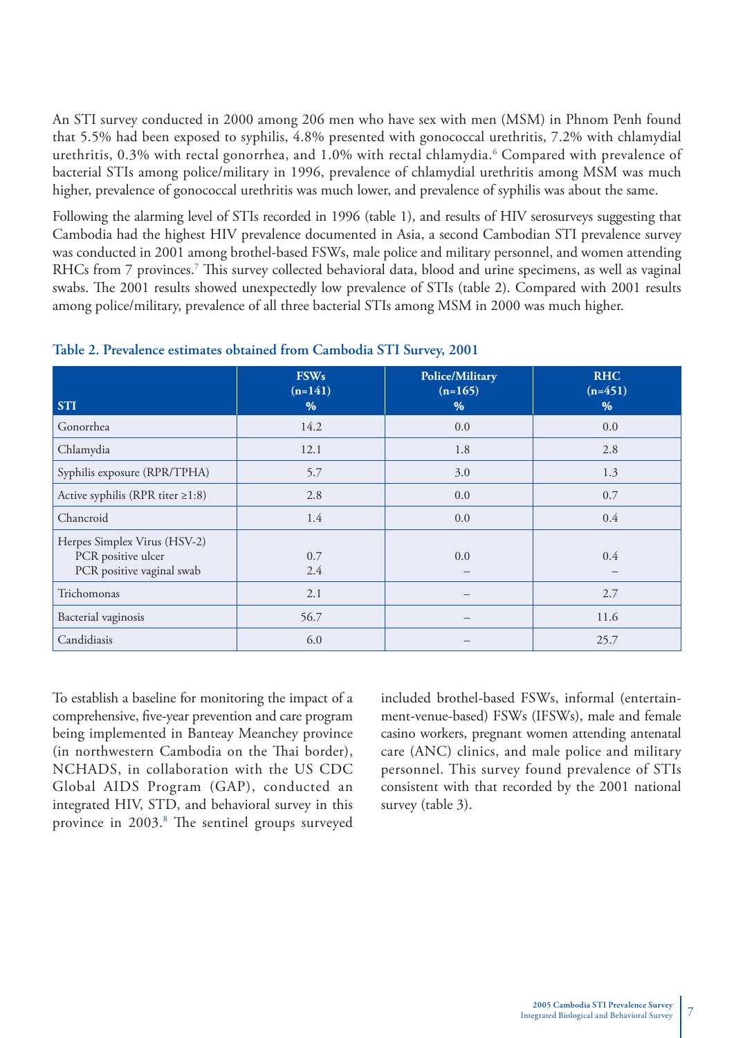An STI survey conducted in 2000 among 206 men who have sex with men (MSM) in Phnom Penh found that 5.5% had been exposed to syphilis, 4.8% presented with gonococcal urethritis, 7.2% with chlamydial urethritis, 0.3% with rectal gonorrhea, and 1.0% with rectal chlamydia.[6] Compared with prevalence of bacterial STIs among police/military in 1996, prevalence of chlamydial urethritis among MSM was much higher, prevalence of gonococcal urethritis was much lower, and prevalence of syphilis was about the same.

Following the alarming level of STIs recorded in 1996 (table 1), and results of HIV serosurveys suggesting that Cambodia had the highest HIV prevalence documented in Asia, a second Cambodian STI prevalence survey was conducted in 2001 among brothel-based FSWs, male police and military personnel, and women attending RHCs from 7 provinces.[7] This survey collected behavioral data, blood and urine specimens, as well as vaginal swabs. The 2001 results showed unexpectedly low prevalence of STIs (table 2). Compared with 2001 results among police/military, prevalence of all three bacterial STIs among MSM in 2000 was much higher.

**Table 2. Prevalence estimates obtained from Cambodia STI Survey, 2001**

| STI | FSWs (n=141) % | Police/Military (n=165) % | RHC (n=451) % |
|---|---|---|---|
| Gonorrhea | 14.2 | 0.0 | 0.0 |
| Chlamydia | 12.1 | 1.8 | 2.8 |
| Syphilis exposure (RPR/TPHA) | 5.7 | 3.0 | 1.3 |
| Active syphilis (RPR titer ≥1:8) | 2.8 | 0.0 | 0.7 |
| Chancroid | 1.4 | 0.0 | 0.4 |
| Herpes Simplex Virus (HSV-2) | | | |
| PCR positive ulcer | 0.7 | 0.0 | 0.4 |
| PCR positive vaginal swab | 2.4 | – | – |
| Trichomonas | 2.1 | – | 2.7 |
| Bacterial vaginosis | 56.7 | – | 11.6 |
| Candidiasis | 6.0 | – | 25.7 |

To establish a baseline for monitoring the impact of a comprehensive, five-year prevention and care program being implemented in Banteay Meanchey province (in northwestern Cambodia on the Thai border), NCHADS, in collaboration with the US CDC Global AIDS Program (GAP), conducted an integrated HIV, STD, and behavioral survey in this province in 2003.[8] The sentinel groups surveyed included brothel-based FSWs, informal (entertainment-venue-based) FSWs (IFSWs), male and female casino workers, pregnant women attending antenatal care (ANC) clinics, and male police and military personnel. This survey found prevalence of STIs consistent with that recorded by the 2001 national survey (table 3).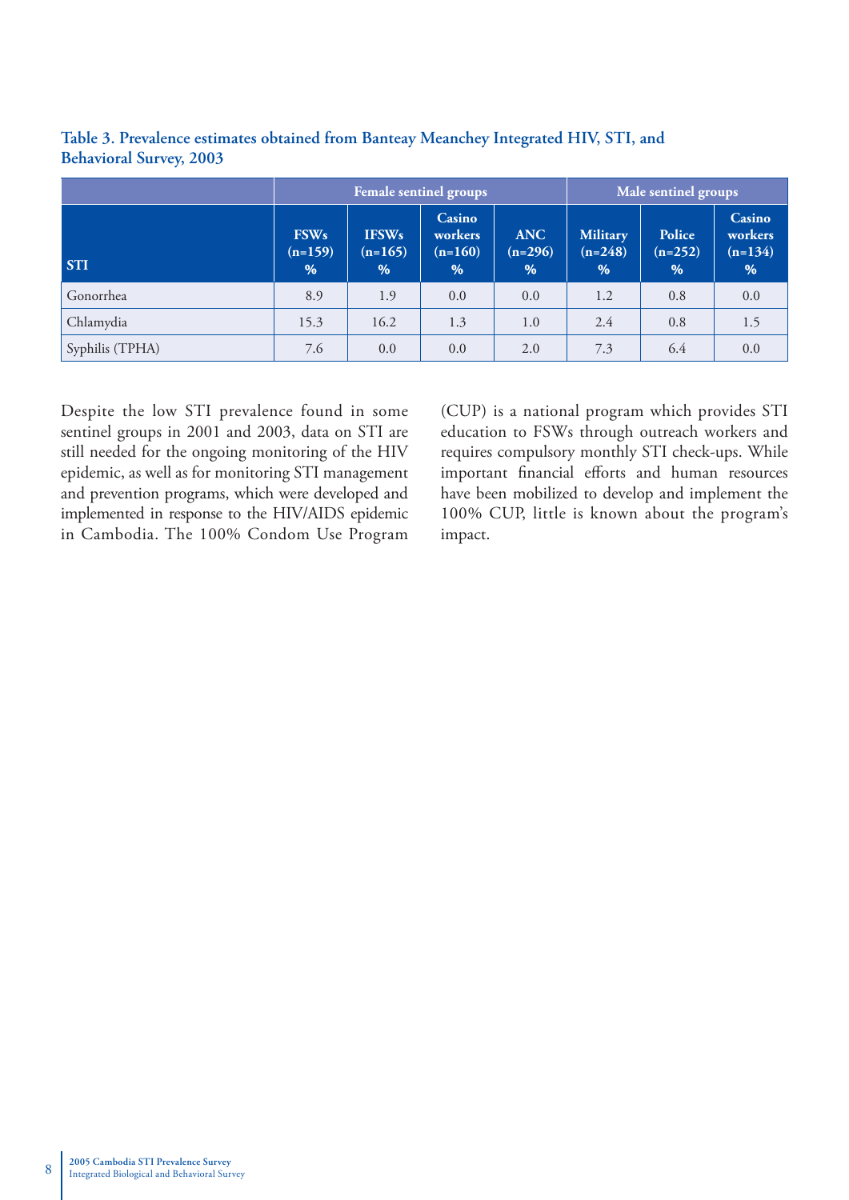**Table 3. Prevalence estimates obtained from Banteay Meanchey Integrated HIV, STI, and Behavioral Survey, 2003**

| | Female sentinel groups | | | | Male sentinel groups | | |
|---|---|---|---|---|---|---|---|
| **STI** | **FSWs (n=159) %** | **IFSWs (n=165) %** | **Casino workers (n=160) %** | **ANC (n=296) %** | **Military (n=248) %** | **Police (n=252) %** | **Casino workers (n=134) %** |
| Gonorrhea | 8.9 | 1.9 | 0.0 | 0.0 | 1.2 | 0.8 | 0.0 |
| Chlamydia | 15.3 | 16.2 | 1.3 | 1.0 | 2.4 | 0.8 | 1.5 |
| Syphilis (TPHA) | 7.6 | 0.0 | 0.0 | 2.0 | 7.3 | 6.4 | 0.0 |

Despite the low STI prevalence found in some sentinel groups in 2001 and 2003, data on STI are still needed for the ongoing monitoring of the HIV epidemic, as well as for monitoring STI management and prevention programs, which were developed and implemented in response to the HIV/AIDS epidemic in Cambodia. The 100% Condom Use Program (CUP) is a national program which provides STI education to FSWs through outreach workers and requires compulsory monthly STI check-ups. While important financial efforts and human resources have been mobilized to develop and implement the 100% CUP, little is known about the program's impact.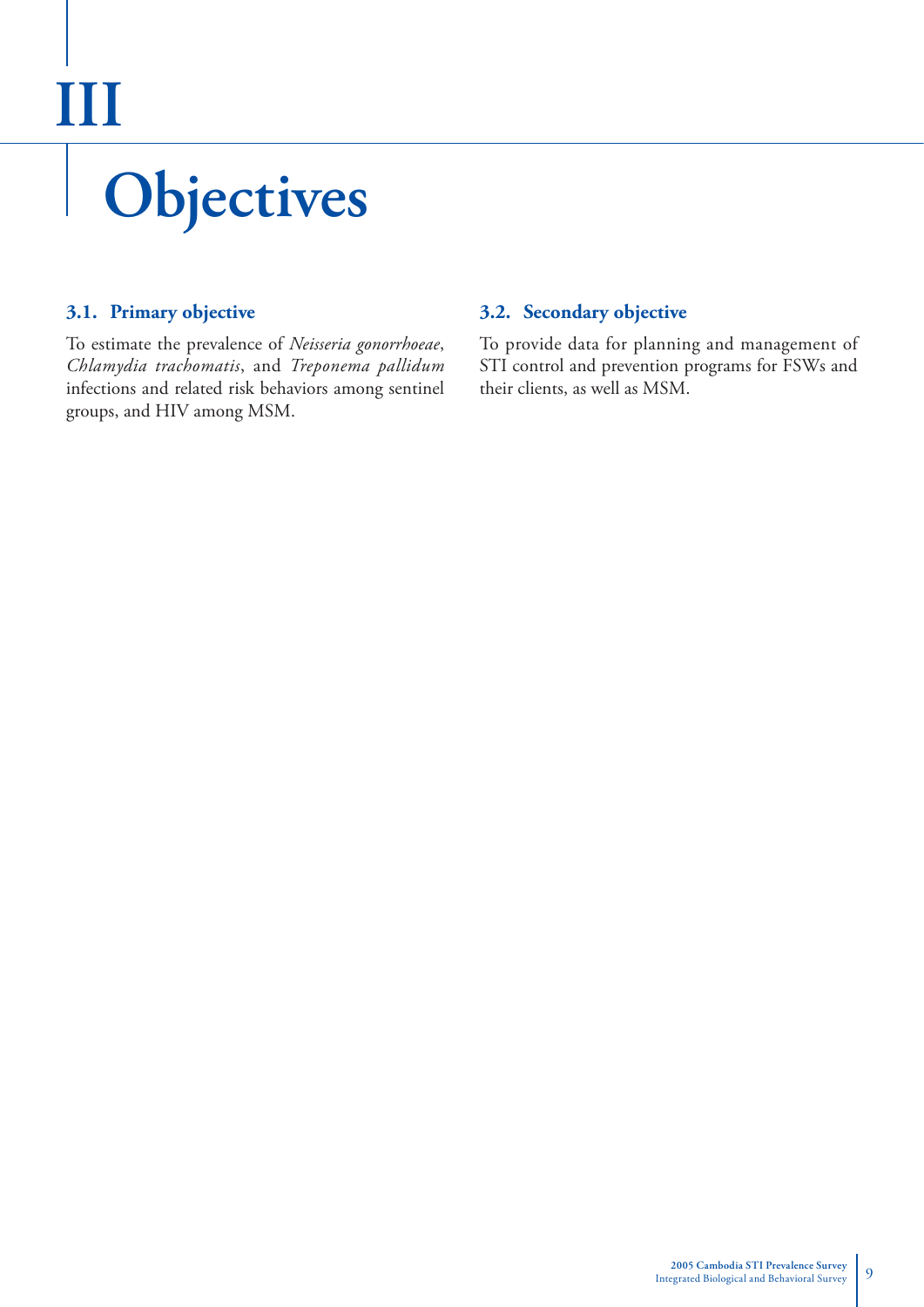# III

# Objectives

## 3.1. Primary objective

To estimate the prevalence of *Neisseria gonorrhoeae*, *Chlamydia trachomatis*, and *Treponema pallidum* infections and related risk behaviors among sentinel groups, and HIV among MSM.

## 3.2. Secondary objective

To provide data for planning and management of STI control and prevention programs for FSWs and their clients, as well as MSM.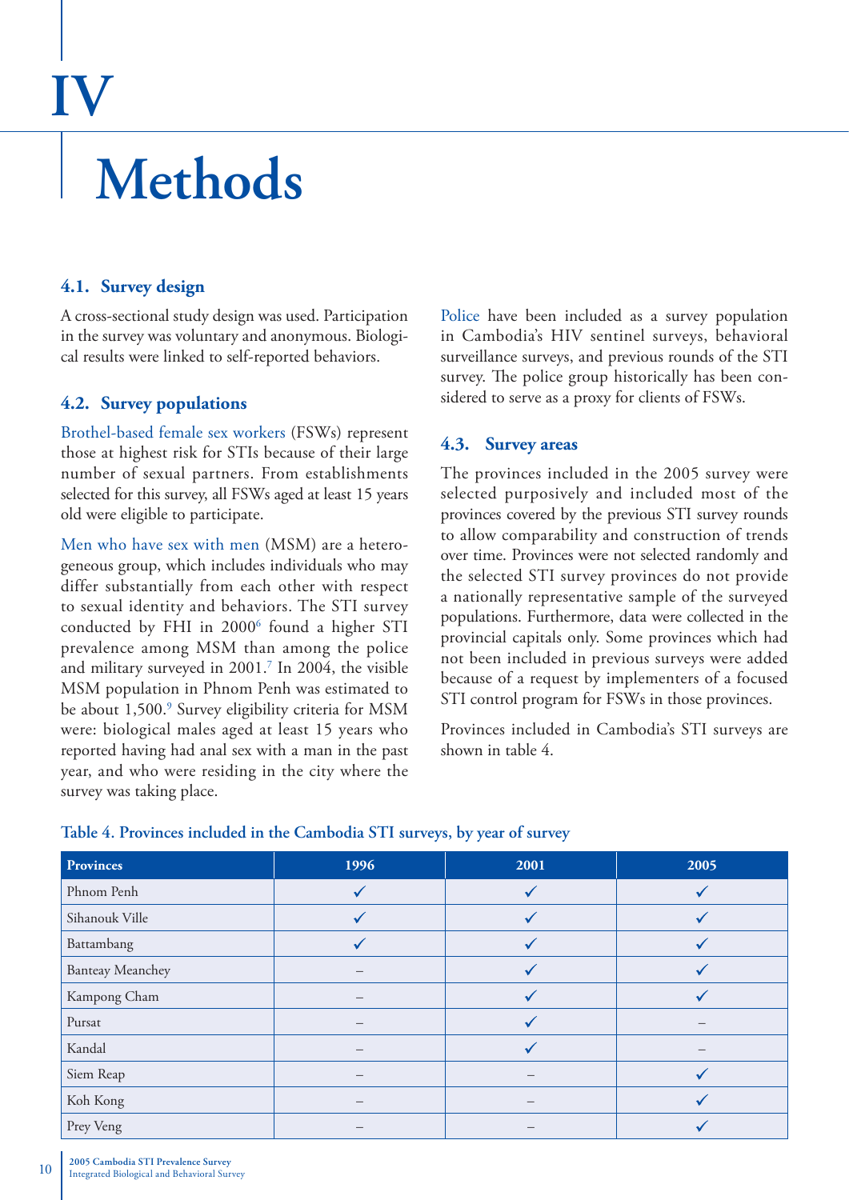# IV Methods

## 4.1. Survey design

A cross-sectional study design was used. Participation in the survey was voluntary and anonymous. Biological results were linked to self-reported behaviors.

## 4.2. Survey populations

Brothel-based female sex workers (FSWs) represent those at highest risk for STIs because of their large number of sexual partners. From establishments selected for this survey, all FSWs aged at least 15 years old were eligible to participate.

Men who have sex with men (MSM) are a heterogeneous group, which includes individuals who may differ substantially from each other with respect to sexual identity and behaviors. The STI survey conducted by FHI in 2000[6] found a higher STI prevalence among MSM than among the police and military surveyed in 2001.[7] In 2004, the visible MSM population in Phnom Penh was estimated to be about 1,500.[9] Survey eligibility criteria for MSM were: biological males aged at least 15 years who reported having had anal sex with a man in the past year, and who were residing in the city where the survey was taking place.

Police have been included as a survey population in Cambodia's HIV sentinel surveys, behavioral surveillance surveys, and previous rounds of the STI survey. The police group historically has been considered to serve as a proxy for clients of FSWs.

## 4.3. Survey areas

The provinces included in the 2005 survey were selected purposively and included most of the provinces covered by the previous STI survey rounds to allow comparability and construction of trends over time. Provinces were not selected randomly and the selected STI survey provinces do not provide a nationally representative sample of the surveyed populations. Furthermore, data were collected in the provincial capitals only. Some provinces which had not been included in previous surveys were added because of a request by implementers of a focused STI control program for FSWs in those provinces.

Provinces included in Cambodia's STI surveys are shown in table 4.

**Table 4. Provinces included in the Cambodia STI surveys, by year of survey**

| Provinces | 1996 | 2001 | 2005 |
|---|---|---|---|
| Phnom Penh | ✓ | ✓ | ✓ |
| Sihanouk Ville | ✓ | ✓ | ✓ |
| Battambang | ✓ | ✓ | ✓ |
| Banteay Meanchey | – | ✓ | ✓ |
| Kampong Cham | – | ✓ | ✓ |
| Pursat | – | ✓ | – |
| Kandal | – | ✓ | – |
| Siem Reap | – | – | ✓ |
| Koh Kong | – | – | ✓ |
| Prey Veng | – | – | ✓ |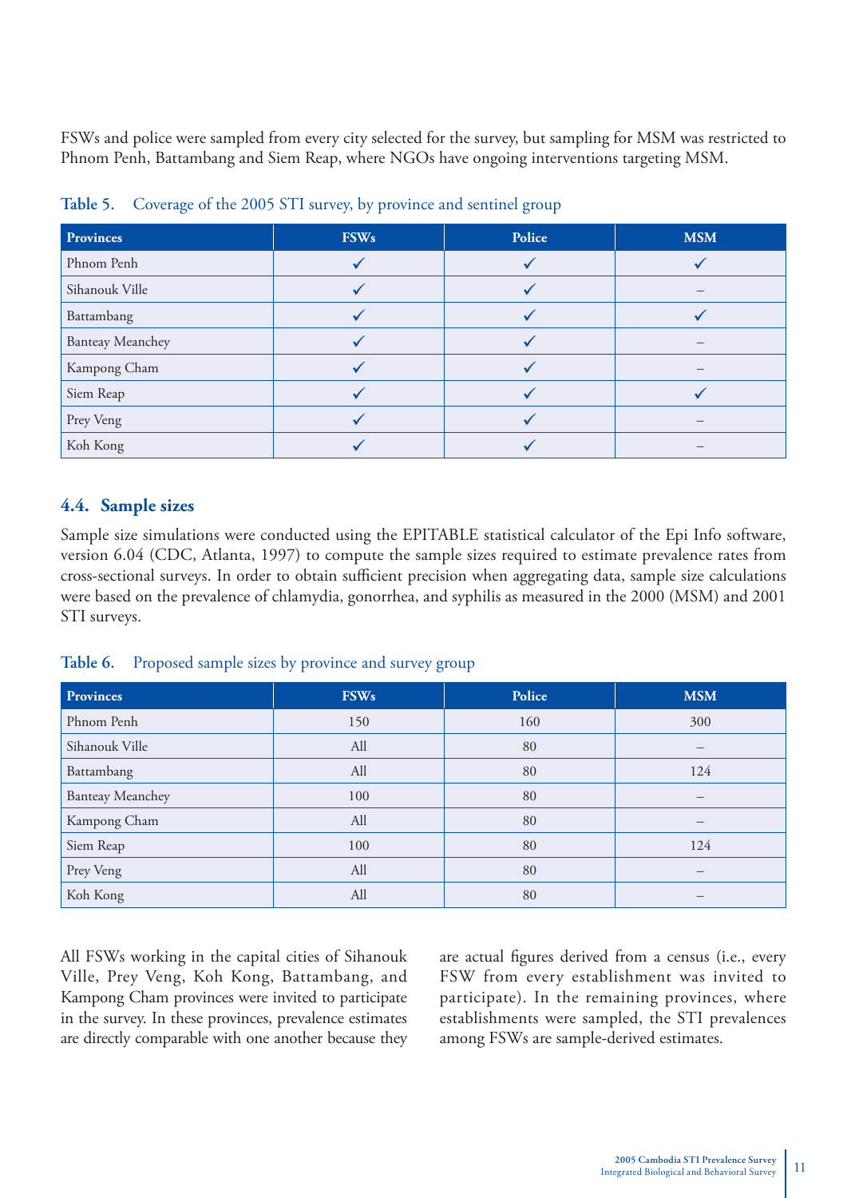FSWs and police were sampled from every city selected for the survey, but sampling for MSM was restricted to Phnom Penh, Battambang and Siem Reap, where NGOs have ongoing interventions targeting MSM.

**Table 5.** Coverage of the 2005 STI survey, by province and sentinel group

| Provinces | FSWs | Police | MSM |
|---|---|---|---|
| Phnom Penh | ✓ | ✓ | ✓ |
| Sihanouk Ville | ✓ | ✓ | – |
| Battambang | ✓ | ✓ | ✓ |
| Banteay Meanchey | ✓ | ✓ | – |
| Kampong Cham | ✓ | ✓ | – |
| Siem Reap | ✓ | ✓ | ✓ |
| Prey Veng | ✓ | ✓ | – |
| Koh Kong | ✓ | ✓ | – |

## 4.4. Sample sizes

Sample size simulations were conducted using the EPITABLE statistical calculator of the Epi Info software, version 6.04 (CDC, Atlanta, 1997) to compute the sample sizes required to estimate prevalence rates from cross-sectional surveys. In order to obtain sufficient precision when aggregating data, sample size calculations were based on the prevalence of chlamydia, gonorrhea, and syphilis as measured in the 2000 (MSM) and 2001 STI surveys.

**Table 6.** Proposed sample sizes by province and survey group

| Provinces | FSWs | Police | MSM |
|---|---|---|---|
| Phnom Penh | 150 | 160 | 300 |
| Sihanouk Ville | All | 80 | – |
| Battambang | All | 80 | 124 |
| Banteay Meanchey | 100 | 80 | – |
| Kampong Cham | All | 80 | – |
| Siem Reap | 100 | 80 | 124 |
| Prey Veng | All | 80 | – |
| Koh Kong | All | 80 | – |

All FSWs working in the capital cities of Sihanouk Ville, Prey Veng, Koh Kong, Battambang, and Kampong Cham provinces were invited to participate in the survey. In these provinces, prevalence estimates are directly comparable with one another because they are actual figures derived from a census (i.e., every FSW from every establishment was invited to participate). In the remaining provinces, where establishments were sampled, the STI prevalences among FSWs are sample-derived estimates.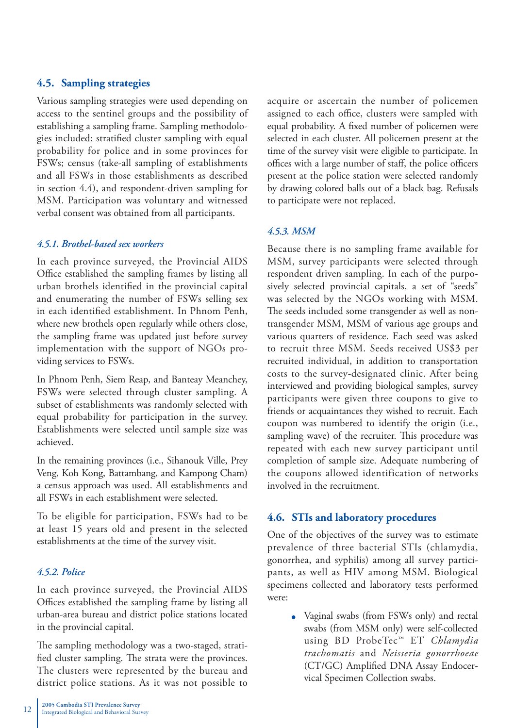## 4.5. Sampling strategies

Various sampling strategies were used depending on access to the sentinel groups and the possibility of establishing a sampling frame. Sampling methodologies included: stratified cluster sampling with equal probability for police and in some provinces for FSWs; census (take-all sampling of establishments and all FSWs in those establishments as described in section 4.4), and respondent-driven sampling for MSM. Participation was voluntary and witnessed verbal consent was obtained from all participants.

### *4.5.1. Brothel-based sex workers*

In each province surveyed, the Provincial AIDS Office established the sampling frames by listing all urban brothels identified in the provincial capital and enumerating the number of FSWs selling sex in each identified establishment. In Phnom Penh, where new brothels open regularly while others close, the sampling frame was updated just before survey implementation with the support of NGOs providing services to FSWs.

In Phnom Penh, Siem Reap, and Banteay Meanchey, FSWs were selected through cluster sampling. A subset of establishments was randomly selected with equal probability for participation in the survey. Establishments were selected until sample size was achieved.

In the remaining provinces (i.e., Sihanouk Ville, Prey Veng, Koh Kong, Battambang, and Kampong Cham) a census approach was used. All establishments and all FSWs in each establishment were selected.

To be eligible for participation, FSWs had to be at least 15 years old and present in the selected establishments at the time of the survey visit.

### *4.5.2. Police*

In each province surveyed, the Provincial AIDS Offices established the sampling frame by listing all urban-area bureau and district police stations located in the provincial capital.

The sampling methodology was a two-staged, stratified cluster sampling. The strata were the provinces. The clusters were represented by the bureau and district police stations. As it was not possible to acquire or ascertain the number of policemen assigned to each office, clusters were sampled with equal probability. A fixed number of policemen were selected in each cluster. All policemen present at the time of the survey visit were eligible to participate. In offices with a large number of staff, the police officers present at the police station were selected randomly by drawing colored balls out of a black bag. Refusals to participate were not replaced.

### *4.5.3. MSM*

Because there is no sampling frame available for MSM, survey participants were selected through respondent driven sampling. In each of the purposively selected provincial capitals, a set of "seeds" was selected by the NGOs working with MSM. The seeds included some transgender as well as non-transgender MSM, MSM of various age groups and various quarters of residence. Each seed was asked to recruit three MSM. Seeds received US$3 per recruited individual, in addition to transportation costs to the survey-designated clinic. After being interviewed and providing biological samples, survey participants were given three coupons to give to friends or acquaintances they wished to recruit. Each coupon was numbered to identify the origin (i.e., sampling wave) of the recruiter. This procedure was repeated with each new survey participant until completion of sample size. Adequate numbering of the coupons allowed identification of networks involved in the recruitment.

## 4.6. STIs and laboratory procedures

One of the objectives of the survey was to estimate prevalence of three bacterial STIs (chlamydia, gonorrhea, and syphilis) among all survey participants, as well as HIV among MSM. Biological specimens collected and laboratory tests performed were:

- Vaginal swabs (from FSWs only) and rectal swabs (from MSM only) were self-collected using BD ProbeTec™ ET *Chlamydia trachomatis* and *Neisseria gonorrhoeae* (CT/GC) Amplified DNA Assay Endocervical Specimen Collection swabs.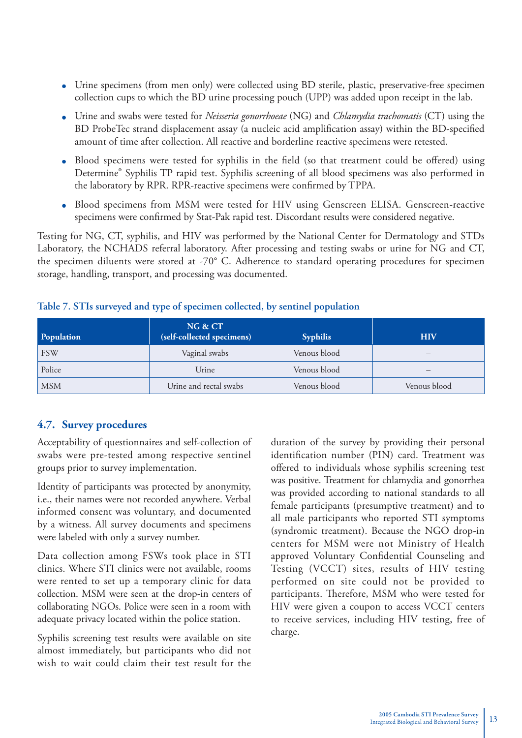- Urine specimens (from men only) were collected using BD sterile, plastic, preservative-free specimen collection cups to which the BD urine processing pouch (UPP) was added upon receipt in the lab.
- Urine and swabs were tested for *Neisseria gonorrhoeae* (NG) and *Chlamydia trachomatis* (CT) using the BD ProbeTec strand displacement assay (a nucleic acid amplification assay) within the BD-specified amount of time after collection. All reactive and borderline reactive specimens were retested.
- Blood specimens were tested for syphilis in the field (so that treatment could be offered) using Determine® Syphilis TP rapid test. Syphilis screening of all blood specimens was also performed in the laboratory by RPR. RPR-reactive specimens were confirmed by TPPA.
- Blood specimens from MSM were tested for HIV using Genscreen ELISA. Genscreen-reactive specimens were confirmed by Stat-Pak rapid test. Discordant results were considered negative.

Testing for NG, CT, syphilis, and HIV was performed by the National Center for Dermatology and STDs Laboratory, the NCHADS referral laboratory. After processing and testing swabs or urine for NG and CT, the specimen diluents were stored at -70° C. Adherence to standard operating procedures for specimen storage, handling, transport, and processing was documented.

**Table 7. STIs surveyed and type of specimen collected, by sentinel population**

| Population | NG & CT (self-collected specimens) | Syphilis | HIV |
|---|---|---|---|
| FSW | Vaginal swabs | Venous blood | – |
| Police | Urine | Venous blood | – |
| MSM | Urine and rectal swabs | Venous blood | Venous blood |

## 4.7. Survey procedures

Acceptability of questionnaires and self-collection of swabs were pre-tested among respective sentinel groups prior to survey implementation.

Identity of participants was protected by anonymity, i.e., their names were not recorded anywhere. Verbal informed consent was voluntary, and documented by a witness. All survey documents and specimens were labeled with only a survey number.

Data collection among FSWs took place in STI clinics. Where STI clinics were not available, rooms were rented to set up a temporary clinic for data collection. MSM were seen at the drop-in centers of collaborating NGOs. Police were seen in a room with adequate privacy located within the police station.

Syphilis screening test results were available on site almost immediately, but participants who did not wish to wait could claim their test result for the duration of the survey by providing their personal identification number (PIN) card. Treatment was offered to individuals whose syphilis screening test was positive. Treatment for chlamydia and gonorrhea was provided according to national standards to all female participants (presumptive treatment) and to all male participants who reported STI symptoms (syndromic treatment). Because the NGO drop-in centers for MSM were not Ministry of Health approved Voluntary Confidential Counseling and Testing (VCCT) sites, results of HIV testing performed on site could not be provided to participants. Therefore, MSM who were tested for HIV were given a coupon to access VCCT centers to receive services, including HIV testing, free of charge.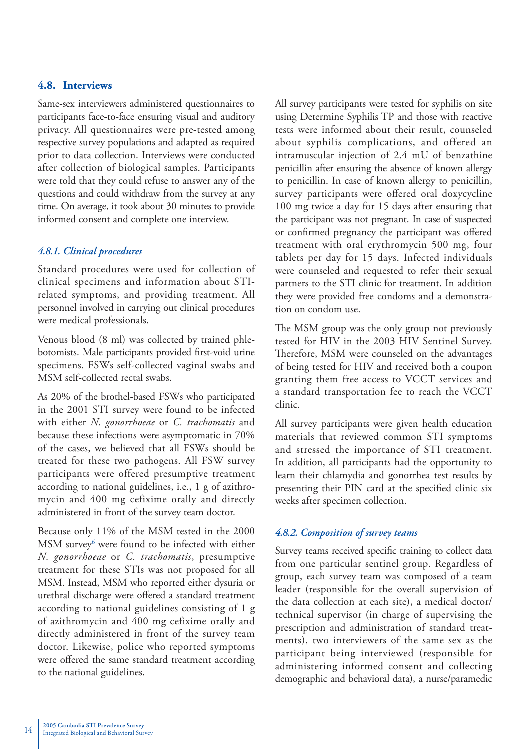## 4.8. Interviews

Same-sex interviewers administered questionnaires to participants face-to-face ensuring visual and auditory privacy. All questionnaires were pre-tested among respective survey populations and adapted as required prior to data collection. Interviews were conducted after collection of biological samples. Participants were told that they could refuse to answer any of the questions and could withdraw from the survey at any time. On average, it took about 30 minutes to provide informed consent and complete one interview.

### *4.8.1. Clinical procedures*

Standard procedures were used for collection of clinical specimens and information about STI-related symptoms, and providing treatment. All personnel involved in carrying out clinical procedures were medical professionals.

Venous blood (8 ml) was collected by trained phlebotomists. Male participants provided first-void urine specimens. FSWs self-collected vaginal swabs and MSM self-collected rectal swabs.

As 20% of the brothel-based FSWs who participated in the 2001 STI survey were found to be infected with either *N. gonorrhoeae* or *C. trachomatis* and because these infections were asymptomatic in 70% of the cases, we believed that all FSWs should be treated for these two pathogens. All FSW survey participants were offered presumptive treatment according to national guidelines, i.e., 1 g of azithromycin and 400 mg cefixime orally and directly administered in front of the survey team doctor.

Because only 11% of the MSM tested in the 2000 MSM survey[6] were found to be infected with either *N. gonorrhoeae* or *C. trachomatis*, presumptive treatment for these STIs was not proposed for all MSM. Instead, MSM who reported either dysuria or urethral discharge were offered a standard treatment according to national guidelines consisting of 1 g of azithromycin and 400 mg cefixime orally and directly administered in front of the survey team doctor. Likewise, police who reported symptoms were offered the same standard treatment according to the national guidelines.

All survey participants were tested for syphilis on site using Determine Syphilis TP and those with reactive tests were informed about their result, counseled about syphilis complications, and offered an intramuscular injection of 2.4 mU of benzathine penicillin after ensuring the absence of known allergy to penicillin. In case of known allergy to penicillin, survey participants were offered oral doxycycline 100 mg twice a day for 15 days after ensuring that the participant was not pregnant. In case of suspected or confirmed pregnancy the participant was offered treatment with oral erythromycin 500 mg, four tablets per day for 15 days. Infected individuals were counseled and requested to refer their sexual partners to the STI clinic for treatment. In addition they were provided free condoms and a demonstration on condom use.

The MSM group was the only group not previously tested for HIV in the 2003 HIV Sentinel Survey. Therefore, MSM were counseled on the advantages of being tested for HIV and received both a coupon granting them free access to VCCT services and a standard transportation fee to reach the VCCT clinic.

All survey participants were given health education materials that reviewed common STI symptoms and stressed the importance of STI treatment. In addition, all participants had the opportunity to learn their chlamydia and gonorrhea test results by presenting their PIN card at the specified clinic six weeks after specimen collection.

### *4.8.2. Composition of survey teams*

Survey teams received specific training to collect data from one particular sentinel group. Regardless of group, each survey team was composed of a team leader (responsible for the overall supervision of the data collection at each site), a medical doctor/technical supervisor (in charge of supervising the prescription and administration of standard treatments), two interviewers of the same sex as the participant being interviewed (responsible for administering informed consent and collecting demographic and behavioral data), a nurse/paramedic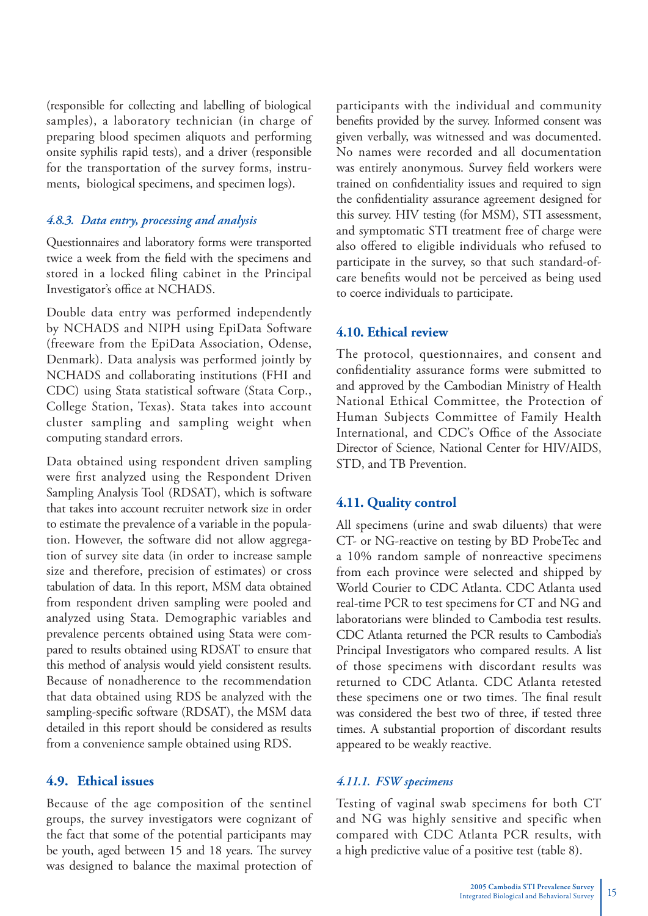(responsible for collecting and labelling of biological samples), a laboratory technician (in charge of preparing blood specimen aliquots and performing onsite syphilis rapid tests), and a driver (responsible for the transportation of the survey forms, instruments, biological specimens, and specimen logs).

### *4.8.3. Data entry, processing and analysis*

Questionnaires and laboratory forms were transported twice a week from the field with the specimens and stored in a locked filing cabinet in the Principal Investigator's office at NCHADS.

Double data entry was performed independently by NCHADS and NIPH using EpiData Software (freeware from the EpiData Association, Odense, Denmark). Data analysis was performed jointly by NCHADS and collaborating institutions (FHI and CDC) using Stata statistical software (Stata Corp., College Station, Texas). Stata takes into account cluster sampling and sampling weight when computing standard errors.

Data obtained using respondent driven sampling were first analyzed using the Respondent Driven Sampling Analysis Tool (RDSAT), which is software that takes into account recruiter network size in order to estimate the prevalence of a variable in the population. However, the software did not allow aggregation of survey site data (in order to increase sample size and therefore, precision of estimates) or cross tabulation of data. In this report, MSM data obtained from respondent driven sampling were pooled and analyzed using Stata. Demographic variables and prevalence percents obtained using Stata were compared to results obtained using RDSAT to ensure that this method of analysis would yield consistent results. Because of nonadherence to the recommendation that data obtained using RDS be analyzed with the sampling-specific software (RDSAT), the MSM data detailed in this report should be considered as results from a convenience sample obtained using RDS.

## 4.9. Ethical issues

Because of the age composition of the sentinel groups, the survey investigators were cognizant of the fact that some of the potential participants may be youth, aged between 15 and 18 years. The survey was designed to balance the maximal protection of participants with the individual and community benefits provided by the survey. Informed consent was given verbally, was witnessed and was documented. No names were recorded and all documentation was entirely anonymous. Survey field workers were trained on confidentiality issues and required to sign the confidentiality assurance agreement designed for this survey. HIV testing (for MSM), STI assessment, and symptomatic STI treatment free of charge were also offered to eligible individuals who refused to participate in the survey, so that such standard-of-care benefits would not be perceived as being used to coerce individuals to participate.

## 4.10. Ethical review

The protocol, questionnaires, and consent and confidentiality assurance forms were submitted to and approved by the Cambodian Ministry of Health National Ethical Committee, the Protection of Human Subjects Committee of Family Health International, and CDC's Office of the Associate Director of Science, National Center for HIV/AIDS, STD, and TB Prevention.

## 4.11. Quality control

All specimens (urine and swab diluents) that were CT- or NG-reactive on testing by BD ProbeTec and a 10% random sample of nonreactive specimens from each province were selected and shipped by World Courier to CDC Atlanta. CDC Atlanta used real-time PCR to test specimens for CT and NG and laboratorians were blinded to Cambodia test results. CDC Atlanta returned the PCR results to Cambodia's Principal Investigators who compared results. A list of those specimens with discordant results was returned to CDC Atlanta. CDC Atlanta retested these specimens one or two times. The final result was considered the best two of three, if tested three times. A substantial proportion of discordant results appeared to be weakly reactive.

### *4.11.1. FSW specimens*

Testing of vaginal swab specimens for both CT and NG was highly sensitive and specific when compared with CDC Atlanta PCR results, with a high predictive value of a positive test (table 8).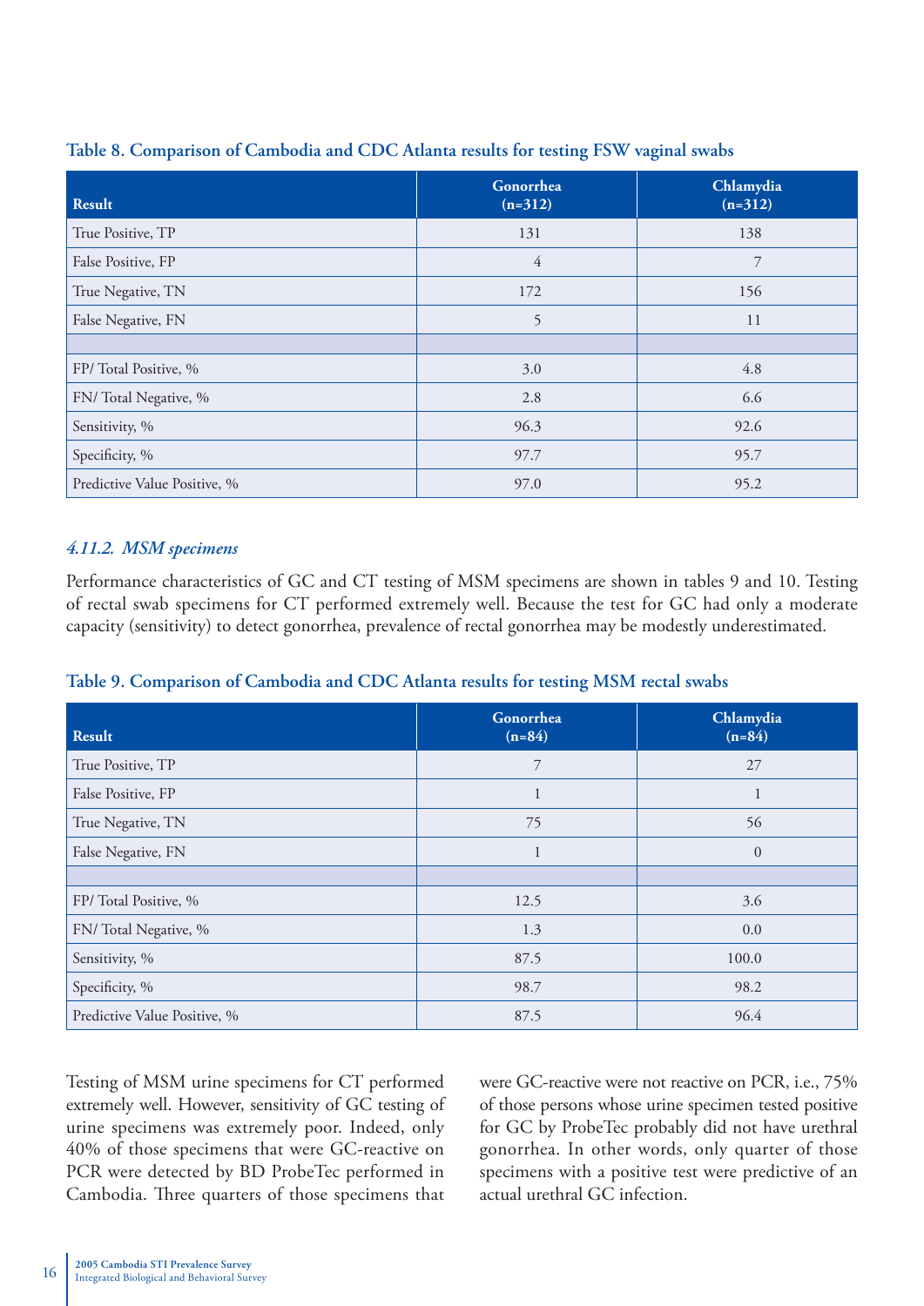**Table 8. Comparison of Cambodia and CDC Atlanta results for testing FSW vaginal swabs**

| Result | Gonorrhea (n=312) | Chlamydia (n=312) |
|---|---|---|
| True Positive, TP | 131 | 138 |
| False Positive, FP | 4 | 7 |
| True Negative, TN | 172 | 156 |
| False Negative, FN | 5 | 11 |
| | | |
| FP/ Total Positive, % | 3.0 | 4.8 |
| FN/ Total Negative, % | 2.8 | 6.6 |
| Sensitivity, % | 96.3 | 92.6 |
| Specificity, % | 97.7 | 95.7 |
| Predictive Value Positive, % | 97.0 | 95.2 |

### *4.11.2. MSM specimens*

Performance characteristics of GC and CT testing of MSM specimens are shown in tables 9 and 10. Testing of rectal swab specimens for CT performed extremely well. Because the test for GC had only a moderate capacity (sensitivity) to detect gonorrhea, prevalence of rectal gonorrhea may be modestly underestimated.

**Table 9. Comparison of Cambodia and CDC Atlanta results for testing MSM rectal swabs**

| Result | Gonorrhea (n=84) | Chlamydia (n=84) |
|---|---|---|
| True Positive, TP | 7 | 27 |
| False Positive, FP | 1 | 1 |
| True Negative, TN | 75 | 56 |
| False Negative, FN | 1 | 0 |
| | | |
| FP/ Total Positive, % | 12.5 | 3.6 |
| FN/ Total Negative, % | 1.3 | 0.0 |
| Sensitivity, % | 87.5 | 100.0 |
| Specificity, % | 98.7 | 98.2 |
| Predictive Value Positive, % | 87.5 | 96.4 |

Testing of MSM urine specimens for CT performed extremely well. However, sensitivity of GC testing of urine specimens was extremely poor. Indeed, only 40% of those specimens that were GC-reactive on PCR were detected by BD ProbeTec performed in Cambodia. Three quarters of those specimens that were GC-reactive were not reactive on PCR, i.e., 75% of those persons whose urine specimen tested positive for GC by ProbeTec probably did not have urethral gonorrhea. In other words, only quarter of those specimens with a positive test were predictive of an actual urethral GC infection.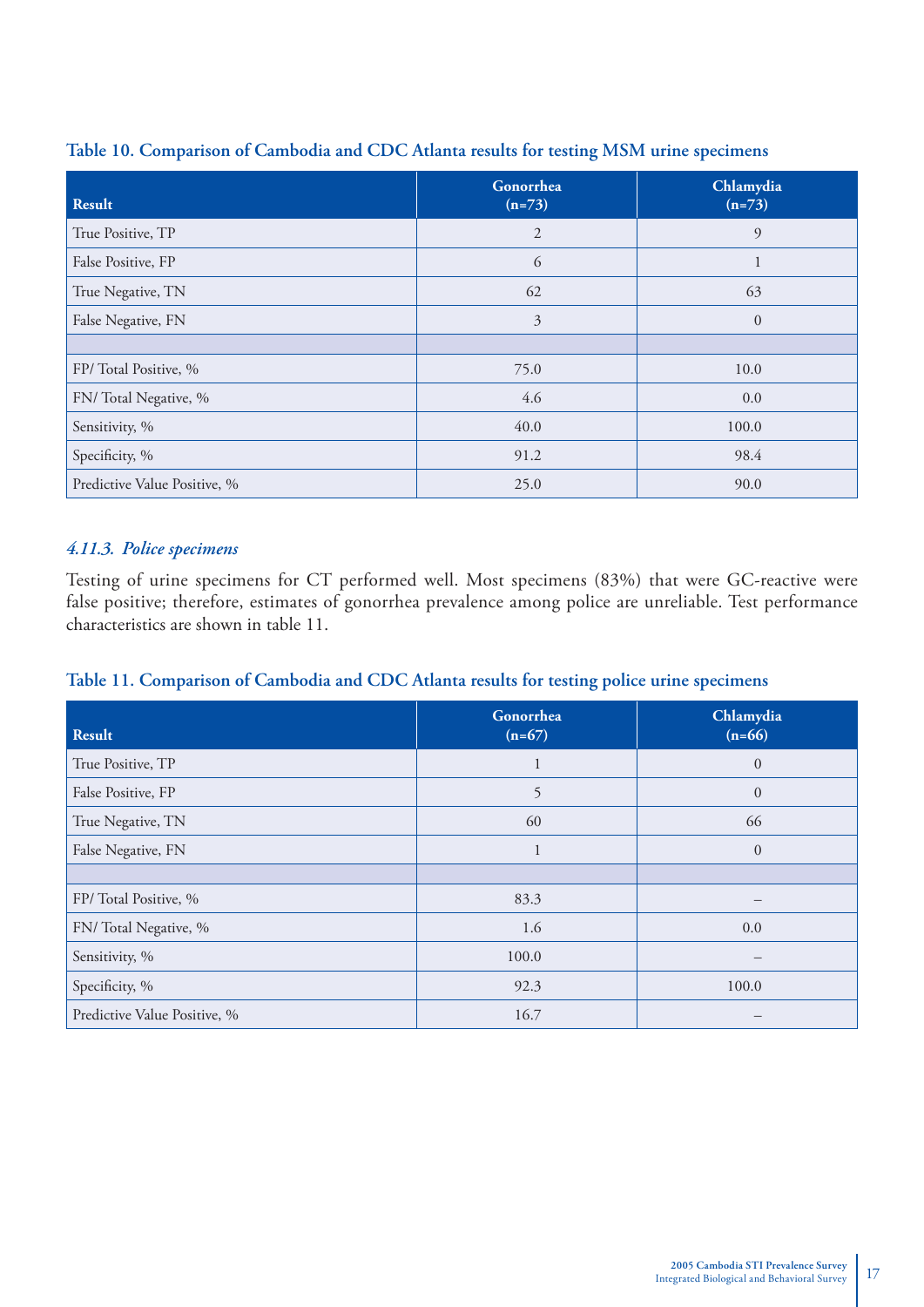**Table 10. Comparison of Cambodia and CDC Atlanta results for testing MSM urine specimens**

| Result | Gonorrhea (n=73) | Chlamydia (n=73) |
|---|---|---|
| True Positive, TP | 2 | 9 |
| False Positive, FP | 6 | 1 |
| True Negative, TN | 62 | 63 |
| False Negative, FN | 3 | 0 |
| | | |
| FP/ Total Positive, % | 75.0 | 10.0 |
| FN/ Total Negative, % | 4.6 | 0.0 |
| Sensitivity, % | 40.0 | 100.0 |
| Specificity, % | 91.2 | 98.4 |
| Predictive Value Positive, % | 25.0 | 90.0 |

### *4.11.3. Police specimens*

Testing of urine specimens for CT performed well. Most specimens (83%) that were GC-reactive were false positive; therefore, estimates of gonorrhea prevalence among police are unreliable. Test performance characteristics are shown in table 11.

**Table 11. Comparison of Cambodia and CDC Atlanta results for testing police urine specimens**

| Result | Gonorrhea (n=67) | Chlamydia (n=66) |
|---|---|---|
| True Positive, TP | 1 | 0 |
| False Positive, FP | 5 | 0 |
| True Negative, TN | 60 | 66 |
| False Negative, FN | 1 | 0 |
| | | |
| FP/ Total Positive, % | 83.3 | – |
| FN/ Total Negative, % | 1.6 | 0.0 |
| Sensitivity, % | 100.0 | – |
| Specificity, % | 92.3 | 100.0 |
| Predictive Value Positive, % | 16.7 | – |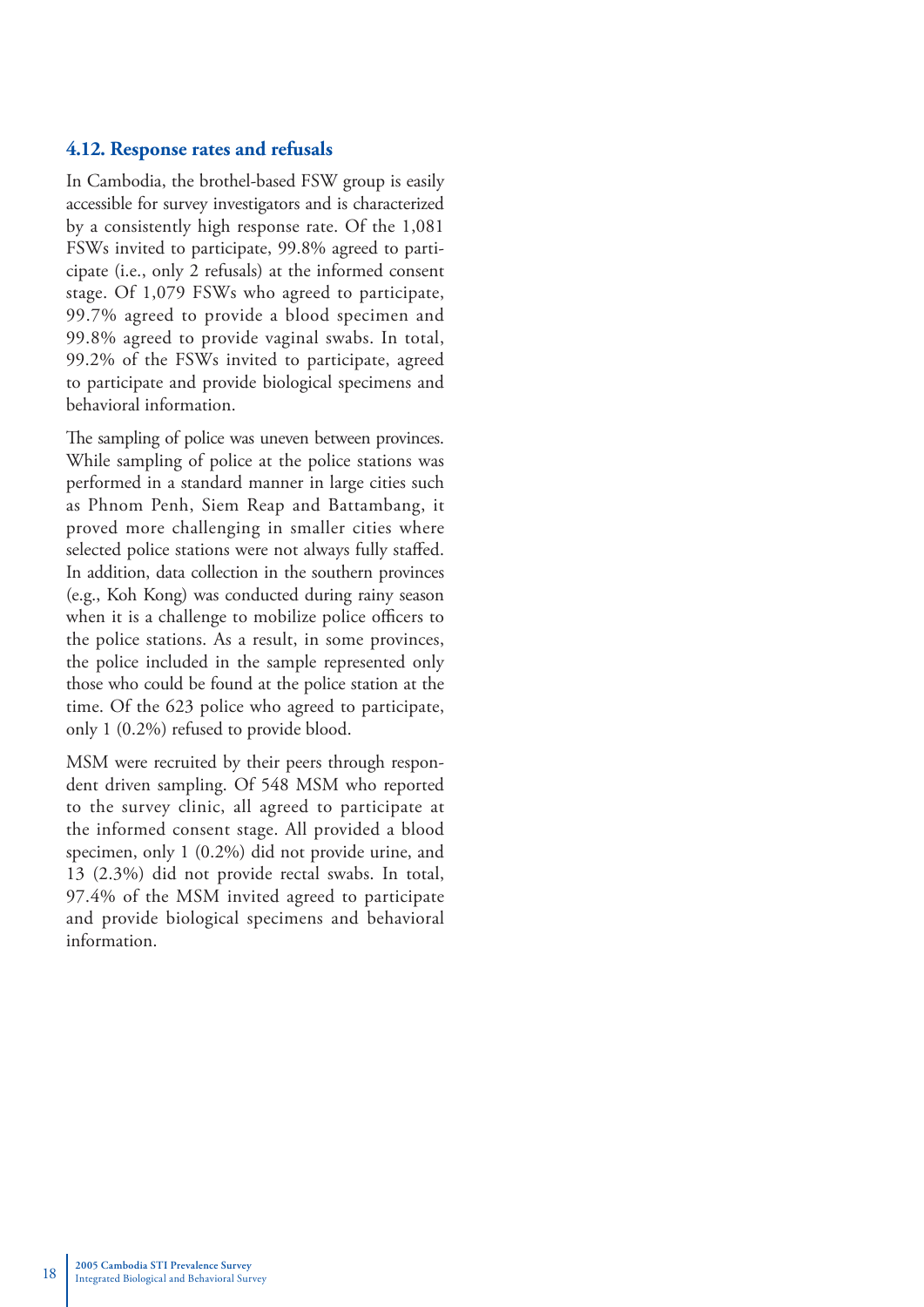## 4.12. Response rates and refusals

In Cambodia, the brothel-based FSW group is easily accessible for survey investigators and is characterized by a consistently high response rate. Of the 1,081 FSWs invited to participate, 99.8% agreed to participate (i.e., only 2 refusals) at the informed consent stage. Of 1,079 FSWs who agreed to participate, 99.7% agreed to provide a blood specimen and 99.8% agreed to provide vaginal swabs. In total, 99.2% of the FSWs invited to participate, agreed to participate and provide biological specimens and behavioral information.

The sampling of police was uneven between provinces. While sampling of police at the police stations was performed in a standard manner in large cities such as Phnom Penh, Siem Reap and Battambang, it proved more challenging in smaller cities where selected police stations were not always fully staffed. In addition, data collection in the southern provinces (e.g., Koh Kong) was conducted during rainy season when it is a challenge to mobilize police officers to the police stations. As a result, in some provinces, the police included in the sample represented only those who could be found at the police station at the time. Of the 623 police who agreed to participate, only 1 (0.2%) refused to provide blood.

MSM were recruited by their peers through respondent driven sampling. Of 548 MSM who reported to the survey clinic, all agreed to participate at the informed consent stage. All provided a blood specimen, only 1 (0.2%) did not provide urine, and 13 (2.3%) did not provide rectal swabs. In total, 97.4% of the MSM invited agreed to participate and provide biological specimens and behavioral information.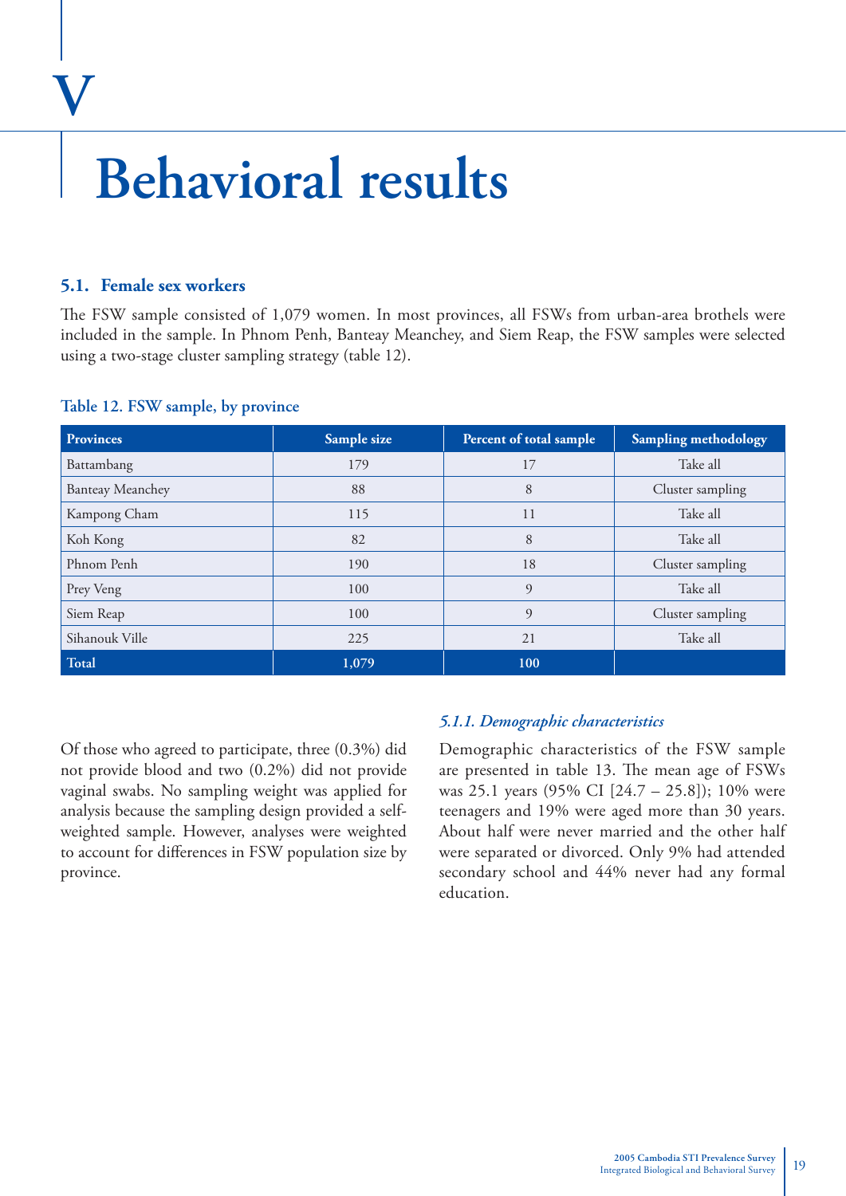# V

# Behavioral results

## 5.1. Female sex workers

The FSW sample consisted of 1,079 women. In most provinces, all FSWs from urban-area brothels were included in the sample. In Phnom Penh, Banteay Meanchey, and Siem Reap, the FSW samples were selected using a two-stage cluster sampling strategy (table 12).

**Table 12. FSW sample, by province**

| Provinces | Sample size | Percent of total sample | Sampling methodology |
|---|---|---|---|
| Battambang | 179 | 17 | Take all |
| Banteay Meanchey | 88 | 8 | Cluster sampling |
| Kampong Cham | 115 | 11 | Take all |
| Koh Kong | 82 | 8 | Take all |
| Phnom Penh | 190 | 18 | Cluster sampling |
| Prey Veng | 100 | 9 | Take all |
| Siem Reap | 100 | 9 | Cluster sampling |
| Sihanouk Ville | 225 | 21 | Take all |
| **Total** | **1,079** | **100** | |

Of those who agreed to participate, three (0.3%) did not provide blood and two (0.2%) did not provide vaginal swabs. No sampling weight was applied for analysis because the sampling design provided a self-weighted sample. However, analyses were weighted to account for differences in FSW population size by province.

### *5.1.1. Demographic characteristics*

Demographic characteristics of the FSW sample are presented in table 13. The mean age of FSWs was 25.1 years (95% CI [24.7 – 25.8]); 10% were teenagers and 19% were aged more than 30 years. About half were never married and the other half were separated or divorced. Only 9% had attended secondary school and 44% never had any formal education.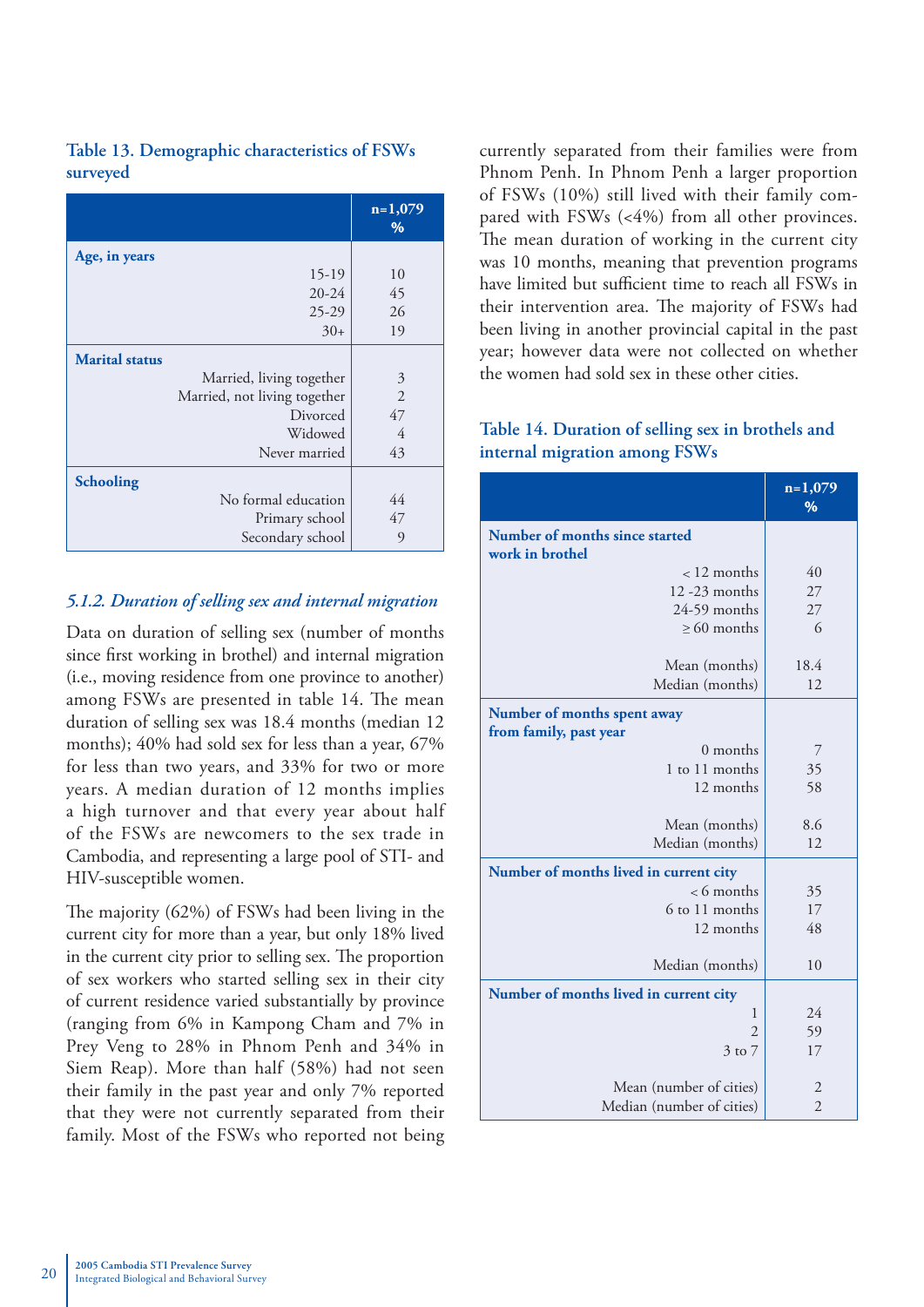**Table 13. Demographic characteristics of FSWs surveyed**

| | n=1,079 % |
|---|---|
| **Age, in years** | |
| 15-19 | 10 |
| 20-24 | 45 |
| 25-29 | 26 |
| 30+ | 19 |
| **Marital status** | |
| Married, living together | 3 |
| Married, not living together | 2 |
| Divorced | 47 |
| Widowed | 4 |
| Never married | 43 |
| **Schooling** | |
| No formal education | 44 |
| Primary school | 47 |
| Secondary school | 9 |

### *5.1.2. Duration of selling sex and internal migration*

Data on duration of selling sex (number of months since first working in brothel) and internal migration (i.e., moving residence from one province to another) among FSWs are presented in table 14. The mean duration of selling sex was 18.4 months (median 12 months); 40% had sold sex for less than a year, 67% for less than two years, and 33% for two or more years. A median duration of 12 months implies a high turnover and that every year about half of the FSWs are newcomers to the sex trade in Cambodia, and representing a large pool of STI- and HIV-susceptible women.

The majority (62%) of FSWs had been living in the current city for more than a year, but only 18% lived in the current city prior to selling sex. The proportion of sex workers who started selling sex in their city of current residence varied substantially by province (ranging from 6% in Kampong Cham and 7% in Prey Veng to 28% in Phnom Penh and 34% in Siem Reap). More than half (58%) had not seen their family in the past year and only 7% reported that they were not currently separated from their family. Most of the FSWs who reported not being currently separated from their families were from Phnom Penh. In Phnom Penh a larger proportion of FSWs (10%) still lived with their family compared with FSWs (<4%) from all other provinces. The mean duration of working in the current city was 10 months, meaning that prevention programs have limited but sufficient time to reach all FSWs in their intervention area. The majority of FSWs had been living in another provincial capital in the past year; however data were not collected on whether the women had sold sex in these other cities.

**Table 14. Duration of selling sex in brothels and internal migration among FSWs**

| | n=1,079 % |
|---|---|
| **Number of months since started work in brothel** | |
| < 12 months | 40 |
| 12 -23 months | 27 |
| 24-59 months | 27 |
| ≥ 60 months | 6 |
| Mean (months) | 18.4 |
| Median (months) | 12 |
| **Number of months spent away from family, past year** | |
| 0 months | 7 |
| 1 to 11 months | 35 |
| 12 months | 58 |
| Mean (months) | 8.6 |
| Median (months) | 12 |
| **Number of months lived in current city** | |
| < 6 months | 35 |
| 6 to 11 months | 17 |
| 12 months | 48 |
| Median (months) | 10 |
| **Number of months lived in current city** | |
| 1 | 24 |
| 2 | 59 |
| 3 to 7 | 17 |
| Mean (number of cities) | 2 |
| Median (number of cities) | 2 |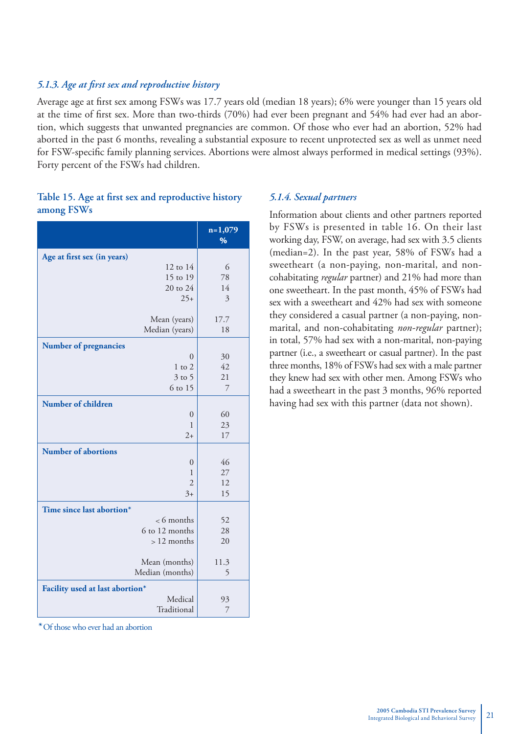### *5.1.3. Age at first sex and reproductive history*

Average age at first sex among FSWs was 17.7 years old (median 18 years); 6% were younger than 15 years old at the time of first sex. More than two-thirds (70%) had ever been pregnant and 54% had ever had an abortion, which suggests that unwanted pregnancies are common. Of those who ever had an abortion, 52% had aborted in the past 6 months, revealing a substantial exposure to recent unprotected sex as well as unmet need for FSW-specific family planning services. Abortions were almost always performed in medical settings (93%). Forty percent of the FSWs had children.

**Table 15. Age at first sex and reproductive history among FSWs**

| | n=1,079 % |
|---|---|
| **Age at first sex (in years)** | |
| 12 to 14 | 6 |
| 15 to 19 | 78 |
| 20 to 24 | 14 |
| 25+ | 3 |
| Mean (years) | 17.7 |
| Median (years) | 18 |
| **Number of pregnancies** | |
| 0 | 30 |
| 1 to 2 | 42 |
| 3 to 5 | 21 |
| 6 to 15 | 7 |
| **Number of children** | |
| 0 | 60 |
| 1 | 23 |
| 2+ | 17 |
| **Number of abortions** | |
| 0 | 46 |
| 1 | 27 |
| 2 | 12 |
| 3+ | 15 |
| **Time since last abortion*** | |
| < 6 months | 52 |
| 6 to 12 months | 28 |
| > 12 months | 20 |
| Mean (months) | 11.3 |
| Median (months) | 5 |
| **Facility used at last abortion*** | |
| Medical | 93 |
| Traditional | 7 |

\* Of those who ever had an abortion

### *5.1.4. Sexual partners*

Information about clients and other partners reported by FSWs is presented in table 16. On their last working day, FSW, on average, had sex with 3.5 clients (median=2). In the past year, 58% of FSWs had a sweetheart (a non-paying, non-marital, and non-cohabitating *regular* partner) and 21% had more than one sweetheart. In the past month, 45% of FSWs had sex with a sweetheart and 42% had sex with someone they considered a casual partner (a non-paying, non-marital, and non-cohabitating *non-regular* partner); in total, 57% had sex with a non-marital, non-paying partner (i.e., a sweetheart or casual partner). In the past three months, 18% of FSWs had sex with a male partner they knew had sex with other men. Among FSWs who had a sweetheart in the past 3 months, 96% reported having had sex with this partner (data not shown).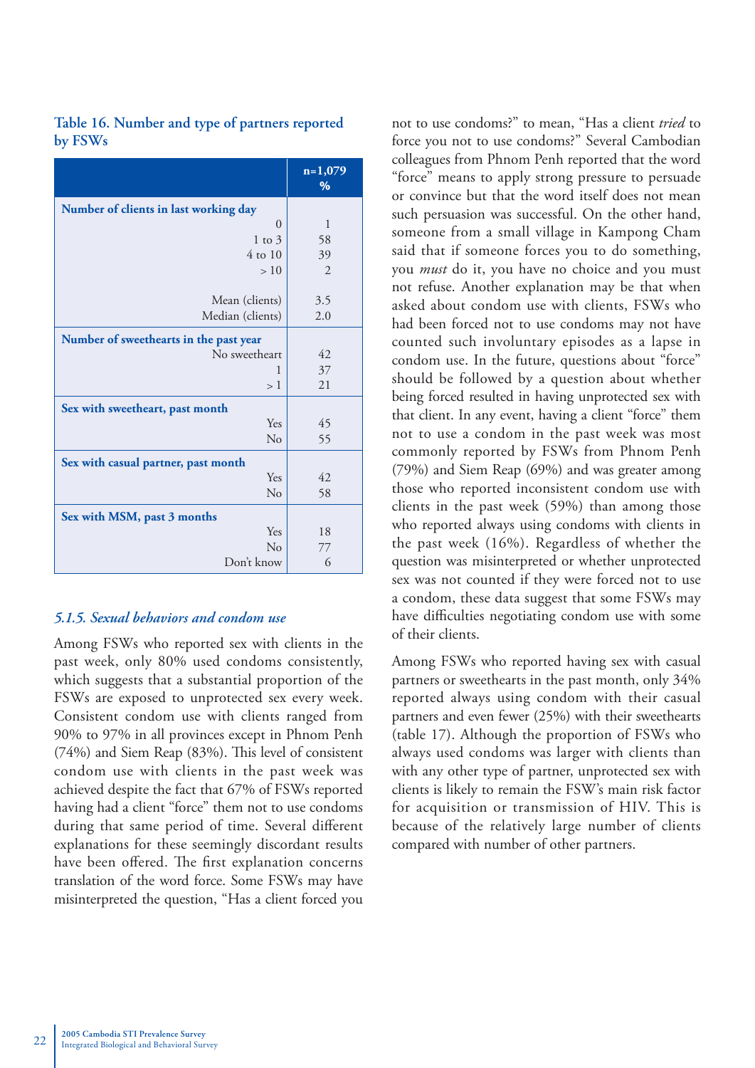**Table 16. Number and type of partners reported by FSWs**

| | n=1,079 % |
|---|---|
| **Number of clients in last working day** | |
| 0 | 1 |
| 1 to 3 | 58 |
| 4 to 10 | 39 |
| > 10 | 2 |
| Mean (clients) | 3.5 |
| Median (clients) | 2.0 |
| **Number of sweethearts in the past year** | |
| No sweetheart | 42 |
| 1 | 37 |
| > 1 | 21 |
| **Sex with sweetheart, past month** | |
| Yes | 45 |
| No | 55 |
| **Sex with casual partner, past month** | |
| Yes | 42 |
| No | 58 |
| **Sex with MSM, past 3 months** | |
| Yes | 18 |
| No | 77 |
| Don't know | 6 |

### *5.1.5. Sexual behaviors and condom use*

Among FSWs who reported sex with clients in the past week, only 80% used condoms consistently, which suggests that a substantial proportion of the FSWs are exposed to unprotected sex every week. Consistent condom use with clients ranged from 90% to 97% in all provinces except in Phnom Penh (74%) and Siem Reap (83%). This level of consistent condom use with clients in the past week was achieved despite the fact that 67% of FSWs reported having had a client "force" them not to use condoms during that same period of time. Several different explanations for these seemingly discordant results have been offered. The first explanation concerns translation of the word force. Some FSWs may have misinterpreted the question, "Has a client forced you not to use condoms?" to mean, "Has a client *tried* to force you not to use condoms?" Several Cambodian colleagues from Phnom Penh reported that the word "force" means to apply strong pressure to persuade or convince but that the word itself does not mean such persuasion was successful. On the other hand, someone from a small village in Kampong Cham said that if someone forces you to do something, you *must* do it, you have no choice and you must not refuse. Another explanation may be that when asked about condom use with clients, FSWs who had been forced not to use condoms may not have counted such involuntary episodes as a lapse in condom use. In the future, questions about "force" should be followed by a question about whether being forced resulted in having unprotected sex with that client. In any event, having a client "force" them not to use a condom in the past week was most commonly reported by FSWs from Phnom Penh (79%) and Siem Reap (69%) and was greater among those who reported inconsistent condom use with clients in the past week (59%) than among those who reported always using condoms with clients in the past week (16%). Regardless of whether the question was misinterpreted or whether unprotected sex was not counted if they were forced not to use a condom, these data suggest that some FSWs may have difficulties negotiating condom use with some of their clients.

Among FSWs who reported having sex with casual partners or sweethearts in the past month, only 34% reported always using condom with their casual partners and even fewer (25%) with their sweethearts (table 17). Although the proportion of FSWs who always used condoms was larger with clients than with any other type of partner, unprotected sex with clients is likely to remain the FSW's main risk factor for acquisition or transmission of HIV. This is because of the relatively large number of clients compared with number of other partners.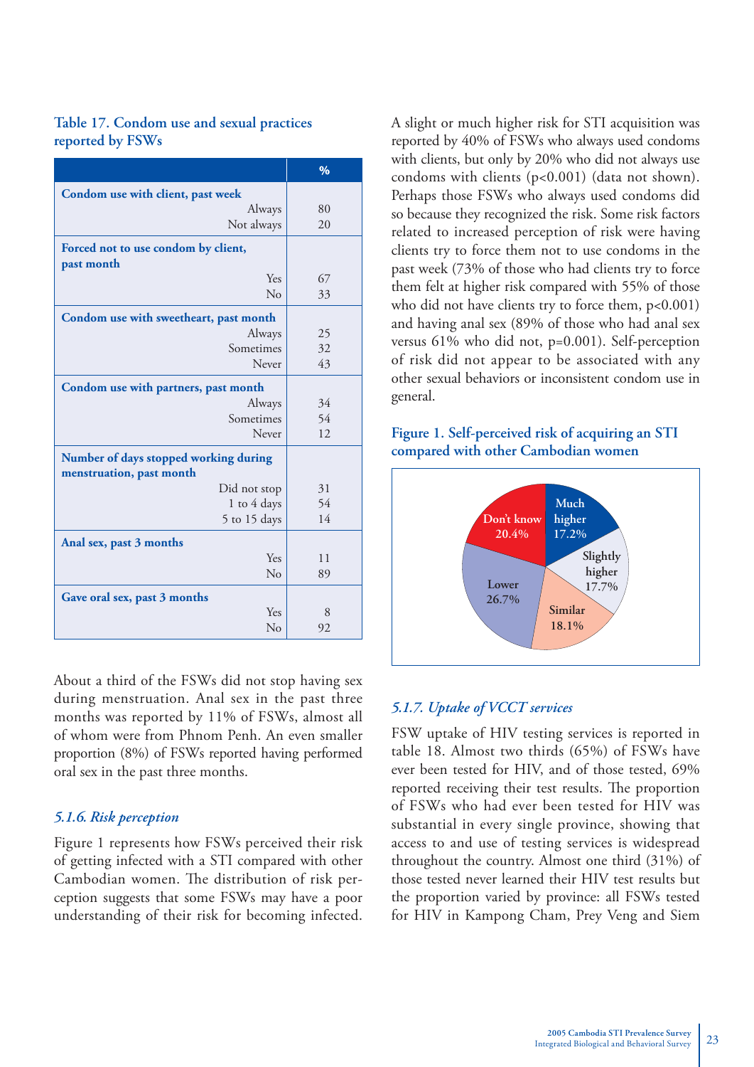**Table 17. Condom use and sexual practices reported by FSWs**

| | % |
|---|---|
| **Condom use with client, past week** | |
| Always | 80 |
| Not always | 20 |
| **Forced not to use condom by client, past month** | |
| Yes | 67 |
| No | 33 |
| **Condom use with sweetheart, past month** | |
| Always | 25 |
| Sometimes | 32 |
| Never | 43 |
| **Condom use with partners, past month** | |
| Always | 34 |
| Sometimes | 54 |
| Never | 12 |
| **Number of days stopped working during menstruation, past month** | |
| Did not stop | 31 |
| 1 to 4 days | 54 |
| 5 to 15 days | 14 |
| **Anal sex, past 3 months** | |
| Yes | 11 |
| No | 89 |
| **Gave oral sex, past 3 months** | |
| Yes | 8 |
| No | 92 |

About a third of the FSWs did not stop having sex during menstruation. Anal sex in the past three months was reported by 11% of FSWs, almost all of whom were from Phnom Penh. An even smaller proportion (8%) of FSWs reported having performed oral sex in the past three months.

### *5.1.6. Risk perception*

Figure 1 represents how FSWs perceived their risk of getting infected with a STI compared with other Cambodian women. The distribution of risk perception suggests that some FSWs may have a poor understanding of their risk for becoming infected. A slight or much higher risk for STI acquisition was reported by 40% of FSWs who always used condoms with clients, but only by 20% who did not always use condoms with clients ($p<0.001$) (data not shown). Perhaps those FSWs who always used condoms did so because they recognized the risk. Some risk factors related to increased perception of risk were having clients try to force them not to use condoms in the past week (73% of those who had clients try to force them felt at higher risk compared with 55% of those who did not have clients try to force them, $p<0.001$) and having anal sex (89% of those who had anal sex versus 61% who did not, $p=0.001$). Self-perception of risk did not appear to be associated with any other sexual behaviors or inconsistent condom use in general.

**Figure 1. Self-perceived risk of acquiring an STI compared with other Cambodian women**

| Category | % |
|---|---|
| Much higher | 17.2% |
| Slightly higher | 17.7% |
| Similar | 18.1% |
| Lower | 26.7% |
| Don't know | 20.4% |

### *5.1.7. Uptake of VCCT services*

FSW uptake of HIV testing services is reported in table 18. Almost two thirds (65%) of FSWs have ever been tested for HIV, and of those tested, 69% reported receiving their test results. The proportion of FSWs who had ever been tested for HIV was substantial in every single province, showing that access to and use of testing services is widespread throughout the country. Almost one third (31%) of those tested never learned their HIV test results but the proportion varied by province: all FSWs tested for HIV in Kampong Cham, Prey Veng and Siem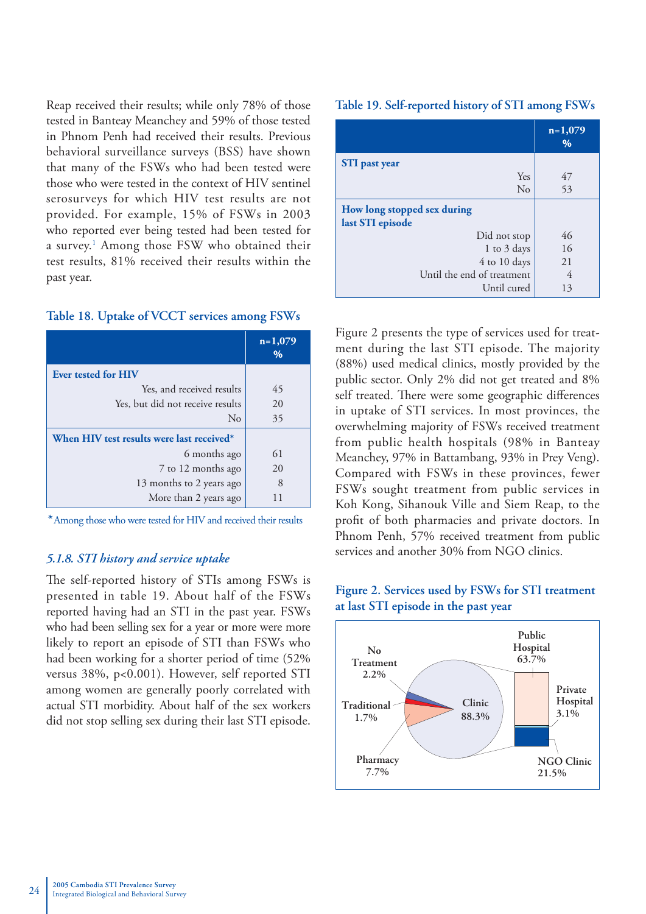Reap received their results; while only 78% of those tested in Banteay Meanchey and 59% of those tested in Phnom Penh had received their results. Previous behavioral surveillance surveys (BSS) have shown that many of the FSWs who had been tested were those who were tested in the context of HIV sentinel serosurveys for which HIV test results are not provided. For example, 15% of FSWs in 2003 who reported ever being tested had been tested for a survey.[1] Among those FSW who obtained their test results, 81% received their results within the past year.

**Table 18. Uptake of VCCT services among FSWs**

| | n=1,079 % |
|---|---|
| **Ever tested for HIV** | |
| Yes, and received results | 45 |
| Yes, but did not receive results | 20 |
| No | 35 |
| **When HIV test results were last received*** | |
| 6 months ago | 61 |
| 7 to 12 months ago | 20 |
| 13 months to 2 years ago | 8 |
| More than 2 years ago | 11 |

*Among those who were tested for HIV and received their results

### *5.1.8. STI history and service uptake*

The self-reported history of STIs among FSWs is presented in table 19. About half of the FSWs reported having had an STI in the past year. FSWs who had been selling sex for a year or more were more likely to report an episode of STI than FSWs who had been working for a shorter period of time (52% versus 38%, $p<0.001$). However, self reported STI among women are generally poorly correlated with actual STI morbidity. About half of the sex workers did not stop selling sex during their last STI episode.

**Table 19. Self-reported history of STI among FSWs**

| | n=1,079 % |
|---|---|
| **STI past year** | |
| Yes | 47 |
| No | 53 |
| **How long stopped sex during last STI episode** | |
| Did not stop | 46 |
| 1 to 3 days | 16 |
| 4 to 10 days | 21 |
| Until the end of treatment | 4 |
| Until cured | 13 |

Figure 2 presents the type of services used for treatment during the last STI episode. The majority (88%) used medical clinics, mostly provided by the public sector. Only 2% did not get treated and 8% self treated. There were some geographic differences in uptake of STI services. In most provinces, the overwhelming majority of FSWs received treatment from public health hospitals (98% in Banteay Meanchey, 97% in Battambang, 93% in Prey Veng). Compared with FSWs in these provinces, fewer FSWs sought treatment from public services in Koh Kong, Sihanouk Ville and Siem Reap, to the profit of both pharmacies and private doctors. In Phnom Penh, 57% received treatment from public services and another 30% from NGO clinics.

**Figure 2. Services used by FSWs for STI treatment at last STI episode in the past year**

| Service | % |
|---|---|
| Clinic | 88.3% |
| – Public Hospital | 63.7% |
| – Private Hospital | 3.1% |
| – NGO Clinic | 21.5% |
| Pharmacy | 7.7% |
| No Treatment | 2.2% |
| Traditional | 1.7% |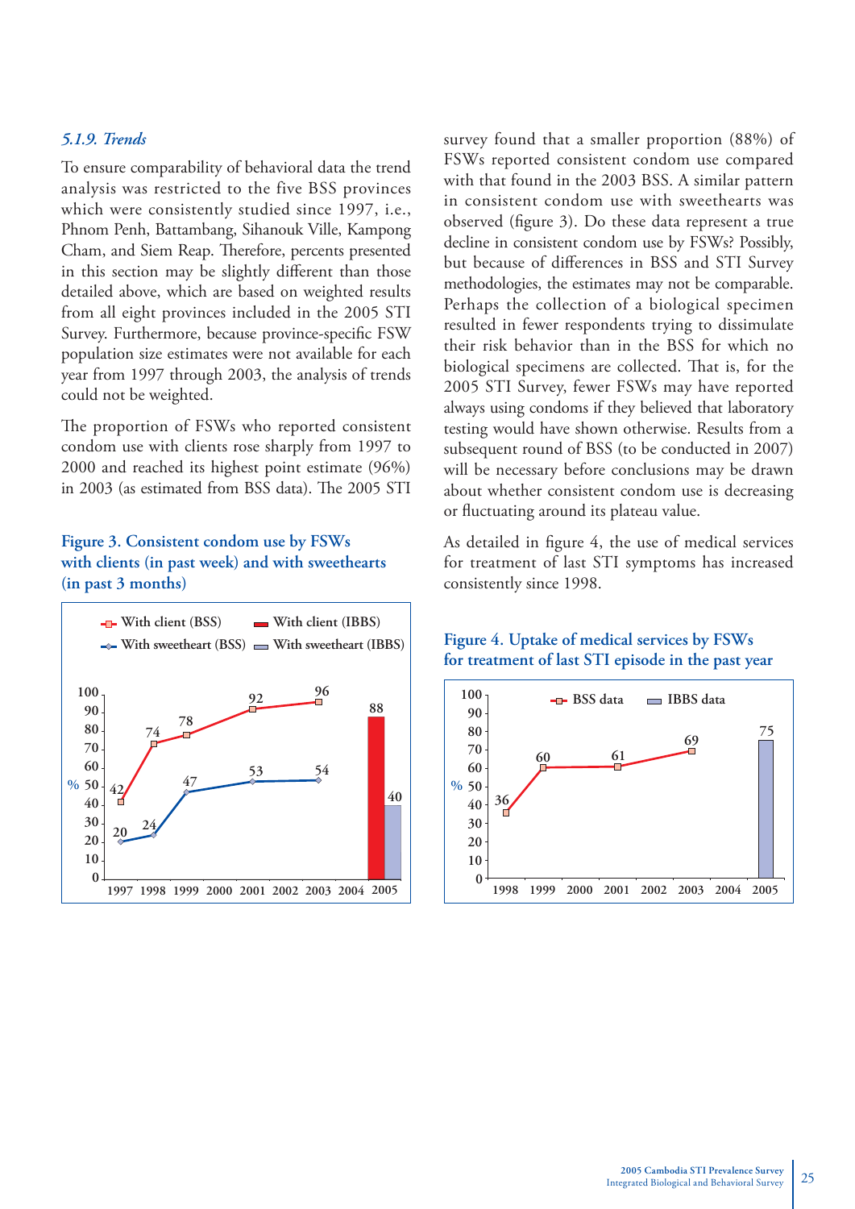### *5.1.9. Trends*

To ensure comparability of behavioral data the trend analysis was restricted to the five BSS provinces which were consistently studied since 1997, i.e., Phnom Penh, Battambang, Sihanouk Ville, Kampong Cham, and Siem Reap. Therefore, percents presented in this section may be slightly different than those detailed above, which are based on weighted results from all eight provinces included in the 2005 STI Survey. Furthermore, because province-specific FSW population size estimates were not available for each year from 1997 through 2003, the analysis of trends could not be weighted.

The proportion of FSWs who reported consistent condom use with clients rose sharply from 1997 to 2000 and reached its highest point estimate (96%) in 2003 (as estimated from BSS data). The 2005 STI survey found that a smaller proportion (88%) of FSWs reported consistent condom use compared with that found in the 2003 BSS. A similar pattern in consistent condom use with sweethearts was observed (figure 3). Do these data represent a true decline in consistent condom use by FSWs? Possibly, but because of differences in BSS and STI Survey methodologies, the estimates may not be comparable. Perhaps the collection of a biological specimen resulted in fewer respondents trying to dissimulate their risk behavior than in the BSS for which no biological specimens are collected. That is, for the 2005 STI Survey, fewer FSWs may have reported always using condoms if they believed that laboratory testing would have shown otherwise. Results from a subsequent round of BSS (to be conducted in 2007) will be necessary before conclusions may be drawn about whether consistent condom use is decreasing or fluctuating around its plateau value.

**Figure 3. Consistent condom use by FSWs with clients (in past week) and with sweethearts (in past 3 months)**

| Year | With client (BSS) | With sweetheart (BSS) | With client (IBBS) | With sweetheart (IBBS) |
|---|---|---|---|---|
| 1997 | 42 | 20 | | |
| 1998 | 74 | 24 | | |
| 1999 | 78 | 47 | | |
| 2001 | 92 | 53 | | |
| 2003 | 96 | 54 | | |
| 2005 | | | 88 | 40 |

As detailed in figure 4, the use of medical services for treatment of last STI symptoms has increased consistently since 1998.

**Figure 4. Uptake of medical services by FSWs for treatment of last STI episode in the past year**

| Year | BSS data | IBBS data |
|---|---|---|
| 1998 | 36 | |
| 1999 | 60 | |
| 2001 | 61 | |
| 2003 | 69 | |
| 2005 | | 75 |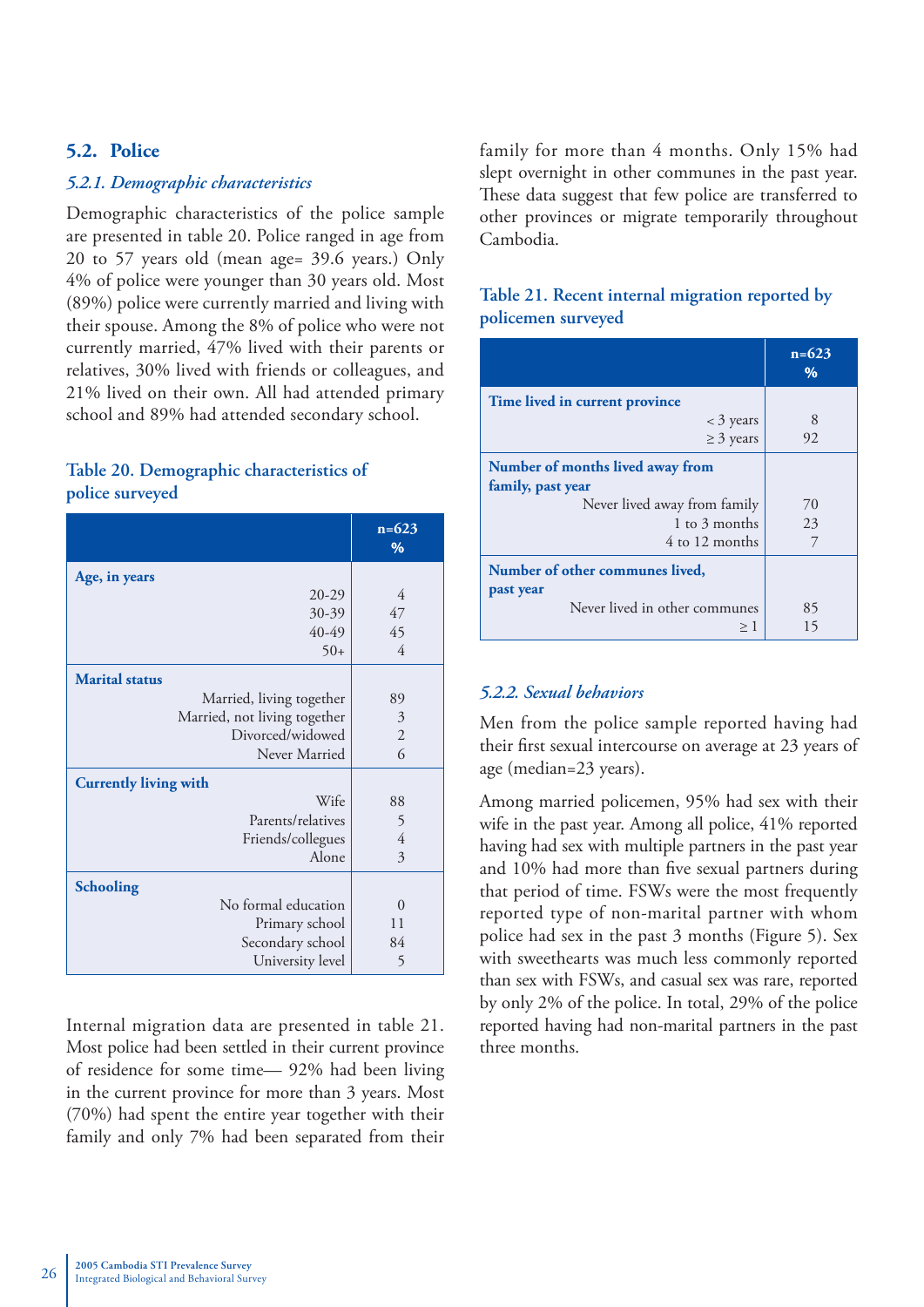## 5.2. Police

### *5.2.1. Demographic characteristics*

Demographic characteristics of the police sample are presented in table 20. Police ranged in age from 20 to 57 years old (mean age= 39.6 years.) Only 4% of police were younger than 30 years old. Most (89%) police were currently married and living with their spouse. Among the 8% of police who were not currently married, 47% lived with their parents or relatives, 30% lived with friends or colleagues, and 21% lived on their own. All had attended primary school and 89% had attended secondary school.

**Table 20. Demographic characteristics of police surveyed**

| | n=623 % |
|---|---|
| **Age, in years** | |
| 20-29 | 4 |
| 30-39 | 47 |
| 40-49 | 45 |
| 50+ | 4 |
| **Marital status** | |
| Married, living together | 89 |
| Married, not living together | 3 |
| Divorced/widowed | 2 |
| Never Married | 6 |
| **Currently living with** | |
| Wife | 88 |
| Parents/relatives | 5 |
| Friends/collegues | 4 |
| Alone | 3 |
| **Schooling** | |
| No formal education | 0 |
| Primary school | 11 |
| Secondary school | 84 |
| University level | 5 |

Internal migration data are presented in table 21. Most police had been settled in their current province of residence for some time— 92% had been living in the current province for more than 3 years. Most (70%) had spent the entire year together with their family and only 7% had been separated from their family for more than 4 months. Only 15% had slept overnight in other communes in the past year. These data suggest that few police are transferred to other provinces or migrate temporarily throughout Cambodia.

**Table 21. Recent internal migration reported by policemen surveyed**

| | n=623 % |
|---|---|
| **Time lived in current province** | |
| < 3 years | 8 |
| ≥ 3 years | 92 |
| **Number of months lived away from family, past year** | |
| Never lived away from family | 70 |
| 1 to 3 months | 23 |
| 4 to 12 months | 7 |
| **Number of other communes lived, past year** | |
| Never lived in other communes | 85 |
| ≥ 1 | 15 |

### *5.2.2. Sexual behaviors*

Men from the police sample reported having had their first sexual intercourse on average at 23 years of age (median=23 years).

Among married policemen, 95% had sex with their wife in the past year. Among all police, 41% reported having had sex with multiple partners in the past year and 10% had more than five sexual partners during that period of time. FSWs were the most frequently reported type of non-marital partner with whom police had sex in the past 3 months (Figure 5). Sex with sweethearts was much less commonly reported than sex with FSWs, and casual sex was rare, reported by only 2% of the police. In total, 29% of the police reported having had non-marital partners in the past three months.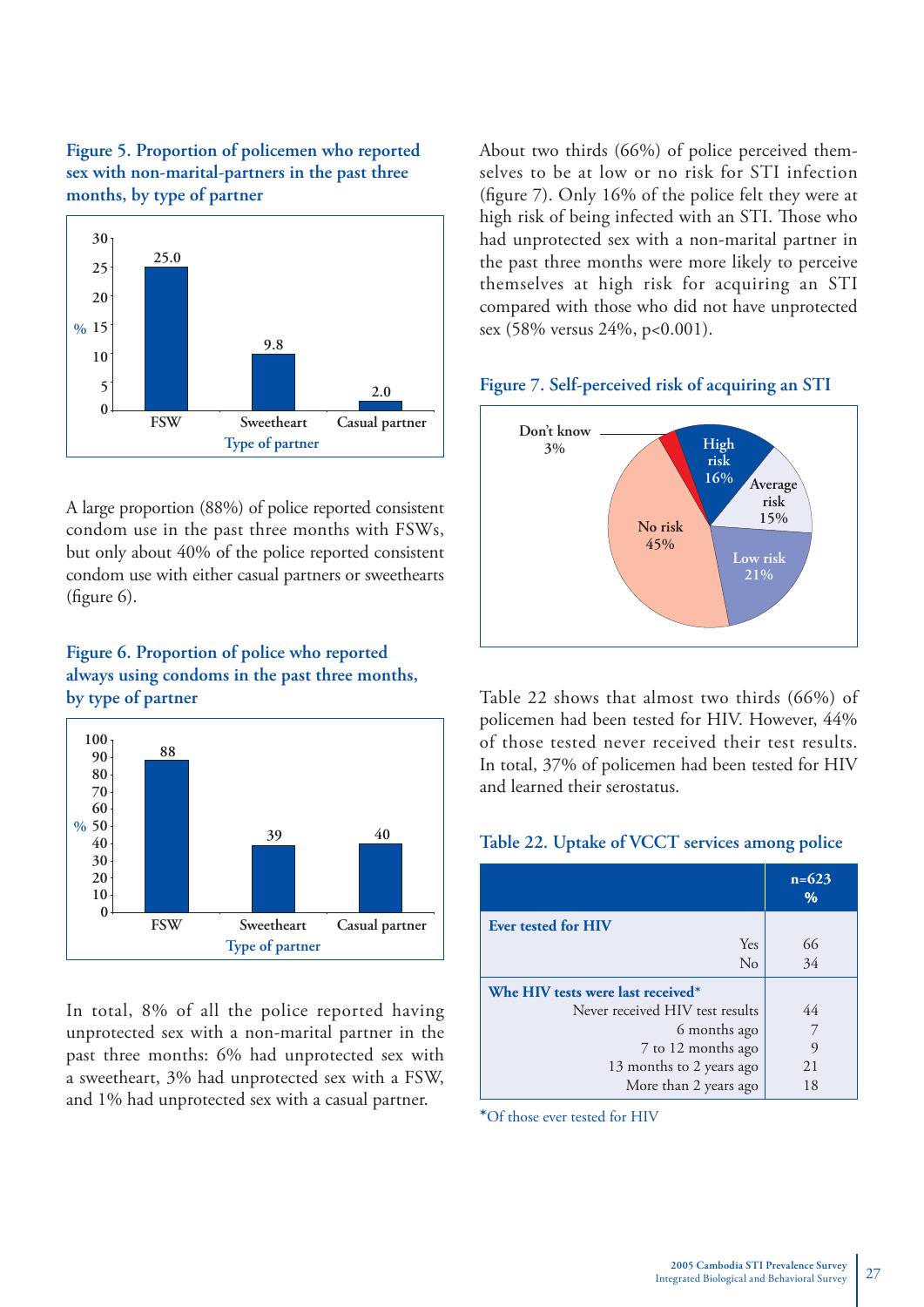**Figure 5. Proportion of policemen who reported sex with non-marital-partners in the past three months, by type of partner**

| Type of partner | % |
|---|---|
| FSW | 25.0 |
| Sweetheart | 9.8 |
| Casual partner | 2.0 |

A large proportion (88%) of police reported consistent condom use in the past three months with FSWs, but only about 40% of the police reported consistent condom use with either casual partners or sweethearts (figure 6).

**Figure 6. Proportion of police who reported always using condoms in the past three months, by type of partner**

| Type of partner | % |
|---|---|
| FSW | 88 |
| Sweetheart | 39 |
| Casual partner | 40 |

In total, 8% of all the police reported having unprotected sex with a non-marital partner in the past three months: 6% had unprotected sex with a sweetheart, 3% had unprotected sex with a FSW, and 1% had unprotected sex with a casual partner.

About two thirds (66%) of police perceived themselves to be at low or no risk for STI infection (figure 7). Only 16% of the police felt they were at high risk of being infected with an STI. Those who had unprotected sex with a non-marital partner in the past three months were more likely to perceive themselves at high risk for acquiring an STI compared with those who did not have unprotected sex (58% versus 24%, $p<0.001$).

**Figure 7. Self-perceived risk of acquiring an STI**

| Risk | % |
|---|---|
| High risk | 16% |
| Average risk | 15% |
| Low risk | 21% |
| No risk | 45% |
| Don't know | 3% |

Table 22 shows that almost two thirds (66%) of policemen had been tested for HIV. However, 44% of those tested never received their test results. In total, 37% of policemen had been tested for HIV and learned their serostatus.

**Table 22. Uptake of VCCT services among police**

| | n=623 % |
|---|---|
| **Ever tested for HIV** | |
| Yes | 66 |
| No | 34 |
| **Whe HIV tests were last received*** | |
| Never received HIV test results | 44 |
| 6 months ago | 7 |
| 7 to 12 months ago | 9 |
| 13 months to 2 years ago | 21 |
| More than 2 years ago | 18 |

*Of those ever tested for HIV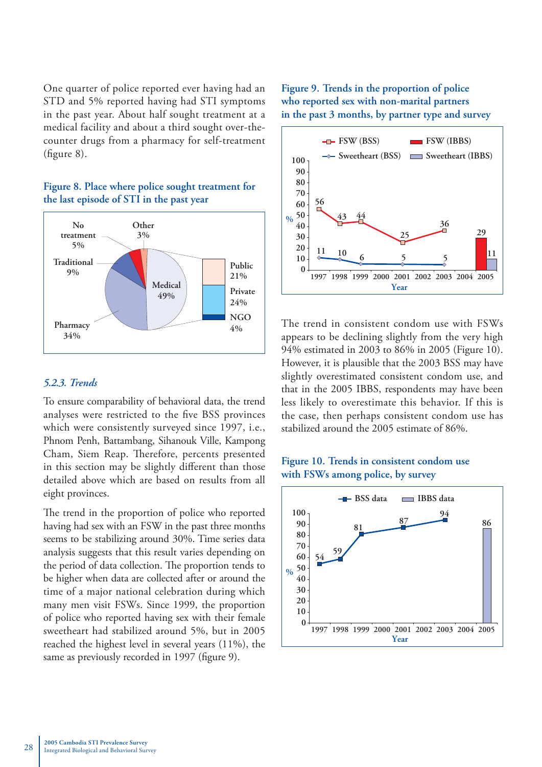One quarter of police reported ever having had an STD and 5% reported having had STI symptoms in the past year. About half sought treatment at a medical facility and about a third sought over-the-counter drugs from a pharmacy for self-treatment (figure 8).

**Figure 8. Place where police sought treatment for the last episode of STI in the past year**

### 5.2.3. Trends

To ensure comparability of behavioral data, the trend analyses were restricted to the five BSS provinces which were consistently surveyed since 1997, i.e., Phnom Penh, Battambang, Sihanouk Ville, Kampong Cham, Siem Reap. Therefore, percents presented in this section may be slightly different than those detailed above which are based on results from all eight provinces.

The trend in the proportion of police who reported having had sex with an FSW in the past three months seems to be stabilizing around 30%. Time series data analysis suggests that this result varies depending on the period of data collection. The proportion tends to be higher when data are collected after or around the time of a major national celebration during which many men visit FSWs. Since 1999, the proportion of police who reported having sex with their female sweetheart had stabilized around 5%, but in 2005 reached the highest level in several years (11%), the same as previously recorded in 1997 (figure 9).

**Figure 9. Trends in the proportion of police who reported sex with non-marital partners in the past 3 months, by partner type and survey**

The trend in consistent condom use with FSWs appears to be declining slightly from the very high 94% estimated in 2003 to 86% in 2005 (Figure 10). However, it is plausible that the 2003 BSS may have slightly overestimated consistent condom use, and that in the 2005 IBBS, respondents may have been less likely to overestimate this behavior. If this is the case, then perhaps consistent condom use has stabilized around the 2005 estimate of 86%.

**Figure 10. Trends in consistent condom use with FSWs among police, by survey**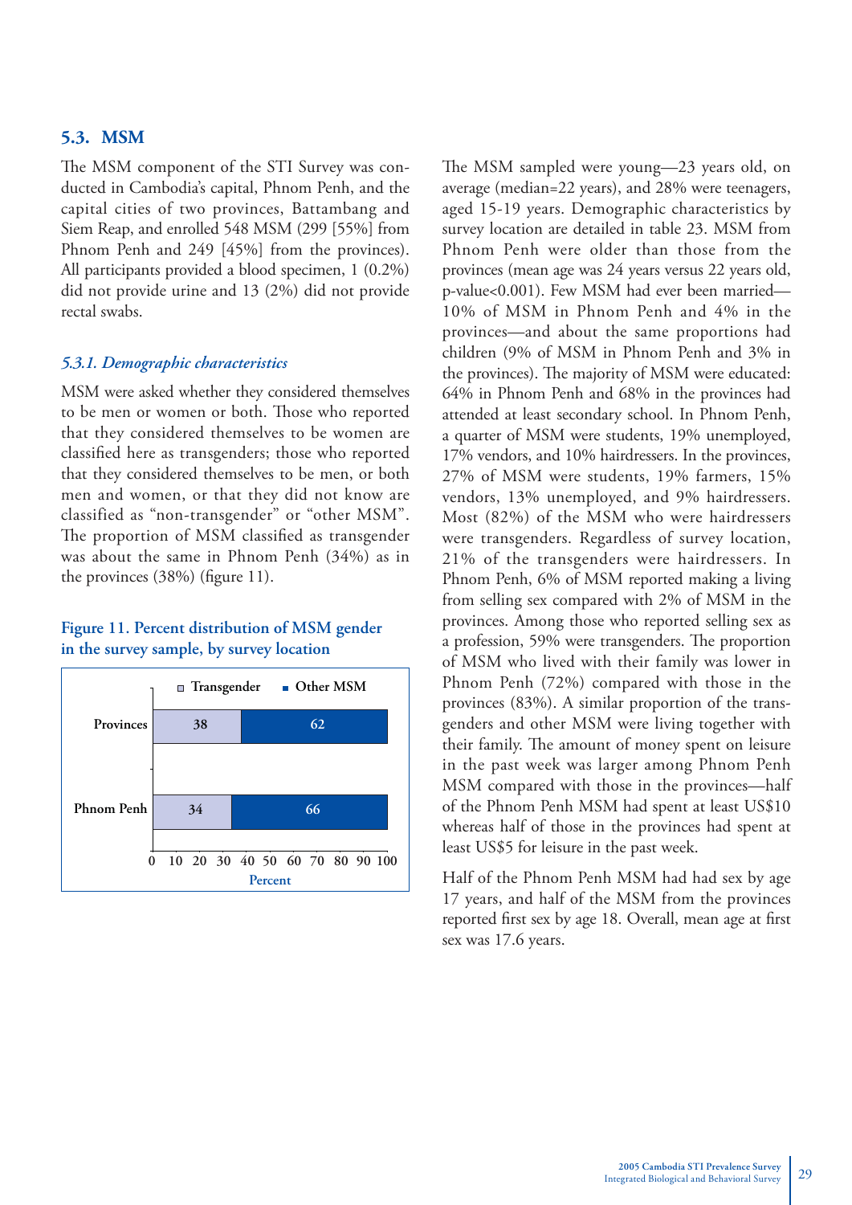## 5.3. MSM

The MSM component of the STI Survey was conducted in Cambodia's capital, Phnom Penh, and the capital cities of two provinces, Battambang and Siem Reap, and enrolled 548 MSM (299 [55%] from Phnom Penh and 249 [45%] from the provinces). All participants provided a blood specimen, 1 (0.2%) did not provide urine and 13 (2%) did not provide rectal swabs.

### *5.3.1. Demographic characteristics*

MSM were asked whether they considered themselves to be men or women or both. Those who reported that they considered themselves to be women are classified here as transgenders; those who reported that they considered themselves to be men, or both men and women, or that they did not know are classified as "non-transgender" or "other MSM". The proportion of MSM classified as transgender was about the same in Phnom Penh (34%) as in the provinces (38%) (figure 11).

**Figure 11. Percent distribution of MSM gender in the survey sample, by survey location**

| | Transgender | Other MSM |
|---|---|---|
| Provinces | 38 | 62 |
| Phnom Penh | 34 | 66 |

The MSM sampled were young—23 years old, on average (median=22 years), and 28% were teenagers, aged 15-19 years. Demographic characteristics by survey location are detailed in table 23. MSM from Phnom Penh were older than those from the provinces (mean age was 24 years versus 22 years old, p-value<0.001). Few MSM had ever been married—10% of MSM in Phnom Penh and 4% in the provinces—and about the same proportions had children (9% of MSM in Phnom Penh and 3% in the provinces). The majority of MSM were educated: 64% in Phnom Penh and 68% in the provinces had attended at least secondary school. In Phnom Penh, a quarter of MSM were students, 19% unemployed, 17% vendors, and 10% hairdressers. In the provinces, 27% of MSM were students, 19% farmers, 15% vendors, 13% unemployed, and 9% hairdressers. Most (82%) of the MSM who were hairdressers were transgenders. Regardless of survey location, 21% of the transgenders were hairdressers. In Phnom Penh, 6% of MSM reported making a living from selling sex compared with 2% of MSM in the provinces. Among those who reported selling sex as a profession, 59% were transgenders. The proportion of MSM who lived with their family was lower in Phnom Penh (72%) compared with those in the provinces (83%). A similar proportion of the transgenders and other MSM were living together with their family. The amount of money spent on leisure in the past week was larger among Phnom Penh MSM compared with those in the provinces—half of the Phnom Penh MSM had spent at least US$10 whereas half of those in the provinces had spent at least US$5 for leisure in the past week.

Half of the Phnom Penh MSM had had sex by age 17 years, and half of the MSM from the provinces reported first sex by age 18. Overall, mean age at first sex was 17.6 years.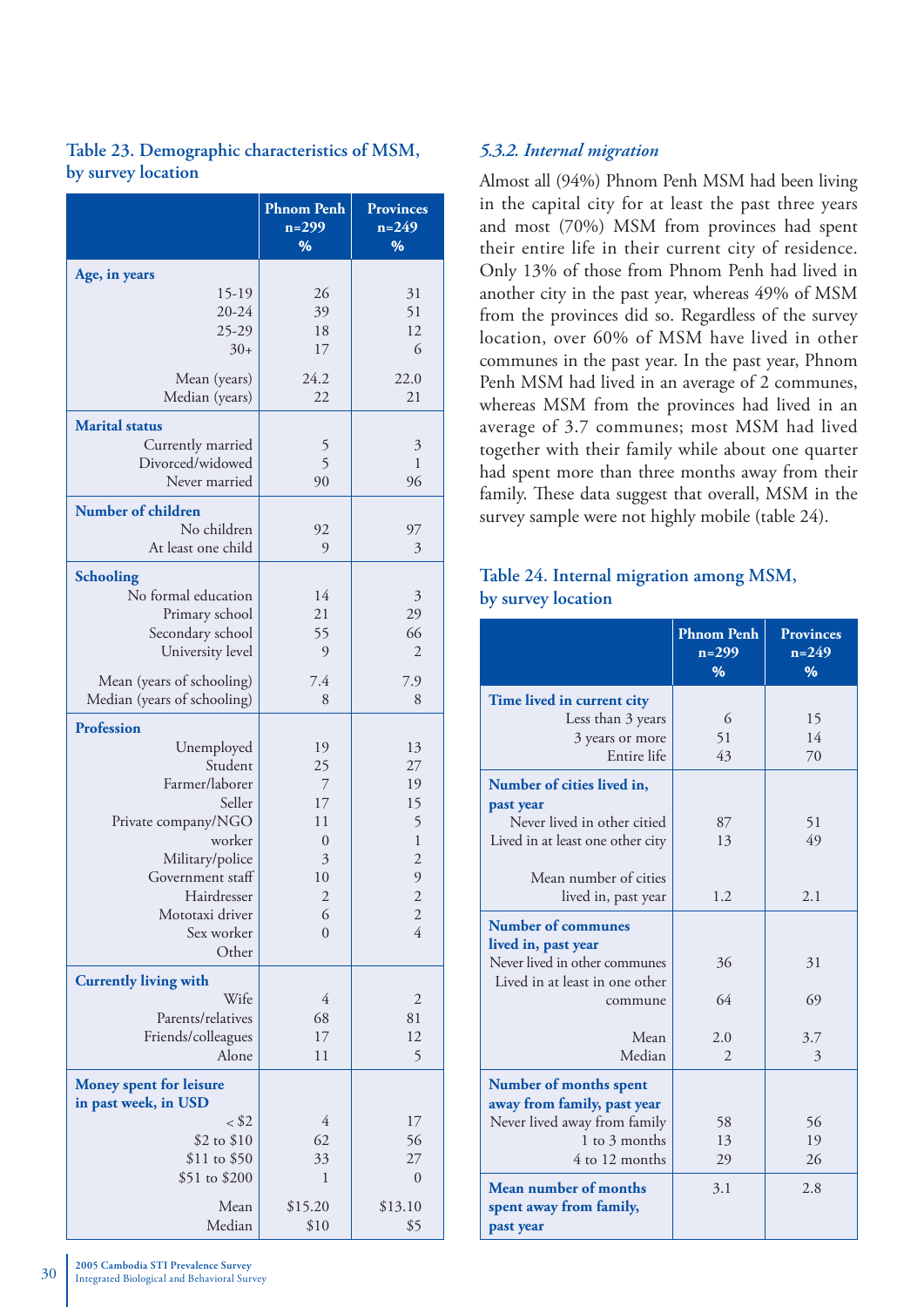### Table 23. Demographic characteristics of MSM, by survey location

| | Phnom Penh n=299 % | Provinces n=249 % |
|---|---|---|
| **Age, in years** | | |
| 15-19 | 26 | 31 |
| 20-24 | 39 | 51 |
| 25-29 | 18 | 12 |
| 30+ | 17 | 6 |
| Mean (years) | 24.2 | 22.0 |
| Median (years) | 22 | 21 |
| **Marital status** | | |
| Currently married | 5 | 3 |
| Divorced/widowed | 5 | 1 |
| Never married | 90 | 96 |
| **Number of children** | | |
| No children | 92 | 97 |
| At least one child | 9 | 3 |
| **Schooling** | | |
| No formal education | 14 | 3 |
| Primary school | 21 | 29 |
| Secondary school | 55 | 66 |
| University level | 9 | 2 |
| Mean (years of schooling) | 7.4 | 7.9 |
| Median (years of schooling) | 8 | 8 |
| **Profession** | | |
| Unemployed | 19 | 13 |
| Student | 25 | 27 |
| Farmer/laborer | 7 | 19 |
| Seller | 17 | 15 |
| Private company/NGO | 11 | 5 |
| worker | 0 | 1 |
| Military/police | 3 | 2 |
| Government staff | 10 | 9 |
| Hairdresser | 2 | 2 |
| Mototaxi driver | 6 | 2 |
| Sex worker | 0 | 4 |
| Other | | |
| **Currently living with** | | |
| Wife | 4 | 2 |
| Parents/relatives | 68 | 81 |
| Friends/colleagues | 17 | 12 |
| Alone | 11 | 5 |
| **Money spent for leisure in past week, in USD** | | |
| < $2 | 4 | 17 |
| $2 to $10 | 62 | 56 |
| $11 to $50 | 33 | 27 |
| $51 to $200 | 1 | 0 |
| Mean | $15.20 | $13.10 |
| Median | $10 | $5 |

### *5.3.2. Internal migration*

Almost all (94%) Phnom Penh MSM had been living in the capital city for at least the past three years and most (70%) MSM from provinces had spent their entire life in their current city of residence. Only 13% of those from Phnom Penh had lived in another city in the past year, whereas 49% of MSM from the provinces did so. Regardless of the survey location, over 60% of MSM have lived in other communes in the past year. In the past year, Phnom Penh MSM had lived in an average of 2 communes, whereas MSM from the provinces had lived in an average of 3.7 communes; most MSM had lived together with their family while about one quarter had spent more than three months away from their family. These data suggest that overall, MSM in the survey sample were not highly mobile (table 24).

### Table 24. Internal migration among MSM, by survey location

| | Phnom Penh n=299 % | Provinces n=249 % |
|---|---|---|
| **Time lived in current city** | | |
| Less than 3 years | 6 | 15 |
| 3 years or more | 51 | 14 |
| Entire life | 43 | 70 |
| **Number of cities lived in, past year** | | |
| Never lived in other citied | 87 | 51 |
| Lived in at least one other city | 13 | 49 |
| Mean number of cities lived in, past year | 1.2 | 2.1 |
| **Number of communes lived in, past year** | | |
| Never lived in other communes | 36 | 31 |
| Lived in at least in one other commune | 64 | 69 |
| Mean | 2.0 | 3.7 |
| Median | 2 | 3 |
| **Number of months spent away from family, past year** | | |
| Never lived away from family | 58 | 56 |
| 1 to 3 months | 13 | 19 |
| 4 to 12 months | 29 | 26 |
| **Mean number of months spent away from family, past year** | 3.1 | 2.8 |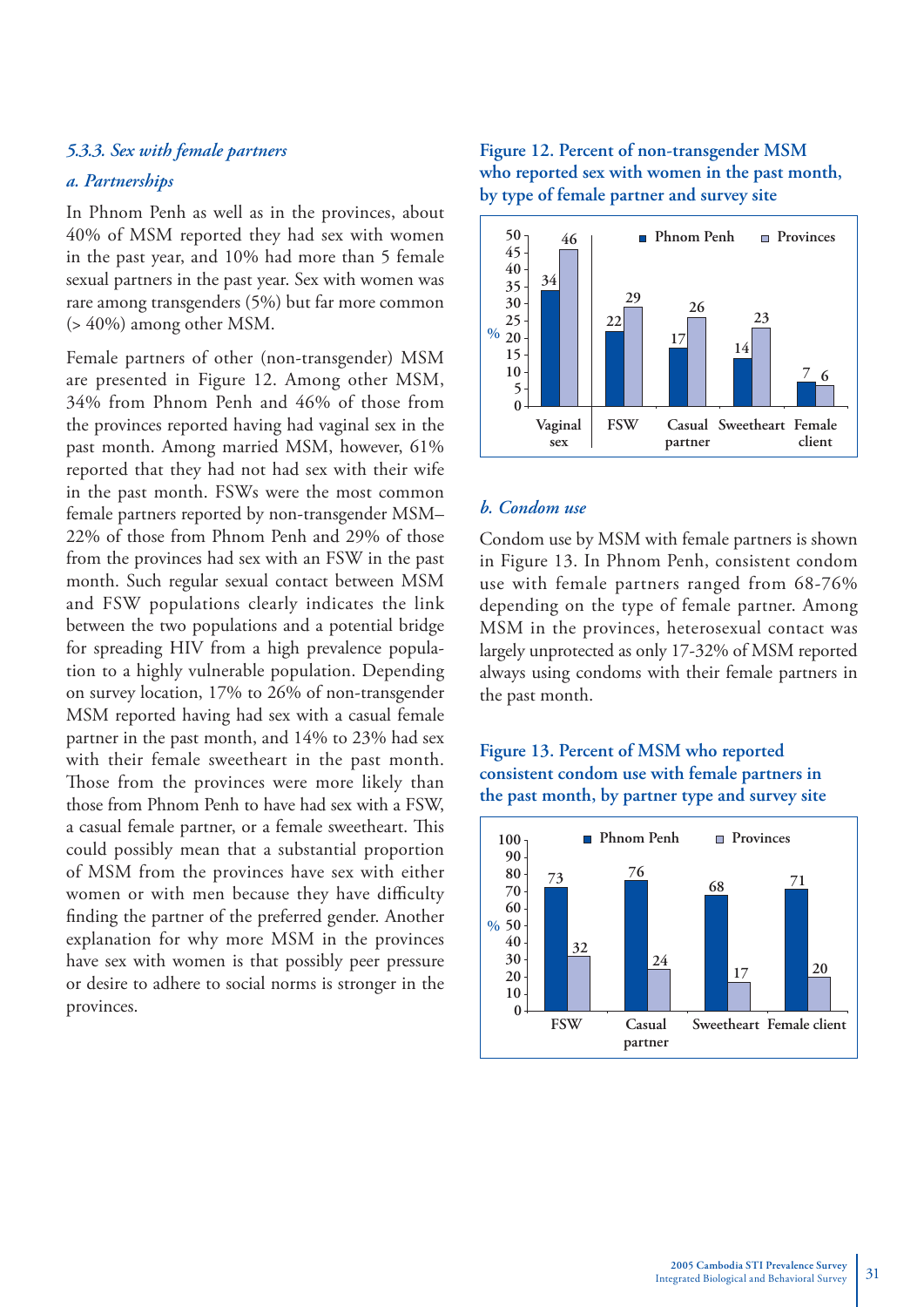### *5.3.3. Sex with female partners*

#### *a. Partnerships*

In Phnom Penh as well as in the provinces, about 40% of MSM reported they had sex with women in the past year, and 10% had more than 5 female sexual partners in the past year. Sex with women was rare among transgenders (5%) but far more common (> 40%) among other MSM.

Female partners of other (non-transgender) MSM are presented in Figure 12. Among other MSM, 34% from Phnom Penh and 46% of those from the provinces reported having had vaginal sex in the past month. Among married MSM, however, 61% reported that they had not had sex with their wife in the past month. FSWs were the most common female partners reported by non-transgender MSM– 22% of those from Phnom Penh and 29% of those from the provinces had sex with an FSW in the past month. Such regular sexual contact between MSM and FSW populations clearly indicates the link between the two populations and a potential bridge for spreading HIV from a high prevalence population to a highly vulnerable population. Depending on survey location, 17% to 26% of non-transgender MSM reported having had sex with a casual female partner in the past month, and 14% to 23% had sex with their female sweetheart in the past month. Those from the provinces were more likely than those from Phnom Penh to have had sex with a FSW, a casual female partner, or a female sweetheart. This could possibly mean that a substantial proportion of MSM from the provinces have sex with either women or with men because they have difficulty finding the partner of the preferred gender. Another explanation for why more MSM in the provinces have sex with women is that possibly peer pressure or desire to adhere to social norms is stronger in the provinces.

**Figure 12. Percent of non-transgender MSM who reported sex with women in the past month, by type of female partner and survey site**

| % | Vaginal sex | FSW | Casual partner | Sweetheart | Female client |
|---|---|---|---|---|---|
| Phnom Penh | 34 | 22 | 17 | 14 | 7 |
| Provinces | 46 | 29 | 26 | 23 | 6 |

#### *b. Condom use*

Condom use by MSM with female partners is shown in Figure 13. In Phnom Penh, consistent condom use with female partners ranged from 68-76% depending on the type of female partner. Among MSM in the provinces, heterosexual contact was largely unprotected as only 17-32% of MSM reported always using condoms with their female partners in the past month.

**Figure 13. Percent of MSM who reported consistent condom use with female partners in the past month, by partner type and survey site**

| % | FSW | Casual partner | Sweetheart | Female client |
|---|---|---|---|---|
| Phnom Penh | 73 | 76 | 68 | 71 |
| Provinces | 32 | 24 | 17 | 20 |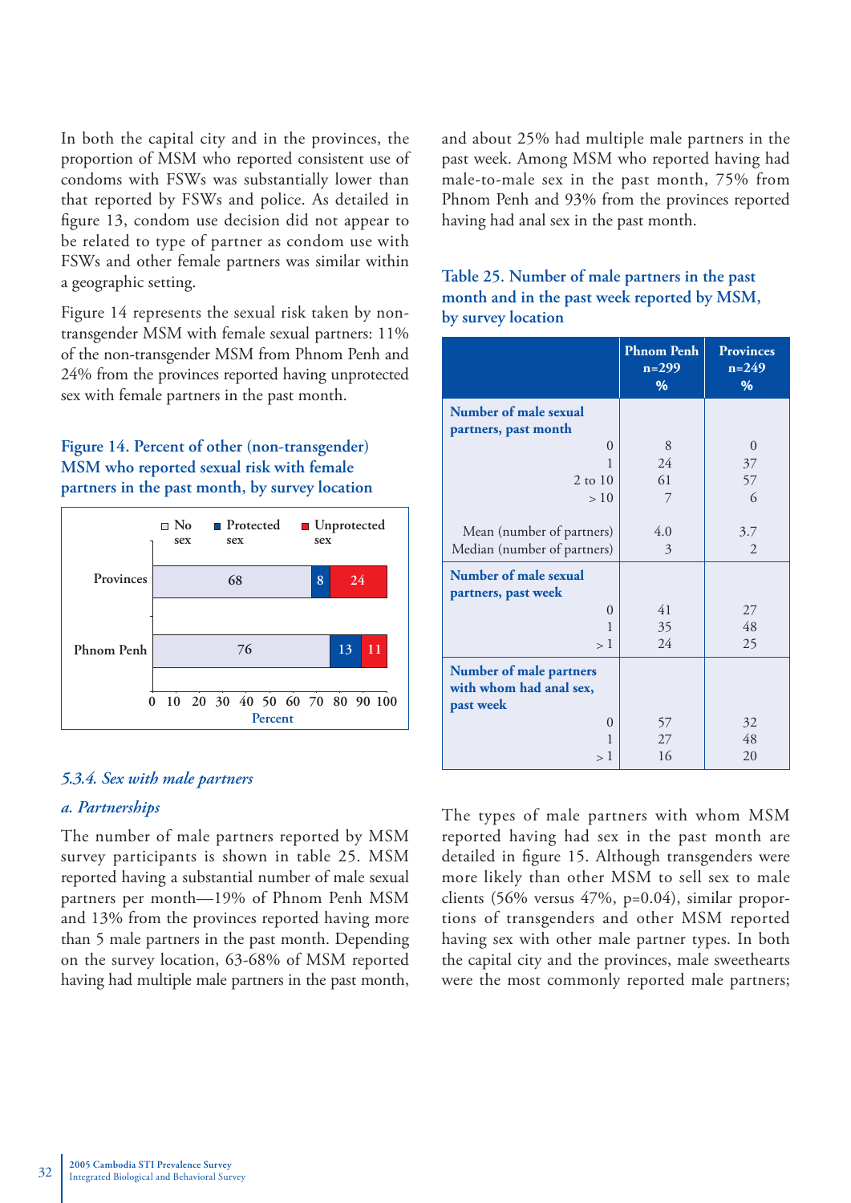In both the capital city and in the provinces, the proportion of MSM who reported consistent use of condoms with FSWs was substantially lower than that reported by FSWs and police. As detailed in figure 13, condom use decision did not appear to be related to type of partner as condom use with FSWs and other female partners was similar within a geographic setting.

Figure 14 represents the sexual risk taken by non-transgender MSM with female sexual partners: 11% of the non-transgender MSM from Phnom Penh and 24% from the provinces reported having unprotected sex with female partners in the past month.

**Figure 14. Percent of other (non-transgender) MSM who reported sexual risk with female partners in the past month, by survey location**

| | No sex | Protected sex | Unprotected sex |
|---|---|---|---|
| Provinces | 68 | 8 | 24 |
| Phnom Penh | 76 | 13 | 11 |

Percent

### *5.3.4. Sex with male partners*

#### *a. Partnerships*

The number of male partners reported by MSM survey participants is shown in table 25. MSM reported having a substantial number of male sexual partners per month—19% of Phnom Penh MSM and 13% from the provinces reported having more than 5 male partners in the past month. Depending on the survey location, 63-68% of MSM reported having had multiple male partners in the past month, and about 25% had multiple male partners in the past week. Among MSM who reported having had male-to-male sex in the past month, 75% from Phnom Penh and 93% from the provinces reported having had anal sex in the past month.

**Table 25. Number of male partners in the past month and in the past week reported by MSM, by survey location**

| | Phnom Penh n=299 % | Provinces n=249 % |
|---|---|---|
| **Number of male sexual partners, past month** | | |
| 0 | 8 | 0 |
| 1 | 24 | 37 |
| 2 to 10 | 61 | 57 |
| > 10 | 7 | 6 |
| Mean (number of partners) | 4.0 | 3.7 |
| Median (number of partners) | 3 | 2 |
| **Number of male sexual partners, past week** | | |
| 0 | 41 | 27 |
| 1 | 35 | 48 |
| > 1 | 24 | 25 |
| **Number of male partners with whom had anal sex, past week** | | |
| 0 | 57 | 32 |
| 1 | 27 | 48 |
| > 1 | 16 | 20 |

The types of male partners with whom MSM reported having had sex in the past month are detailed in figure 15. Although transgenders were more likely than other MSM to sell sex to male clients (56% versus 47%, p=0.04), similar proportions of transgenders and other MSM reported having sex with other male partner types. In both the capital city and the provinces, male sweethearts were the most commonly reported male partners;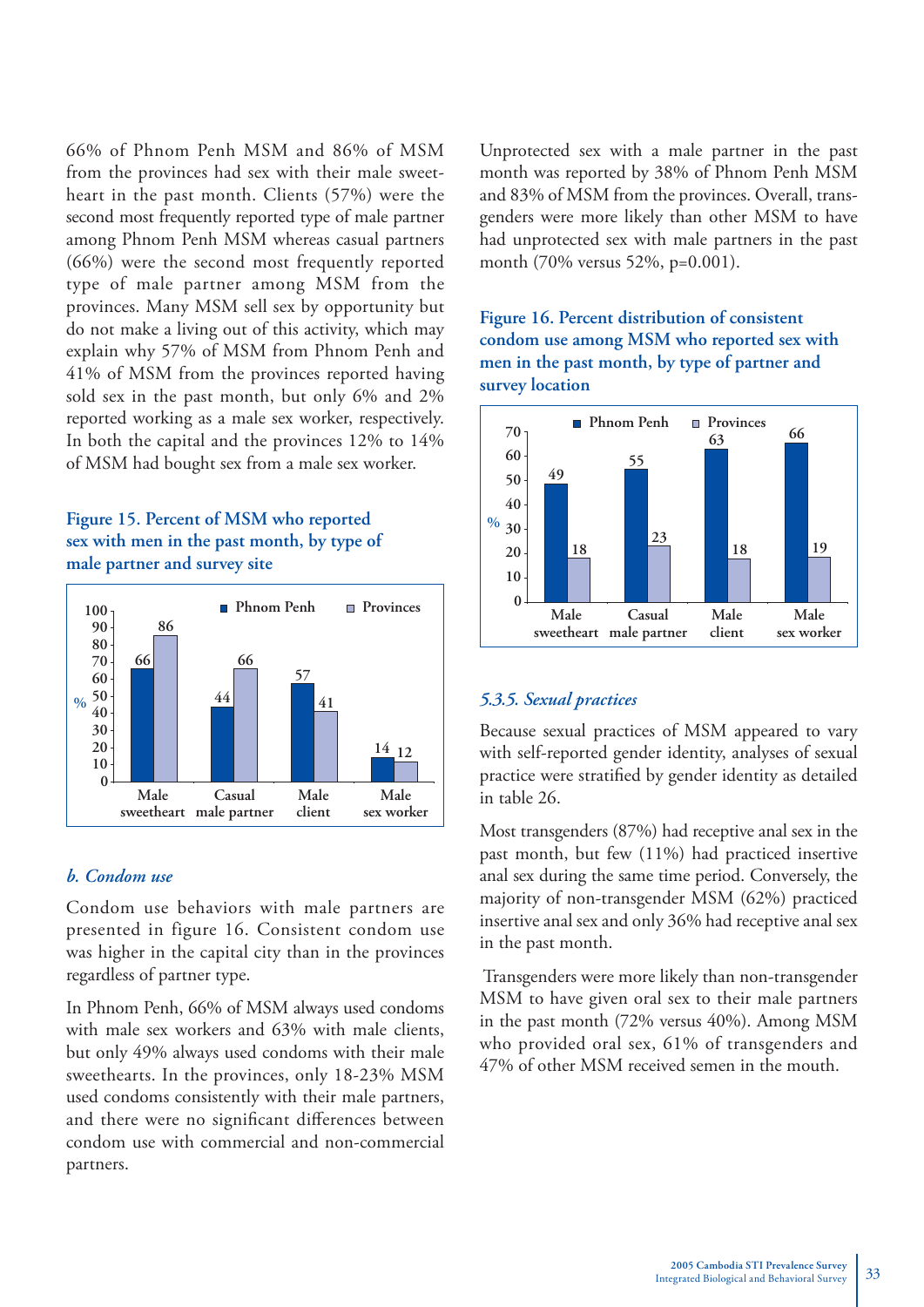66% of Phnom Penh MSM and 86% of MSM from the provinces had sex with their male sweetheart in the past month. Clients (57%) were the second most frequently reported type of male partner among Phnom Penh MSM whereas casual partners (66%) were the second most frequently reported type of male partner among MSM from the provinces. Many MSM sell sex by opportunity but do not make a living out of this activity, which may explain why 57% of MSM from Phnom Penh and 41% of MSM from the provinces reported having sold sex in the past month, but only 6% and 2% reported working as a male sex worker, respectively. In both the capital and the provinces 12% to 14% of MSM had bought sex from a male sex worker.

**Figure 15. Percent of MSM who reported sex with men in the past month, by type of male partner and survey site**

| % | Phnom Penh | Provinces |
|---|---|---|
| Male sweetheart | 66 | 86 |
| Casual male partner | 44 | 66 |
| Male client | 57 | 41 |
| Male sex worker | 14 | 12 |

### *b. Condom use*

Condom use behaviors with male partners are presented in figure 16. Consistent condom use was higher in the capital city than in the provinces regardless of partner type.

In Phnom Penh, 66% of MSM always used condoms with male sex workers and 63% with male clients, but only 49% always used condoms with their male sweethearts. In the provinces, only 18-23% MSM used condoms consistently with their male partners, and there were no significant differences between condom use with commercial and non-commercial partners.

Unprotected sex with a male partner in the past month was reported by 38% of Phnom Penh MSM and 83% of MSM from the provinces. Overall, transgenders were more likely than other MSM to have had unprotected sex with male partners in the past month (70% versus 52%, p=0.001).

**Figure 16. Percent distribution of consistent condom use among MSM who reported sex with men in the past month, by type of partner and survey location**

| % | Phnom Penh | Provinces |
|---|---|---|
| Male sweetheart | 49 | 18 |
| Casual male partner | 55 | 23 |
| Male client | 63 | 18 |
| Male sex worker | 66 | 19 |

### *5.3.5. Sexual practices*

Because sexual practices of MSM appeared to vary with self-reported gender identity, analyses of sexual practice were stratified by gender identity as detailed in table 26.

Most transgenders (87%) had receptive anal sex in the past month, but few (11%) had practiced insertive anal sex during the same time period. Conversely, the majority of non-transgender MSM (62%) practiced insertive anal sex and only 36% had receptive anal sex in the past month.

Transgenders were more likely than non-transgender MSM to have given oral sex to their male partners in the past month (72% versus 40%). Among MSM who provided oral sex, 61% of transgenders and 47% of other MSM received semen in the mouth.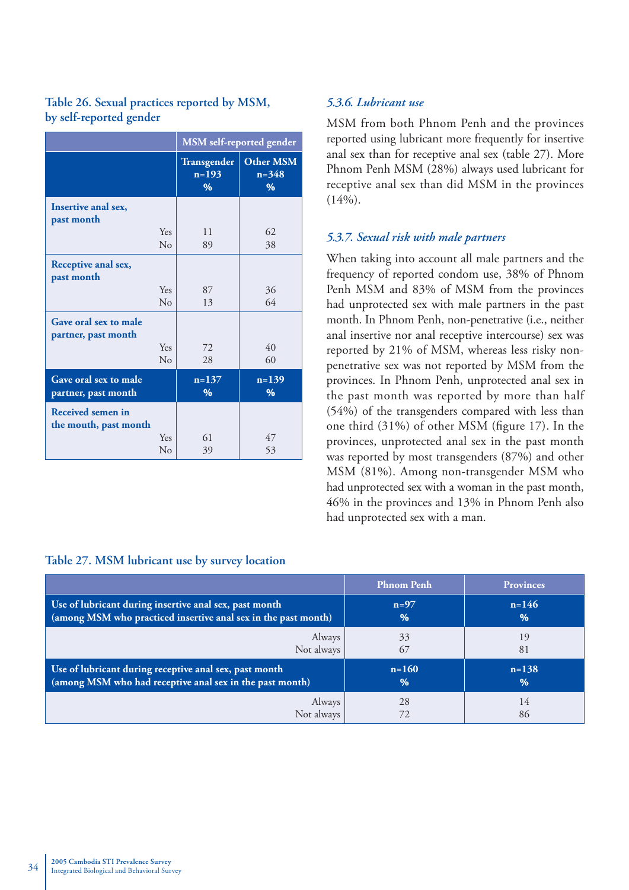### Table 26. Sexual practices reported by MSM, by self-reported gender

| | MSM self-reported gender | |
|---|---|---|
| | Transgender n=193 % | Other MSM n=348 % |
| **Inserting anal sex, past month** | | |
| Yes | 11 | 62 |
| No | 89 | 38 |
| **Receptive anal sex, past month** | | |
| Yes | 87 | 36 |
| No | 13 | 64 |
| **Gave oral sex to male partner, past month** | | |
| Yes | 72 | 40 |
| No | 28 | 60 |
| **Gave oral sex to male partner, past month** | n=137 % | n=139 % |
| **Received semen in the mouth, past month** | | |
| Yes | 61 | 47 |
| No | 39 | 53 |

### *5.3.6. Lubricant use*

MSM from both Phnom Penh and the provinces reported using lubricant more frequently for insertive anal sex than for receptive anal sex (table 27). More Phnom Penh MSM (28%) always used lubricant for receptive anal sex than did MSM in the provinces (14%).

### *5.3.7. Sexual risk with male partners*

When taking into account all male partners and the frequency of reported condom use, 38% of Phnom Penh MSM and 83% of MSM from the provinces had unprotected sex with male partners in the past month. In Phnom Penh, non-penetrative (i.e., neither anal insertive nor anal receptive intercourse) sex was reported by 21% of MSM, whereas less risky non-penetrative sex was not reported by MSM from the provinces. In Phnom Penh, unprotected anal sex in the past month was reported by more than half (54%) of the transgenders compared with less than one third (31%) of other MSM (figure 17). In the provinces, unprotected anal sex in the past month was reported by most transgenders (87%) and other MSM (81%). Among non-transgender MSM who had unprotected sex with a woman in the past month, 46% in the provinces and 13% in Phnom Penh also had unprotected sex with a man.

### Table 27. MSM lubricant use by survey location

| | Phnom Penh | Provinces |
|---|---|---|
| **Use of lubricant during insertive anal sex, past month (among MSM who practiced insertive anal sex in the past month)** | n=97 % | n=146 % |
| Always | 33 | 19 |
| Not always | 67 | 81 |
| **Use of lubricant during receptive anal sex, past month (among MSM who had receptive anal sex in the past month)** | n=160 % | n=138 % |
| Always | 28 | 14 |
| Not always | 72 | 86 |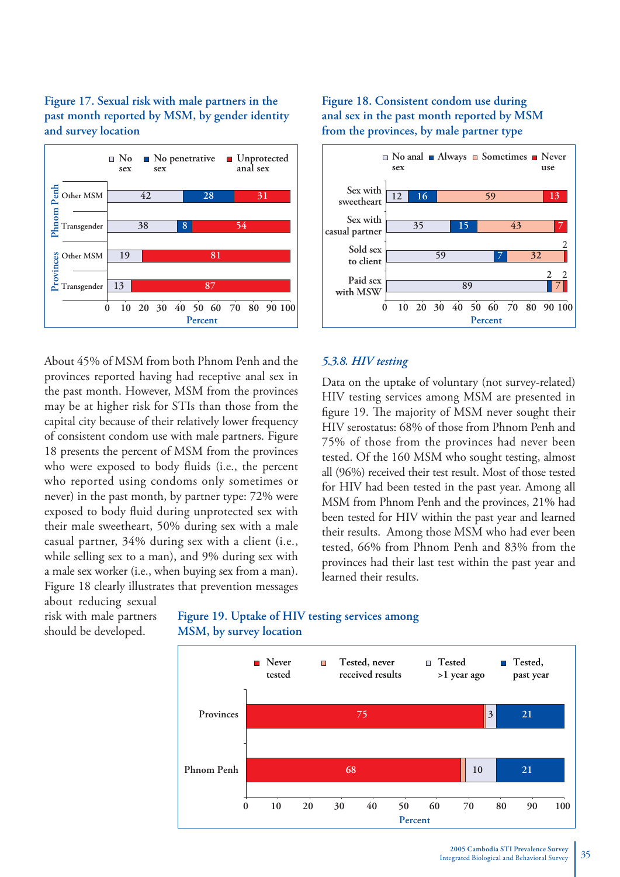**Figure 17. Sexual risk with male partners in the past month reported by MSM, by gender identity and survey location**

| Location | Group | No sex | No penetrative sex | Unprotected anal sex |
|---|---|---|---|---|
| Phnom Penh | Other MSM | 42 | 28 | 31 |
| Phnom Penh | Transgender | 38 | 8 | 54 |
| Provinces | Other MSM | 19 | | 81 |
| Provinces | Transgender | 13 | | 87 |

**Figure 18. Consistent condom use during anal sex in the past month reported by MSM from the provinces, by male partner type**

| Partner type | No anal sex | Always | Sometimes | Never use |
|---|---|---|---|---|
| Sex with sweetheart | 12 | 16 | 59 | 13 |
| Sex with casual partner | 35 | 15 | 43 | 7 |
| Sold sex to client | 59 | 7 | 32 | 2 |
| Paid sex with MSW | 89 | 2 | 7 | 2 |

About 45% of MSM from both Phnom Penh and the provinces reported having had receptive anal sex in the past month. However, MSM from the provinces may be at higher risk for STIs than those from the capital city because of their relatively lower frequency of consistent condom use with male partners. Figure 18 presents the percent of MSM from the provinces who were exposed to body fluids (i.e., the percent who reported using condoms only sometimes or never) in the past month, by partner type: 72% were exposed to body fluid during unprotected sex with their male sweetheart, 50% during sex with a male casual partner, 34% during sex with a client (i.e., while selling sex to a man), and 9% during sex with a male sex worker (i.e., when buying sex from a man). Figure 18 clearly illustrates that prevention messages about reducing sexual risk with male partners should be developed.

### *5.3.8. HIV testing*

Data on the uptake of voluntary (not survey-related) HIV testing services among MSM are presented in figure 19. The majority of MSM never sought their HIV serostatus: 68% of those from Phnom Penh and 75% of those from the provinces had never been tested. Of the 160 MSM who sought testing, almost all (96%) received their test result. Most of those tested for HIV had been tested in the past year. Among all MSM from Phnom Penh and the provinces, 21% had been tested for HIV within the past year and learned their results. Among those MSM who had ever been tested, 66% from Phnom Penh and 83% from the provinces had their last test within the past year and learned their results.

**Figure 19. Uptake of HIV testing services among MSM, by survey location**

| Location | Never tested | Tested, never received results | Tested >1 year ago | Tested, past year |
|---|---|---|---|---|
| Provinces | 75 | | 3 | 21 |
| Phnom Penh | 68 | | 10 | 21 |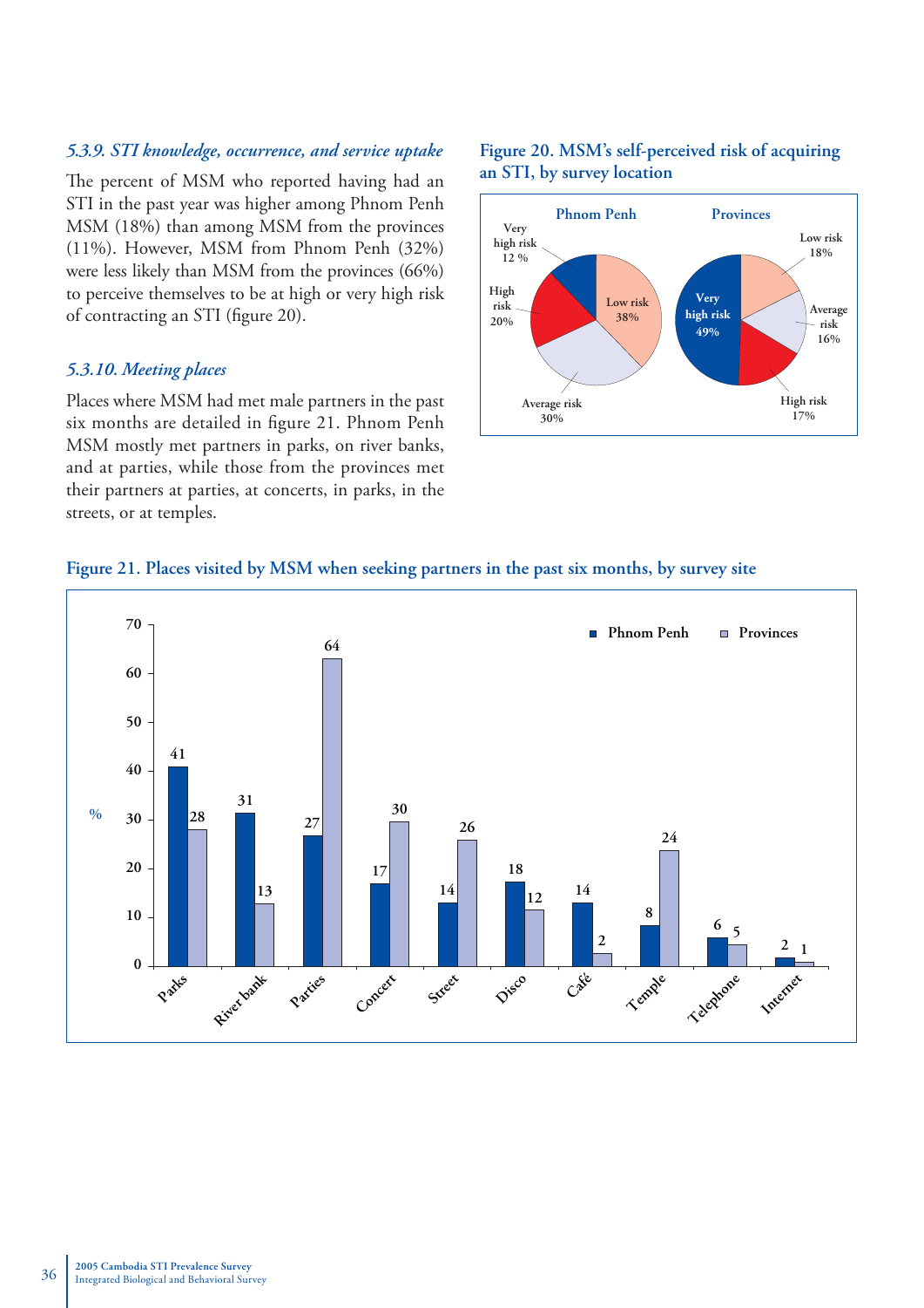### *5.3.9. STI knowledge, occurrence, and service uptake*

The percent of MSM who reported having had an STI in the past year was higher among Phnom Penh MSM (18%) than among MSM from the provinces (11%). However, MSM from Phnom Penh (32%) were less likely than MSM from the provinces (66%) to perceive themselves to be at high or very high risk of contracting an STI (figure 20).

### *5.3.10. Meeting places*

Places where MSM had met male partners in the past six months are detailed in figure 21. Phnom Penh MSM mostly met partners in parks, on river banks, and at parties, while those from the provinces met their partners at parties, at concerts, in parks, in the streets, or at temples.

**Figure 20. MSM's self-perceived risk of acquiring an STI, by survey location**

| Risk | Phnom Penh | Provinces |
|---|---|---|
| Low risk | 38% | 18% |
| Average risk | 30% | 16% |
| High risk | 20% | 17% |
| Very high risk | 12 % | 49% |

**Figure 21. Places visited by MSM when seeking partners in the past six months, by survey site**

| Place (%) | Phnom Penh | Provinces |
|---|---|---|
| Parks | 41 | 28 |
| River bank | 31 | 13 |
| Parties | 27 | 64 |
| Concert | 17 | 30 |
| Street | 14 | 26 |
| Disco | 18 | 12 |
| Café | 14 | 2 |
| Temple | 8 | 24 |
| Telephone | 6 | 5 |
| Internet | 2 | 1 |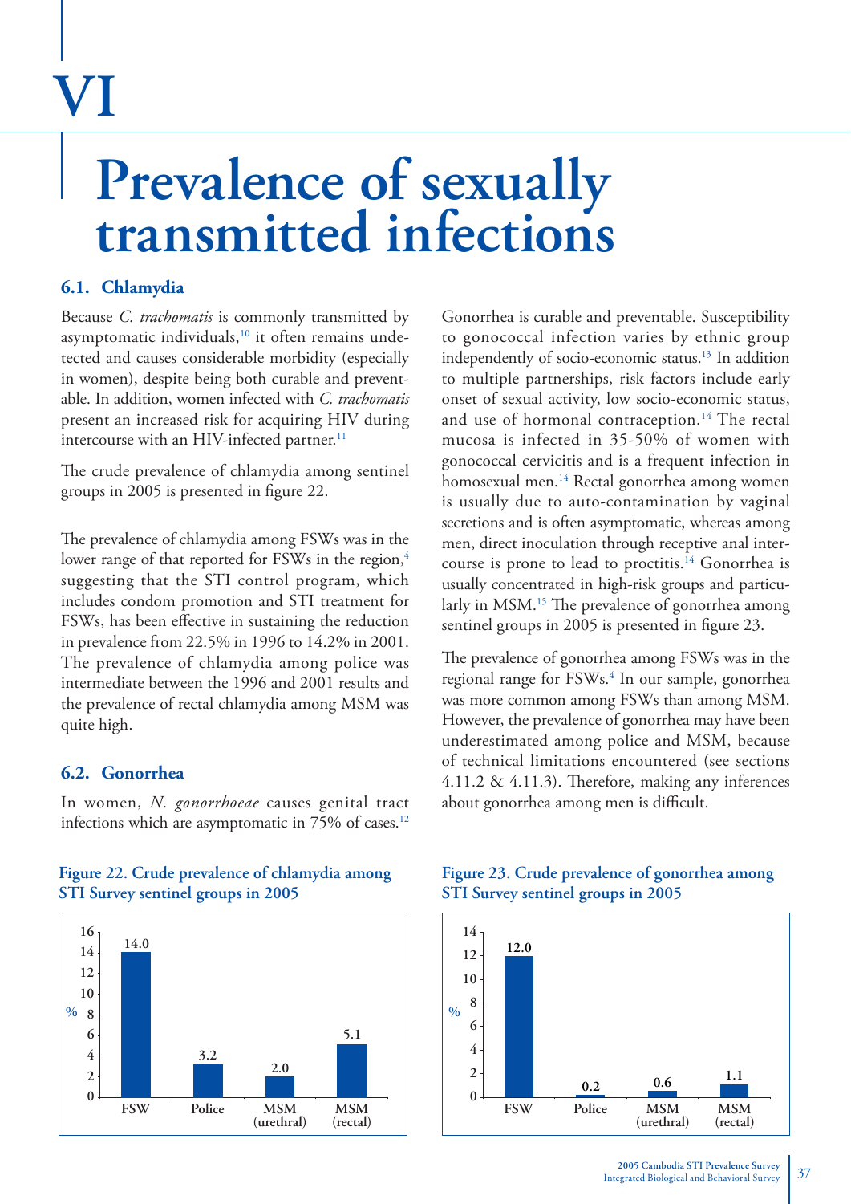# VI

# Prevalence of sexually transmitted infections

## 6.1. Chlamydia

Because *C. trachomatis* is commonly transmitted by asymptomatic individuals,[10] it often remains undetected and causes considerable morbidity (especially in women), despite being both curable and preventable. In addition, women infected with *C. trachomatis* present an increased risk for acquiring HIV during intercourse with an HIV-infected partner.[11]

The crude prevalence of chlamydia among sentinel groups in 2005 is presented in figure 22.

The prevalence of chlamydia among FSWs was in the lower range of that reported for FSWs in the region,[4] suggesting that the STI control program, which includes condom promotion and STI treatment for FSWs, has been effective in sustaining the reduction in prevalence from 22.5% in 1996 to 14.2% in 2001. The prevalence of chlamydia among police was intermediate between the 1996 and 2001 results and the prevalence of rectal chlamydia among MSM was quite high.

## 6.2. Gonorrhea

In women, *N. gonorrhoeae* causes genital tract infections which are asymptomatic in 75% of cases.[12] Gonorrhea is curable and preventable. Susceptibility to gonococcal infection varies by ethnic group independently of socio-economic status.[13] In addition to multiple partnerships, risk factors include early onset of sexual activity, low socio-economic status, and use of hormonal contraception.[14] The rectal mucosa is infected in 35-50% of women with gonococcal cervicitis and is a frequent infection in homosexual men.[14] Rectal gonorrhea among women is usually due to auto-contamination by vaginal secretions and is often asymptomatic, whereas among men, direct inoculation through receptive anal intercourse is prone to lead to proctitis.[14] Gonorrhea is usually concentrated in high-risk groups and particularly in MSM.[15] The prevalence of gonorrhea among sentinel groups in 2005 is presented in figure 23.

The prevalence of gonorrhea among FSWs was in the regional range for FSWs.[4] In our sample, gonorrhea was more common among FSWs than among MSM. However, the prevalence of gonorrhea may have been underestimated among police and MSM, because of technical limitations encountered (see sections 4.11.2 & 4.11.3). Therefore, making any inferences about gonorrhea among men is difficult.

**Figure 22. Crude prevalence of chlamydia among STI Survey sentinel groups in 2005**

| Group | % |
|---|---|
| FSW | 14.0 |
| Police | 3.2 |
| MSM (urethral) | 2.0 |
| MSM (rectal) | 5.1 |

**Figure 23. Crude prevalence of gonorrhea among STI Survey sentinel groups in 2005**

| Group | % |
|---|---|
| FSW | 12.0 |
| Police | 0.2 |
| MSM (urethral) | 0.6 |
| MSM (rectal) | 1.1 |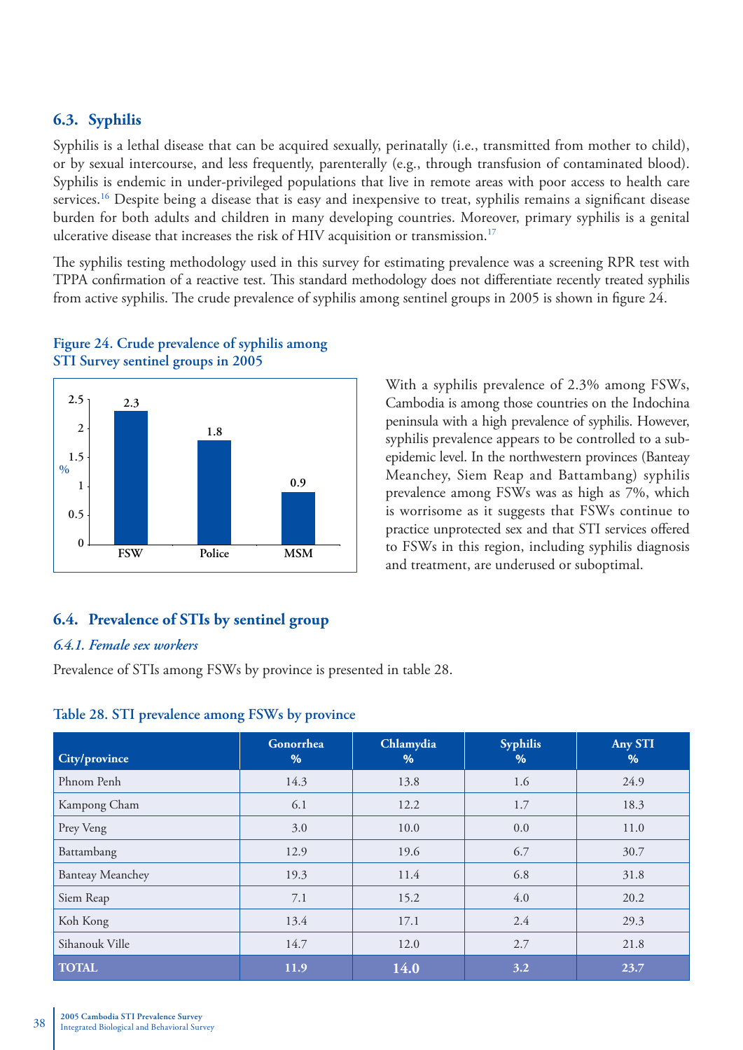## 6.3. Syphilis

Syphilis is a lethal disease that can be acquired sexually, perinatally (i.e., transmitted from mother to child), or by sexual intercourse, and less frequently, parenterally (e.g., through transfusion of contaminated blood). Syphilis is endemic in under-privileged populations that live in remote areas with poor access to health care services.[16] Despite being a disease that is easy and inexpensive to treat, syphilis remains a significant disease burden for both adults and children in many developing countries. Moreover, primary syphilis is a genital ulcerative disease that increases the risk of HIV acquisition or transmission.[17]

The syphilis testing methodology used in this survey for estimating prevalence was a screening RPR test with TPPA confirmation of a reactive test. This standard methodology does not differentiate recently treated syphilis from active syphilis. The crude prevalence of syphilis among sentinel groups in 2005 is shown in figure 24.

**Figure 24. Crude prevalence of syphilis among STI Survey sentinel groups in 2005**

| Group | % |
|---|---|
| FSW | 2.3 |
| Police | 1.8 |
| MSM | 0.9 |

With a syphilis prevalence of 2.3% among FSWs, Cambodia is among those countries on the Indochina peninsula with a high prevalence of syphilis. However, syphilis prevalence appears to be controlled to a sub-epidemic level. In the northwestern provinces (Banteay Meanchey, Siem Reap and Battambang) syphilis prevalence among FSWs was as high as 7%, which is worrisome as it suggests that FSWs continue to practice unprotected sex and that STI services offered to FSWs in this region, including syphilis diagnosis and treatment, are underused or suboptimal.

## 6.4. Prevalence of STIs by sentinel group

### *6.4.1. Female sex workers*

Prevalence of STIs among FSWs by province is presented in table 28.

**Table 28. STI prevalence among FSWs by province**

| City/province | Gonorrhea % | Chlamydia % | Syphilis % | Any STI % |
|---|---|---|---|---|
| Phnom Penh | 14.3 | 13.8 | 1.6 | 24.9 |
| Kampong Cham | 6.1 | 12.2 | 1.7 | 18.3 |
| Prey Veng | 3.0 | 10.0 | 0.0 | 11.0 |
| Battambang | 12.9 | 19.6 | 6.7 | 30.7 |
| Banteay Meanchey | 19.3 | 11.4 | 6.8 | 31.8 |
| Siem Reap | 7.1 | 15.2 | 4.0 | 20.2 |
| Koh Kong | 13.4 | 17.1 | 2.4 | 29.3 |
| Sihanouk Ville | 14.7 | 12.0 | 2.7 | 21.8 |
| **TOTAL** | **11.9** | **14.0** | **3.2** | **23.7** |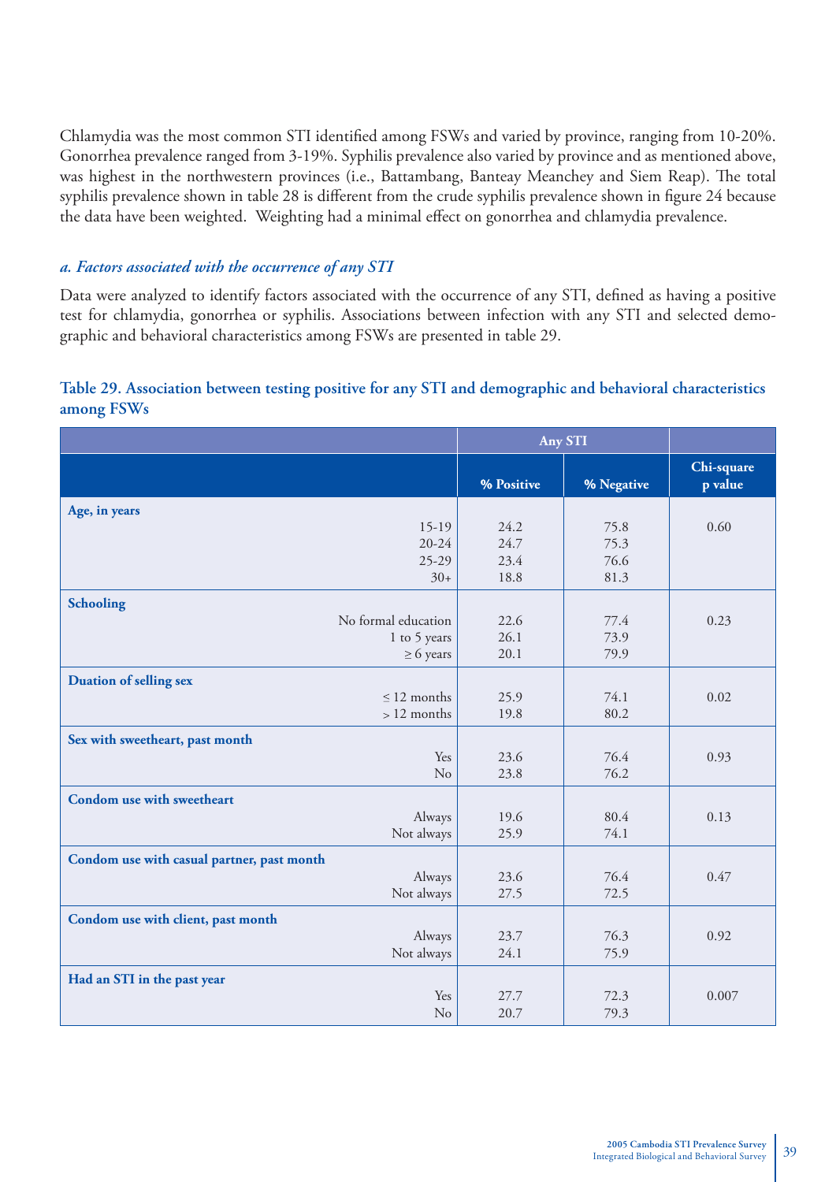Chlamydia was the most common STI identified among FSWs and varied by province, ranging from 10-20%. Gonorrhea prevalence ranged from 3-19%. Syphilis prevalence also varied by province and as mentioned above, was highest in the northwestern provinces (i.e., Battambang, Banteay Meanchey and Siem Reap). The total syphilis prevalence shown in table 28 is different from the crude syphilis prevalence shown in figure 24 because the data have been weighted. Weighting had a minimal effect on gonorrhea and chlamydia prevalence.

### *a. Factors associated with the occurrence of any STI*

Data were analyzed to identify factors associated with the occurrence of any STI, defined as having a positive test for chlamydia, gonorrhea or syphilis. Associations between infection with any STI and selected demographic and behavioral characteristics among FSWs are presented in table 29.

**Table 29. Association between testing positive for any STI and demographic and behavioral characteristics among FSWs**

| | Any STI | | |
|---|---|---|---|
| | % Positive | % Negative | Chi-square p value |
| **Age, in years** | | | |
| 15-19 | 24.2 | 75.8 | 0.60 |
| 20-24 | 24.7 | 75.3 | |
| 25-29 | 23.4 | 76.6 | |
| 30+ | 18.8 | 81.3 | |
| **Schooling** | | | |
| No formal education | 22.6 | 77.4 | 0.23 |
| 1 to 5 years | 26.1 | 73.9 | |
| ≥ 6 years | 20.1 | 79.9 | |
| **Duation of selling sex** | | | |
| ≤ 12 months | 25.9 | 74.1 | 0.02 |
| > 12 months | 19.8 | 80.2 | |
| **Sex with sweetheart, past month** | | | |
| Yes | 23.6 | 76.4 | 0.93 |
| No | 23.8 | 76.2 | |
| **Condom use with sweetheart** | | | |
| Always | 19.6 | 80.4 | 0.13 |
| Not always | 25.9 | 74.1 | |
| **Condom use with casual partner, past month** | | | |
| Always | 23.6 | 76.4 | 0.47 |
| Not always | 27.5 | 72.5 | |
| **Condom use with client, past month** | | | |
| Always | 23.7 | 76.3 | 0.92 |
| Not always | 24.1 | 75.9 | |
| **Had an STI in the past year** | | | |
| Yes | 27.7 | 72.3 | 0.007 |
| No | 20.7 | 79.3 | |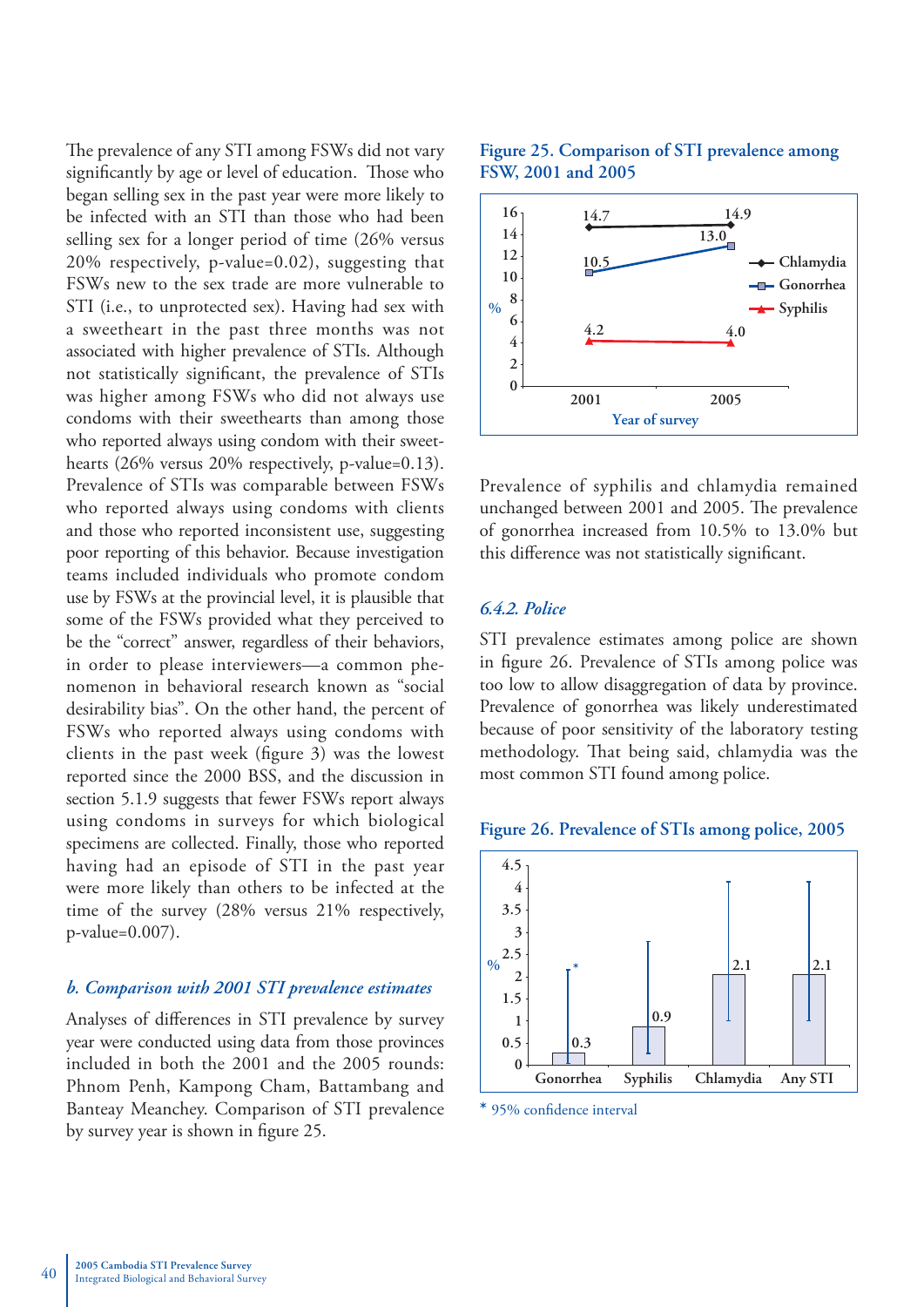The prevalence of any STI among FSWs did not vary significantly by age or level of education. Those who began selling sex in the past year were more likely to be infected with an STI than those who had been selling sex for a longer period of time (26% versus 20% respectively, p-value=0.02), suggesting that FSWs new to the sex trade are more vulnerable to STI (i.e., to unprotected sex). Having had sex with a sweetheart in the past three months was not associated with higher prevalence of STIs. Although not statistically significant, the prevalence of STIs was higher among FSWs who did not always use condoms with their sweethearts than among those who reported always using condom with their sweethearts (26% versus 20% respectively, p-value=0.13). Prevalence of STIs was comparable between FSWs who reported always using condoms with clients and those who reported inconsistent use, suggesting poor reporting of this behavior. Because investigation teams included individuals who promote condom use by FSWs at the provincial level, it is plausible that some of the FSWs provided what they perceived to be the "correct" answer, regardless of their behaviors, in order to please interviewers—a common phenomenon in behavioral research known as "social desirability bias". On the other hand, the percent of FSWs who reported always using condoms with clients in the past week (figure 3) was the lowest reported since the 2000 BSS, and the discussion in section 5.1.9 suggests that fewer FSWs report always using condoms in surveys for which biological specimens are collected. Finally, those who reported having had an episode of STI in the past year were more likely than others to be infected at the time of the survey (28% versus 21% respectively, p-value=0.007).

### *b. Comparison with 2001 STI prevalence estimates*

Analyses of differences in STI prevalence by survey year were conducted using data from those provinces included in both the 2001 and the 2005 rounds: Phnom Penh, Kampong Cham, Battambang and Banteay Meanchey. Comparison of STI prevalence by survey year is shown in figure 25.

**Figure 25. Comparison of STI prevalence among FSW, 2001 and 2005**

| Year of survey | Chlamydia (%) | Gonorrhea (%) | Syphilis (%) |
|---|---|---|---|
| 2001 | 14.7 | 10.5 | 4.2 |
| 2005 | 14.9 | 13.0 | 4.0 |

Prevalence of syphilis and chlamydia remained unchanged between 2001 and 2005. The prevalence of gonorrhea increased from 10.5% to 13.0% but this difference was not statistically significant.

### *6.4.2. Police*

STI prevalence estimates among police are shown in figure 26. Prevalence of STIs among police was too low to allow disaggregation of data by province. Prevalence of gonorrhea was likely underestimated because of poor sensitivity of the laboratory testing methodology. That being said, chlamydia was the most common STI found among police.

**Figure 26. Prevalence of STIs among police, 2005**

| | Gonorrhea | Syphilis | Chlamydia | Any STI |
|---|---|---|---|---|
| % | 0.3 | 0.9 | 2.1 | 2.1 |

\* 95% confidence interval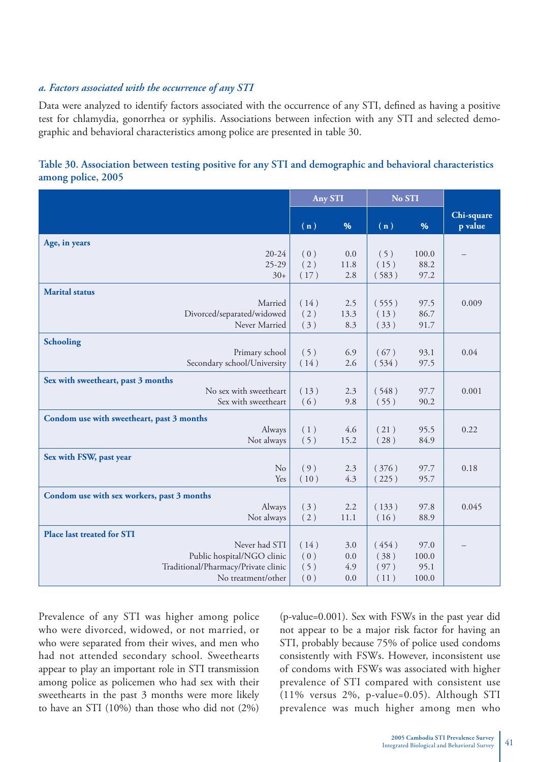### *a. Factors associated with the occurrence of any STI*

Data were analyzed to identify factors associated with the occurrence of any STI, defined as having a positive test for chlamydia, gonorrhea or syphilis. Associations between infection with any STI and selected demographic and behavioral characteristics among police are presented in table 30.

**Table 30. Association between testing positive for any STI and demographic and behavioral characteristics among police, 2005**

| | Any STI | | No STI | | Chi-square p value |
|---|---|---|---|---|---|
| | ( n ) | % | ( n ) | % | |
| **Age, in years** | | | | | |
| 20-24 | ( 0 ) | 0.0 | ( 5 ) | 100.0 | – |
| 25-29 | ( 2 ) | 11.8 | ( 15 ) | 88.2 | |
| 30+ | ( 17 ) | 2.8 | ( 583 ) | 97.2 | |
| **Marital status** | | | | | |
| Married | ( 14 ) | 2.5 | ( 555 ) | 97.5 | 0.009 |
| Divorced/separated/widowed | ( 2 ) | 13.3 | ( 13 ) | 86.7 | |
| Never Married | ( 3 ) | 8.3 | ( 33 ) | 91.7 | |
| **Schooling** | | | | | |
| Primary school | ( 5 ) | 6.9 | ( 67 ) | 93.1 | 0.04 |
| Secondary school/University | ( 14 ) | 2.6 | ( 534 ) | 97.5 | |
| **Sex with sweetheart, past 3 months** | | | | | |
| No sex with sweetheart | ( 13 ) | 2.3 | ( 548 ) | 97.7 | 0.001 |
| Sex with sweetheart | ( 6 ) | 9.8 | ( 55 ) | 90.2 | |
| **Condom use with sweetheart, past 3 months** | | | | | |
| Always | ( 1 ) | 4.6 | ( 21 ) | 95.5 | 0.22 |
| Not always | ( 5 ) | 15.2 | ( 28 ) | 84.9 | |
| **Sex with FSW, past year** | | | | | |
| No | ( 9 ) | 2.3 | ( 376 ) | 97.7 | 0.18 |
| Yes | ( 10 ) | 4.3 | ( 225 ) | 95.7 | |
| **Condom use with sex workers, past 3 months** | | | | | |
| Always | ( 3 ) | 2.2 | ( 133 ) | 97.8 | 0.045 |
| Not always | ( 2 ) | 11.1 | ( 16 ) | 88.9 | |
| **Place last treated for STI** | | | | | |
| Never had STI | ( 14 ) | 3.0 | ( 454 ) | 97.0 | – |
| Public hospital/NGO clinic | ( 0 ) | 0.0 | ( 38 ) | 100.0 | |
| Traditional/Pharmacy/Private clinic | ( 5 ) | 4.9 | ( 97 ) | 95.1 | |
| No treatment/other | ( 0 ) | 0.0 | ( 11 ) | 100.0 | |

Prevalence of any STI was higher among police who were divorced, widowed, or not married, or who were separated from their wives, and men who had not attended secondary school. Sweethearts appear to play an important role in STI transmission among police as policemen who had sex with their sweethearts in the past 3 months were more likely to have an STI (10%) than those who did not (2%) (p-value=0.001). Sex with FSWs in the past year did not appear to be a major risk factor for having an STI, probably because 75% of police used condoms consistently with FSWs. However, inconsistent use of condoms with FSWs was associated with higher prevalence of STI compared with consistent use (11% versus 2%, p-value=0.05). Although STI prevalence was much higher among men who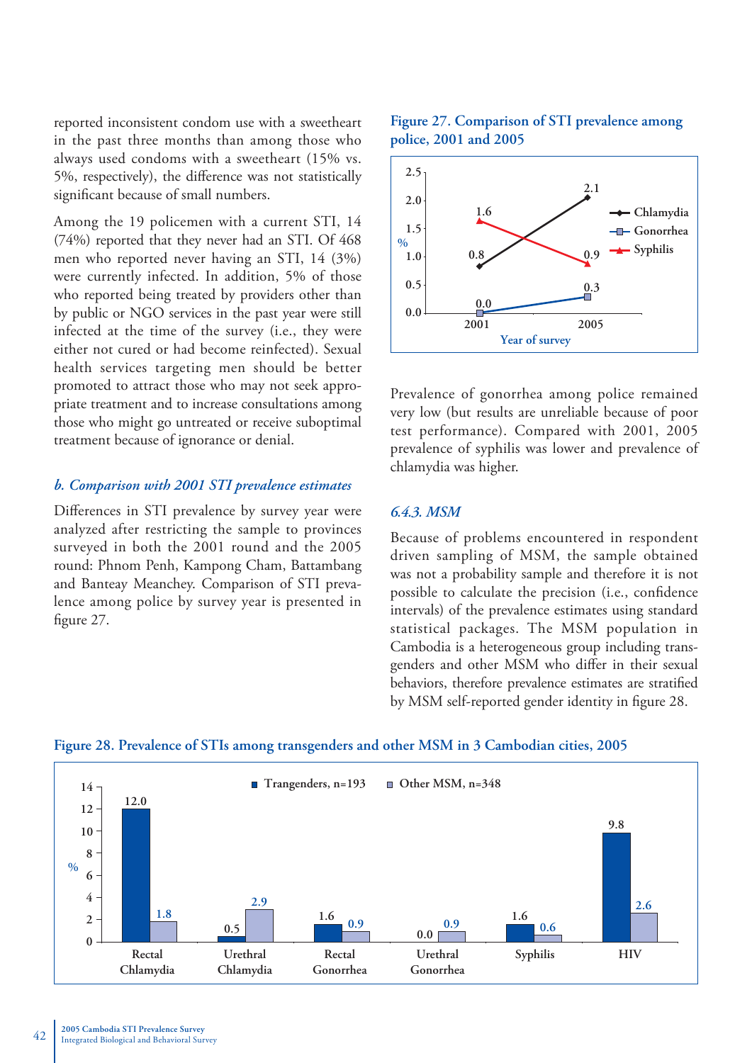reported inconsistent condom use with a sweetheart in the past three months than among those who always used condoms with a sweetheart (15% vs. 5%, respectively), the difference was not statistically significant because of small numbers.

Among the 19 policemen with a current STI, 14 (74%) reported that they never had an STI. Of 468 men who reported never having an STI, 14 (3%) were currently infected. In addition, 5% of those who reported being treated by providers other than by public or NGO services in the past year were still infected at the time of the survey (i.e., they were either not cured or had become reinfected). Sexual health services targeting men should be better promoted to attract those who may not seek appropriate treatment and to increase consultations among those who might go untreated or receive suboptimal treatment because of ignorance or denial.

### *b. Comparison with 2001 STI prevalence estimates*

Differences in STI prevalence by survey year were analyzed after restricting the sample to provinces surveyed in both the 2001 round and the 2005 round: Phnom Penh, Kampong Cham, Battambang and Banteay Meanchey. Comparison of STI prevalence among police by survey year is presented in figure 27.

**Figure 27. Comparison of STI prevalence among police, 2001 and 2005**

| Year of survey | Chlamydia (%) | Gonorrhea (%) | Syphilis (%) |
|---|---|---|---|
| 2001 | 0.8 | 0.0 | 1.6 |
| 2005 | 2.1 | 0.3 | 0.9 |

Prevalence of gonorrhea among police remained very low (but results are unreliable because of poor test performance). Compared with 2001, 2005 prevalence of syphilis was lower and prevalence of chlamydia was higher.

### *6.4.3. MSM*

Because of problems encountered in respondent driven sampling of MSM, the sample obtained was not a probability sample and therefore it is not possible to calculate the precision (i.e., confidence intervals) of the prevalence estimates using standard statistical packages. The MSM population in Cambodia is a heterogeneous group including transgenders and other MSM who differ in their sexual behaviors, therefore prevalence estimates are stratified by MSM self-reported gender identity in figure 28.

**Figure 28. Prevalence of STIs among transgenders and other MSM in 3 Cambodian cities, 2005**

| % | Trangenders, n=193 | Other MSM, n=348 |
|---|---|---|
| Rectal Chlamydia | 12.0 | 1.8 |
| Urethral Chlamydia | 0.5 | 2.9 |
| Rectal Gonorrhea | 1.6 | 0.9 |
| Urethral Gonorrhea | 0.0 | 0.9 |
| Syphilis | 1.6 | 0.6 |
| HIV | 9.8 | 2.6 |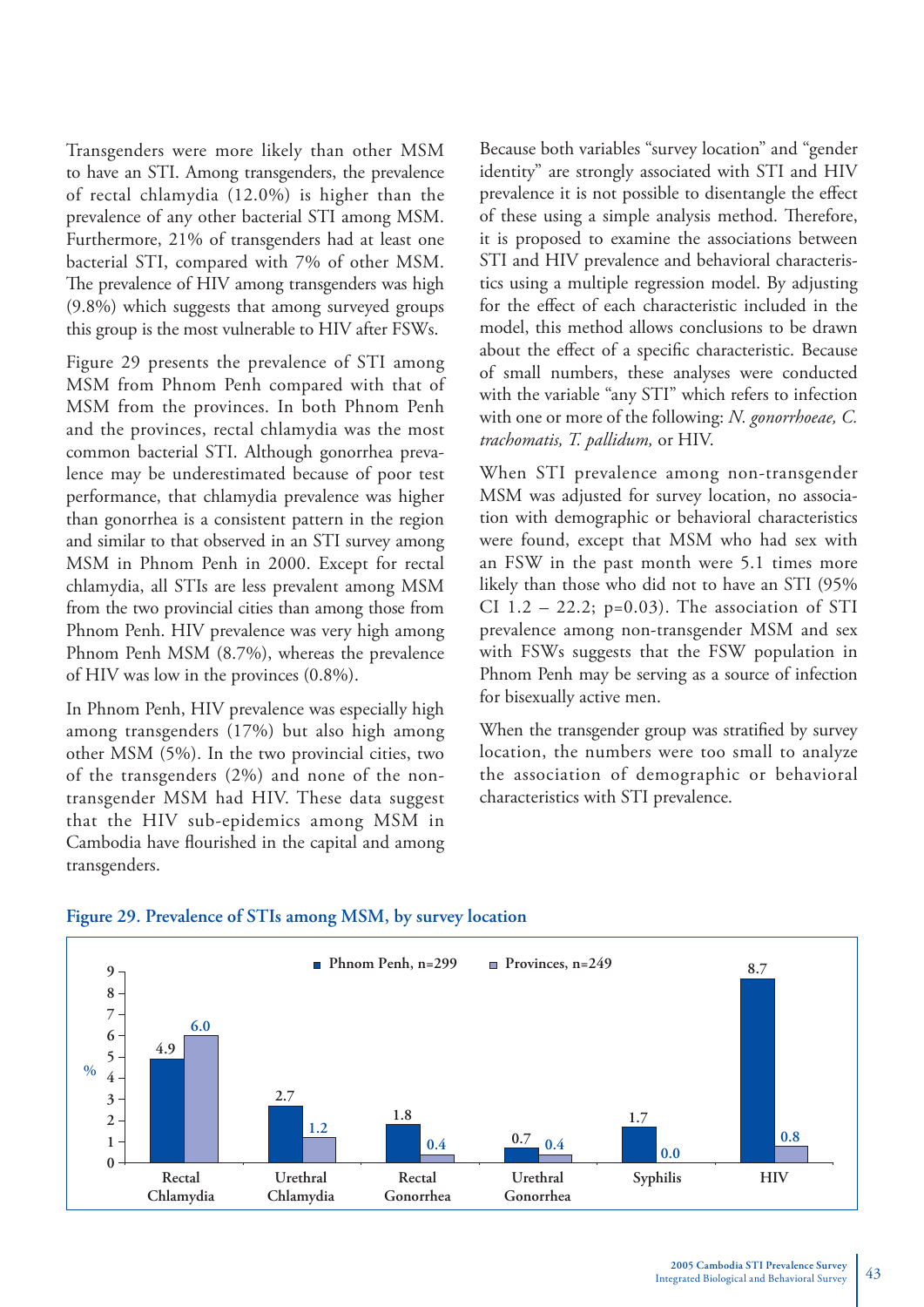Transgenders were more likely than other MSM to have an STI. Among transgenders, the prevalence of rectal chlamydia (12.0%) is higher than the prevalence of any other bacterial STI among MSM. Furthermore, 21% of transgenders had at least one bacterial STI, compared with 7% of other MSM. The prevalence of HIV among transgenders was high (9.8%) which suggests that among surveyed groups this group is the most vulnerable to HIV after FSWs.

Figure 29 presents the prevalence of STI among MSM from Phnom Penh compared with that of MSM from the provinces. In both Phnom Penh and the provinces, rectal chlamydia was the most common bacterial STI. Although gonorrhea prevalence may be underestimated because of poor test performance, that chlamydia prevalence was higher than gonorrhea is a consistent pattern in the region and similar to that observed in an STI survey among MSM in Phnom Penh in 2000. Except for rectal chlamydia, all STIs are less prevalent among MSM from the two provincial cities than among those from Phnom Penh. HIV prevalence was very high among Phnom Penh MSM (8.7%), whereas the prevalence of HIV was low in the provinces (0.8%).

In Phnom Penh, HIV prevalence was especially high among transgenders (17%) but also high among other MSM (5%). In the two provincial cities, two of the transgenders (2%) and none of the non-transgender MSM had HIV. These data suggest that the HIV sub-epidemics among MSM in Cambodia have flourished in the capital and among transgenders.

Because both variables "survey location" and "gender identity" are strongly associated with STI and HIV prevalence it is not possible to disentangle the effect of these using a simple analysis method. Therefore, it is proposed to examine the associations between STI and HIV prevalence and behavioral characteristics using a multiple regression model. By adjusting for the effect of each characteristic included in the model, this method allows conclusions to be drawn about the effect of a specific characteristic. Because of small numbers, these analyses were conducted with the variable "any STI" which refers to infection with one or more of the following: *N. gonorrhoeae, C. trachomatis, T. pallidum,* or HIV.

When STI prevalence among non-transgender MSM was adjusted for survey location, no association with demographic or behavioral characteristics were found, except that MSM who had sex with an FSW in the past month were 5.1 times more likely than those who did not to have an STI (95% CI 1.2 – 22.2; p=0.03). The association of STI prevalence among non-transgender MSM and sex with FSWs suggests that the FSW population in Phnom Penh may be serving as a source of infection for bisexually active men.

When the transgender group was stratified by survey location, the numbers were too small to analyze the association of demographic or behavioral characteristics with STI prevalence.

**Figure 29. Prevalence of STIs among MSM, by survey location**

| % | Phnom Penh, n=299 | Provinces, n=249 |
|---|---|---|
| Rectal Chlamydia | 4.9 | 6.0 |
| Urethral Chlamydia | 2.7 | 1.2 |
| Rectal Gonorrhea | 1.8 | 0.4 |
| Urethral Gonorrhea | 0.7 | 0.4 |
| Syphilis | 1.7 | 0.0 |
| HIV | 8.7 | 0.8 |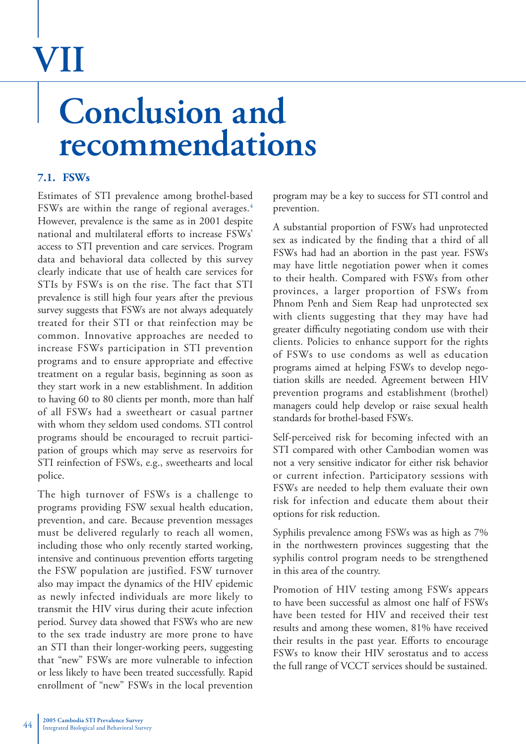# VII

# Conclusion and recommendations

## 7.1. FSWs

Estimates of STI prevalence among brothel-based FSWs are within the range of regional averages.[4] However, prevalence is the same as in 2001 despite national and multilateral efforts to increase FSWs' access to STI prevention and care services. Program data and behavioral data collected by this survey clearly indicate that use of health care services for STIs by FSWs is on the rise. The fact that STI prevalence is still high four years after the previous survey suggests that FSWs are not always adequately treated for their STI or that reinfection may be common. Innovative approaches are needed to increase FSWs participation in STI prevention programs and to ensure appropriate and effective treatment on a regular basis, beginning as soon as they start work in a new establishment. In addition to having 60 to 80 clients per month, more than half of all FSWs had a sweetheart or casual partner with whom they seldom used condoms. STI control programs should be encouraged to recruit participation of groups which may serve as reservoirs for STI reinfection of FSWs, e.g., sweethearts and local police.

The high turnover of FSWs is a challenge to programs providing FSW sexual health education, prevention, and care. Because prevention messages must be delivered regularly to reach all women, including those who only recently started working, intensive and continuous prevention efforts targeting the FSW population are justified. FSW turnover also may impact the dynamics of the HIV epidemic as newly infected individuals are more likely to transmit the HIV virus during their acute infection period. Survey data showed that FSWs who are new to the sex trade industry are more prone to have an STI than their longer-working peers, suggesting that "new" FSWs are more vulnerable to infection or less likely to have been treated successfully. Rapid enrollment of "new" FSWs in the local prevention program may be a key to success for STI control and prevention.

A substantial proportion of FSWs had unprotected sex as indicated by the finding that a third of all FSWs had had an abortion in the past year. FSWs may have little negotiation power when it comes to their health. Compared with FSWs from other provinces, a larger proportion of FSWs from Phnom Penh and Siem Reap had unprotected sex with clients suggesting that they may have had greater difficulty negotiating condom use with their clients. Policies to enhance support for the rights of FSWs to use condoms as well as education programs aimed at helping FSWs to develop negotiation skills are needed. Agreement between HIV prevention programs and establishment (brothel) managers could help develop or raise sexual health standards for brothel-based FSWs.

Self-perceived risk for becoming infected with an STI compared with other Cambodian women was not a very sensitive indicator for either risk behavior or current infection. Participatory sessions with FSWs are needed to help them evaluate their own risk for infection and educate them about their options for risk reduction.

Syphilis prevalence among FSWs was as high as 7% in the northwestern provinces suggesting that the syphilis control program needs to be strengthened in this area of the country.

Promotion of HIV testing among FSWs appears to have been successful as almost one half of FSWs have been tested for HIV and received their test results and among these women, 81% have received their results in the past year. Efforts to encourage FSWs to know their HIV serostatus and to access the full range of VCCT services should be sustained.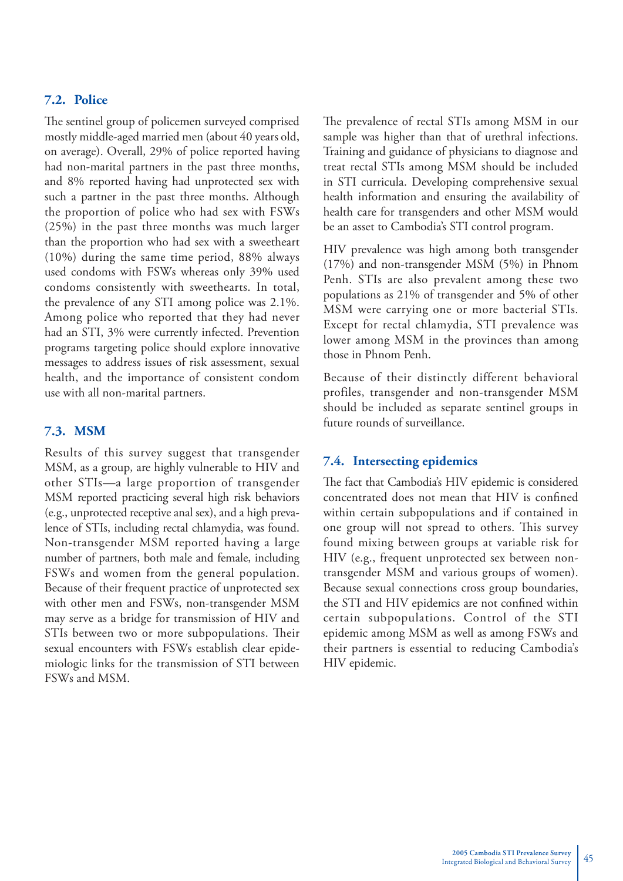### 7.2. Police

The sentinel group of policemen surveyed comprised mostly middle-aged married men (about 40 years old, on average). Overall, 29% of police reported having had non-marital partners in the past three months, and 8% reported having had unprotected sex with such a partner in the past three months. Although the proportion of police who had sex with FSWs (25%) in the past three months was much larger than the proportion who had sex with a sweetheart (10%) during the same time period, 88% always used condoms with FSWs whereas only 39% used condoms consistently with sweethearts. In total, the prevalence of any STI among police was 2.1%. Among police who reported that they had never had an STI, 3% were currently infected. Prevention programs targeting police should explore innovative messages to address issues of risk assessment, sexual health, and the importance of consistent condom use with all non-marital partners.

### 7.3. MSM

Results of this survey suggest that transgender MSM, as a group, are highly vulnerable to HIV and other STIs—a large proportion of transgender MSM reported practicing several high risk behaviors (e.g., unprotected receptive anal sex), and a high prevalence of STIs, including rectal chlamydia, was found. Non-transgender MSM reported having a large number of partners, both male and female, including FSWs and women from the general population. Because of their frequent practice of unprotected sex with other men and FSWs, non-transgender MSM may serve as a bridge for transmission of HIV and STIs between two or more subpopulations. Their sexual encounters with FSWs establish clear epidemiologic links for the transmission of STI between FSWs and MSM.

The prevalence of rectal STIs among MSM in our sample was higher than that of urethral infections. Training and guidance of physicians to diagnose and treat rectal STIs among MSM should be included in STI curricula. Developing comprehensive sexual health information and ensuring the availability of health care for transgenders and other MSM would be an asset to Cambodia's STI control program.

HIV prevalence was high among both transgender (17%) and non-transgender MSM (5%) in Phnom Penh. STIs are also prevalent among these two populations as 21% of transgender and 5% of other MSM were carrying one or more bacterial STIs. Except for rectal chlamydia, STI prevalence was lower among MSM in the provinces than among those in Phnom Penh.

Because of their distinctly different behavioral profiles, transgender and non-transgender MSM should be included as separate sentinel groups in future rounds of surveillance.

### 7.4. Intersecting epidemics

The fact that Cambodia's HIV epidemic is considered concentrated does not mean that HIV is confined within certain subpopulations and if contained in one group will not spread to others. This survey found mixing between groups at variable risk for HIV (e.g., frequent unprotected sex between non-transgender MSM and various groups of women). Because sexual connections cross group boundaries, the STI and HIV epidemics are not confined within certain subpopulations. Control of the STI epidemic among MSM as well as among FSWs and their partners is essential to reducing Cambodia's HIV epidemic.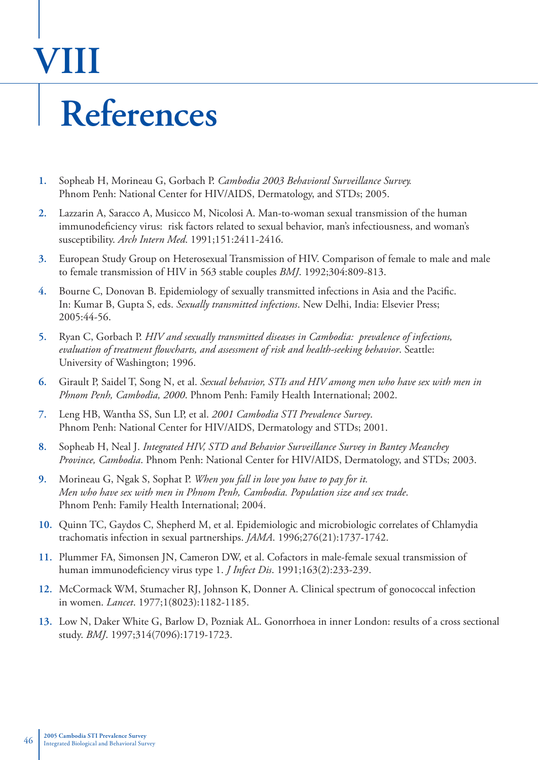# VIII

# References

1. Sopheab H, Morineau G, Gorbach P. *Cambodia 2003 Behavioral Surveillance Survey.* Phnom Penh: National Center for HIV/AIDS, Dermatology, and STDs; 2005.
2. Lazzarin A, Saracco A, Musicco M, Nicolosi A. Man-to-woman sexual transmission of the human immunodeficiency virus: risk factors related to sexual behavior, man's infectiousness, and woman's susceptibility. *Arch Intern Med*. 1991;151:2411-2416.
3. European Study Group on Heterosexual Transmission of HIV. Comparison of female to male and male to female transmission of HIV in 563 stable couples *BMJ*. 1992;304:809-813.
4. Bourne C, Donovan B. Epidemiology of sexually transmitted infections in Asia and the Pacific. In: Kumar B, Gupta S, eds. *Sexually transmitted infections*. New Delhi, India: Elsevier Press; 2005:44-56.
5. Ryan C, Gorbach P. *HIV and sexually transmitted diseases in Cambodia: prevalence of infections, evaluation of treatment flowcharts, and assessment of risk and health-seeking behavior*. Seattle: University of Washington; 1996.
6. Girault P, Saidel T, Song N, et al. *Sexual behavior, STIs and HIV among men who have sex with men in Phnom Penh, Cambodia, 2000*. Phnom Penh: Family Health International; 2002.
7. Leng HB, Wantha SS, Sun LP, et al. *2001 Cambodia STI Prevalence Survey*. Phnom Penh: National Center for HIV/AIDS, Dermatology and STDs; 2001.
8. Sopheab H, Neal J. *Integrated HIV, STD and Behavior Surveillance Survey in Bantey Meanchey Province, Cambodia*. Phnom Penh: National Center for HIV/AIDS, Dermatology, and STDs; 2003.
9. Morineau G, Ngak S, Sophat P. *When you fall in love you have to pay for it. Men who have sex with men in Phnom Penh, Cambodia. Population size and sex trade*. Phnom Penh: Family Health International; 2004.
10. Quinn TC, Gaydos C, Shepherd M, et al. Epidemiologic and microbiologic correlates of Chlamydia trachomatis infection in sexual partnerships. *JAMA*. 1996;276(21):1737-1742.
11. Plummer FA, Simonsen JN, Cameron DW, et al. Cofactors in male-female sexual transmission of human immunodeficiency virus type 1. *J Infect Dis*. 1991;163(2):233-239.
12. McCormack WM, Stumacher RJ, Johnson K, Donner A. Clinical spectrum of gonococcal infection in women. *Lancet*. 1977;1(8023):1182-1185.
13. Low N, Daker White G, Barlow D, Pozniak AL. Gonorrhoea in inner London: results of a cross sectional study. *BMJ*. 1997;314(7096):1719-1723.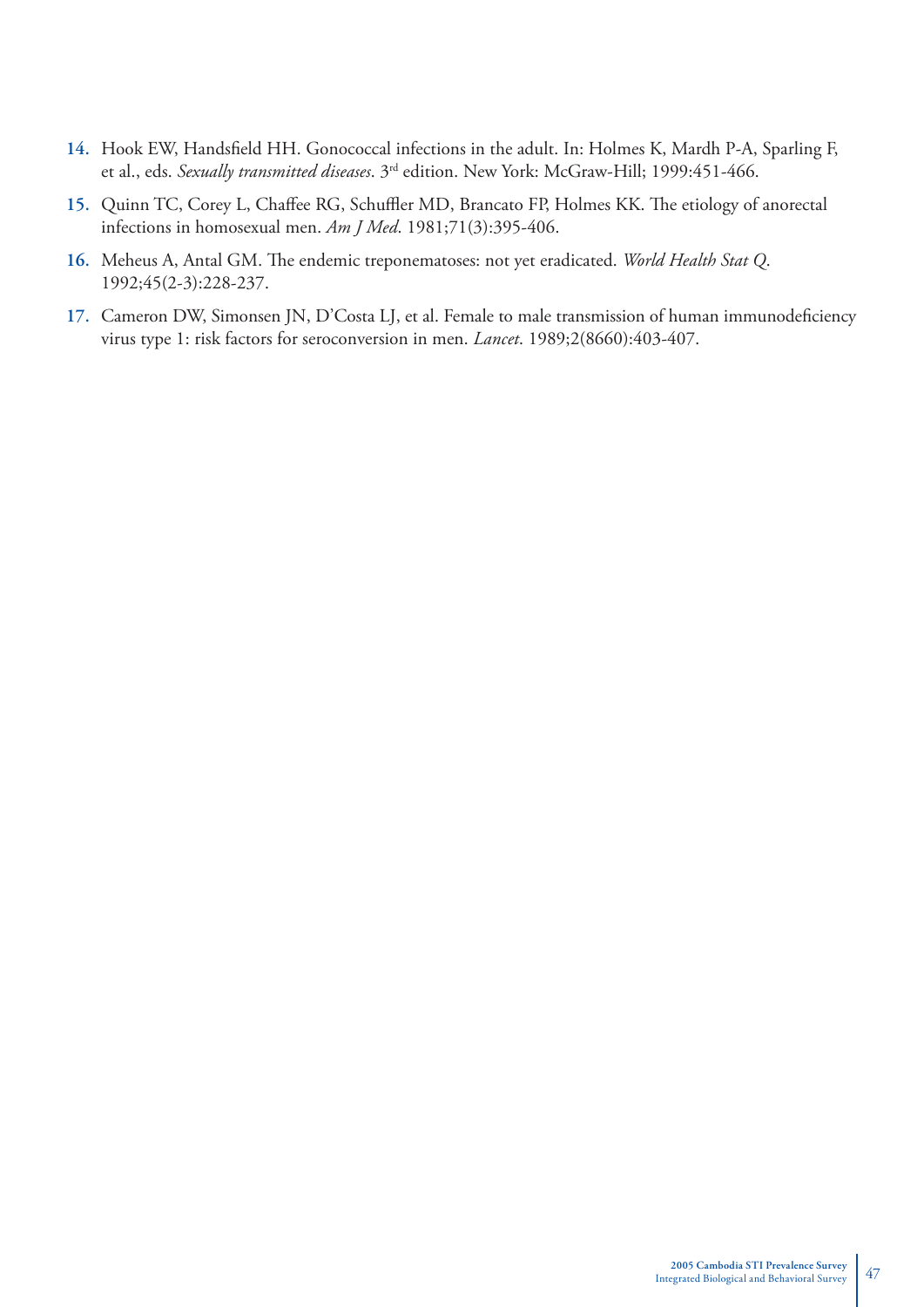14. Hook EW, Handsfield HH. Gonococcal infections in the adult. In: Holmes K, Mardh P-A, Sparling F, et al., eds. *Sexually transmitted diseases*. 3rd edition. New York: McGraw-Hill; 1999:451-466.

15. Quinn TC, Corey L, Chaffee RG, Schuffler MD, Brancato FP, Holmes KK. The etiology of anorectal infections in homosexual men. *Am J Med*. 1981;71(3):395-406.

16. Meheus A, Antal GM. The endemic treponematoses: not yet eradicated. *World Health Stat Q*. 1992;45(2-3):228-237.

17. Cameron DW, Simonsen JN, D'Costa LJ, et al. Female to male transmission of human immunodeficiency virus type 1: risk factors for seroconversion in men. *Lancet*. 1989;2(8660):403-407.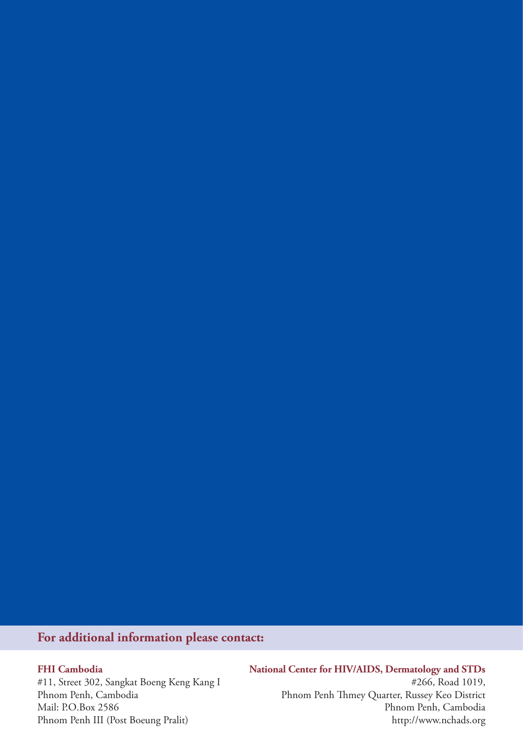**For additional information please contact:**

**FHI Cambodia**
#11, Street 302, Sangkat Boeng Keng Kang I
Phnom Penh, Cambodia
Mail: P.O.Box 2586
Phnom Penh III (Post Boeung Pralit)

**National Center for HIV/AIDS, Dermatology and STDs**
#266, Road 1019,
Phnom Penh Thmey Quarter, Russey Keo District
Phnom Penh, Cambodia
http://www.nchads.org